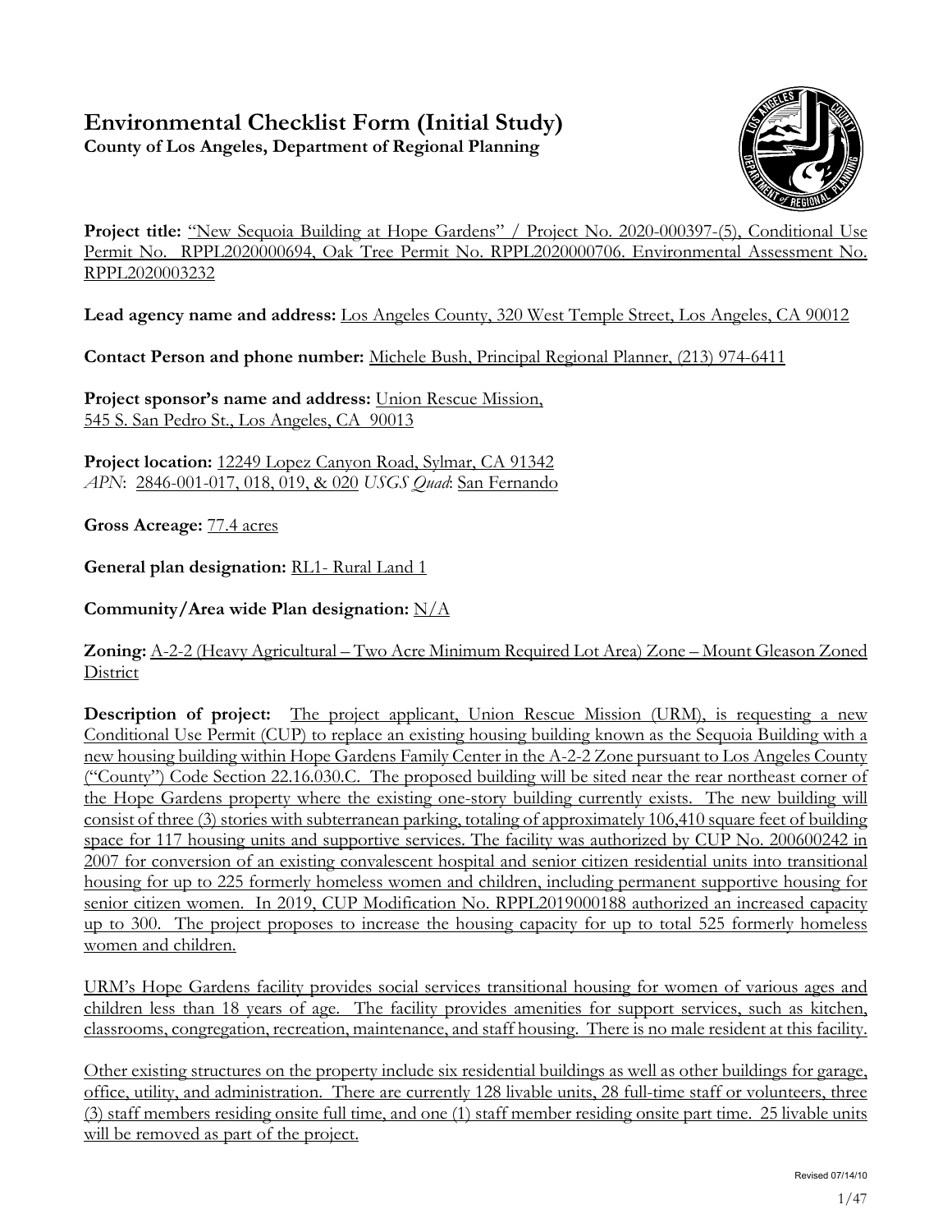# Environmental Checklist Form (Initial Study)

**County of Los Angeles, Department of Regional Planning**

**Project title:** "New Sequoia Building at Hope Gardens" / Project No. 2020-000397-(5), Conditional Use Permit No. RPPL2020000694, Oak Tree Permit No. RPPL2020000706. Environmental Assessment No. RPPL2020003232

**Lead agency name and address:** Los Angeles County, 320 West Temple Street, Los Angeles, CA 90012

**Contact Person and phone number:** Michele Bush, Principal Regional Planner, (213) 974-6411

**Project sponsor's name and address:** Union Rescue Mission, 545 S. San Pedro St., Los Angeles, CA 90013

**Project location:** 12249 Lopez Canyon Road, Sylmar, CA 91342
*APN*: 2846-001-017, 018, 019, & 020 *USGS Quad*: San Fernando

**Gross Acreage:** 77.4 acres

**General plan designation:** RL1- Rural Land 1

**Community/Area wide Plan designation:** N/A

**Zoning:** A-2-2 (Heavy Agricultural – Two Acre Minimum Required Lot Area) Zone – Mount Gleason Zoned District

**Description of project:** The project applicant, Union Rescue Mission (URM), is requesting a new Conditional Use Permit (CUP) to replace an existing housing building known as the Sequoia Building with a new housing building within Hope Gardens Family Center in the A-2-2 Zone pursuant to Los Angeles County ("County") Code Section 22.16.030.C. The proposed building will be sited near the rear northeast corner of the Hope Gardens property where the existing one-story building currently exists. The new building will consist of three (3) stories with subterranean parking, totaling of approximately 106,410 square feet of building space for 117 housing units and supportive services. The facility was authorized by CUP No. 200600242 in 2007 for conversion of an existing convalescent hospital and senior citizen residential units into transitional housing for up to 225 formerly homeless women and children, including permanent supportive housing for senior citizen women. In 2019, CUP Modification No. RPPL2019000188 authorized an increased capacity up to 300. The project proposes to increase the housing capacity for up to total 525 formerly homeless women and children.

URM's Hope Gardens facility provides social services transitional housing for women of various ages and children less than 18 years of age. The facility provides amenities for support services, such as kitchen, classrooms, congregation, recreation, maintenance, and staff housing. There is no male resident at this facility.

Other existing structures on the property include six residential buildings as well as other buildings for garage, office, utility, and administration. There are currently 128 livable units, 28 full-time staff or volunteers, three (3) staff members residing onsite full time, and one (1) staff member residing onsite part time. 25 livable units will be removed as part of the project.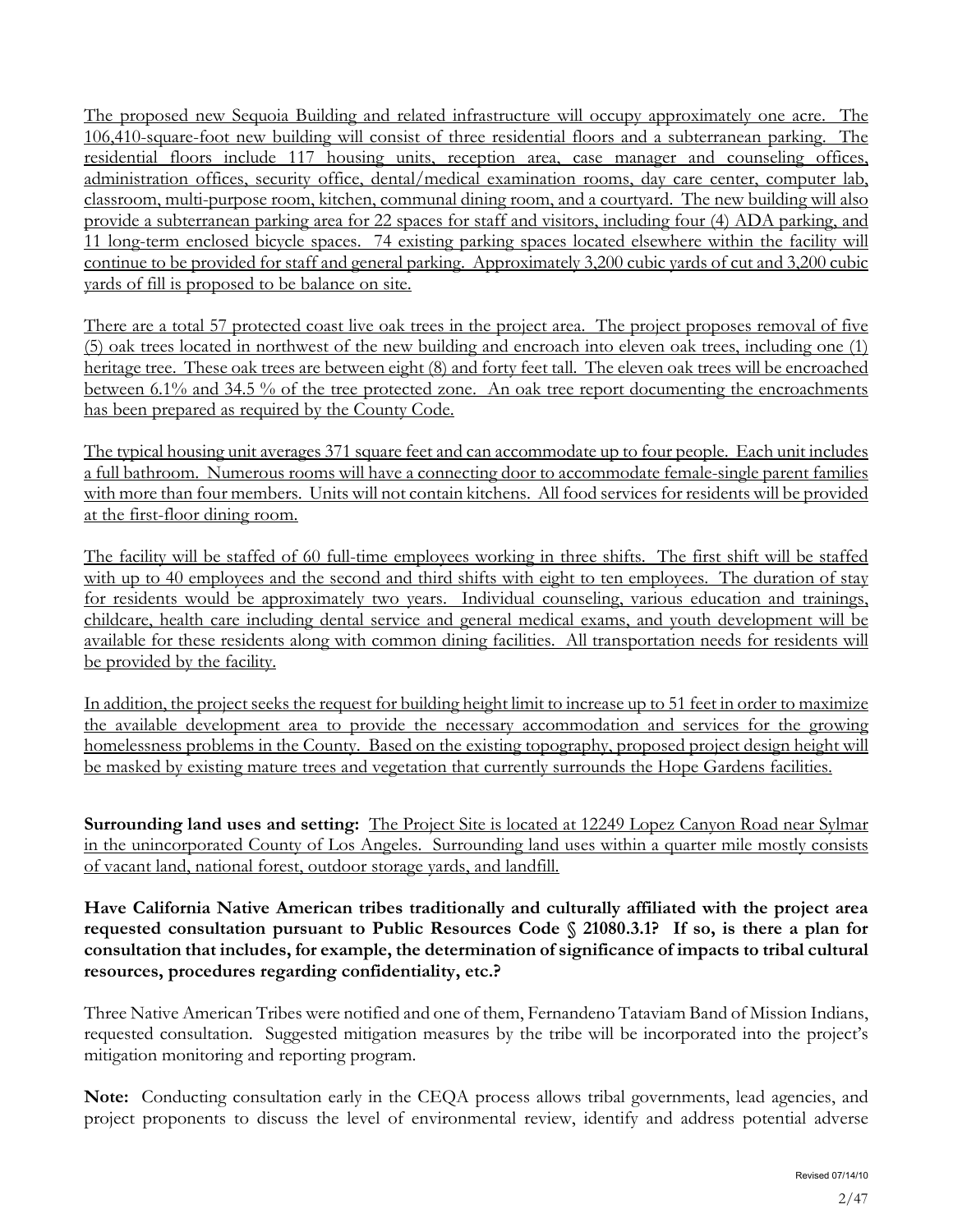The proposed new Sequoia Building and related infrastructure will occupy approximately one acre. The 106,410-square-foot new building will consist of three residential floors and a subterranean parking. The residential floors include 117 housing units, reception area, case manager and counseling offices, administration offices, security office, dental/medical examination rooms, day care center, computer lab, classroom, multi-purpose room, kitchen, communal dining room, and a courtyard. The new building will also provide a subterranean parking area for 22 spaces for staff and visitors, including four (4) ADA parking, and 11 long-term enclosed bicycle spaces. 74 existing parking spaces located elsewhere within the facility will continue to be provided for staff and general parking. Approximately 3,200 cubic yards of cut and 3,200 cubic yards of fill is proposed to be balance on site.

There are a total 57 protected coast live oak trees in the project area. The project proposes removal of five (5) oak trees located in northwest of the new building and encroach into eleven oak trees, including one (1) heritage tree. These oak trees are between eight (8) and forty feet tall. The eleven oak trees will be encroached between 6.1% and 34.5 % of the tree protected zone. An oak tree report documenting the encroachments has been prepared as required by the County Code.

The typical housing unit averages 371 square feet and can accommodate up to four people. Each unit includes a full bathroom. Numerous rooms will have a connecting door to accommodate female-single parent families with more than four members. Units will not contain kitchens. All food services for residents will be provided at the first-floor dining room.

The facility will be staffed of 60 full-time employees working in three shifts. The first shift will be staffed with up to 40 employees and the second and third shifts with eight to ten employees. The duration of stay for residents would be approximately two years. Individual counseling, various education and trainings, childcare, health care including dental service and general medical exams, and youth development will be available for these residents along with common dining facilities. All transportation needs for residents will be provided by the facility.

In addition, the project seeks the request for building height limit to increase up to 51 feet in order to maximize the available development area to provide the necessary accommodation and services for the growing homelessness problems in the County. Based on the existing topography, proposed project design height will be masked by existing mature trees and vegetation that currently surrounds the Hope Gardens facilities.

**Surrounding land uses and setting:** The Project Site is located at 12249 Lopez Canyon Road near Sylmar in the unincorporated County of Los Angeles. Surrounding land uses within a quarter mile mostly consists of vacant land, national forest, outdoor storage yards, and landfill.

**Have California Native American tribes traditionally and culturally affiliated with the project area requested consultation pursuant to Public Resources Code § 21080.3.1? If so, is there a plan for consultation that includes, for example, the determination of significance of impacts to tribal cultural resources, procedures regarding confidentiality, etc.?**

Three Native American Tribes were notified and one of them, Fernandeno Tataviam Band of Mission Indians, requested consultation. Suggested mitigation measures by the tribe will be incorporated into the project's mitigation monitoring and reporting program.

**Note:** Conducting consultation early in the CEQA process allows tribal governments, lead agencies, and project proponents to discuss the level of environmental review, identify and address potential adverse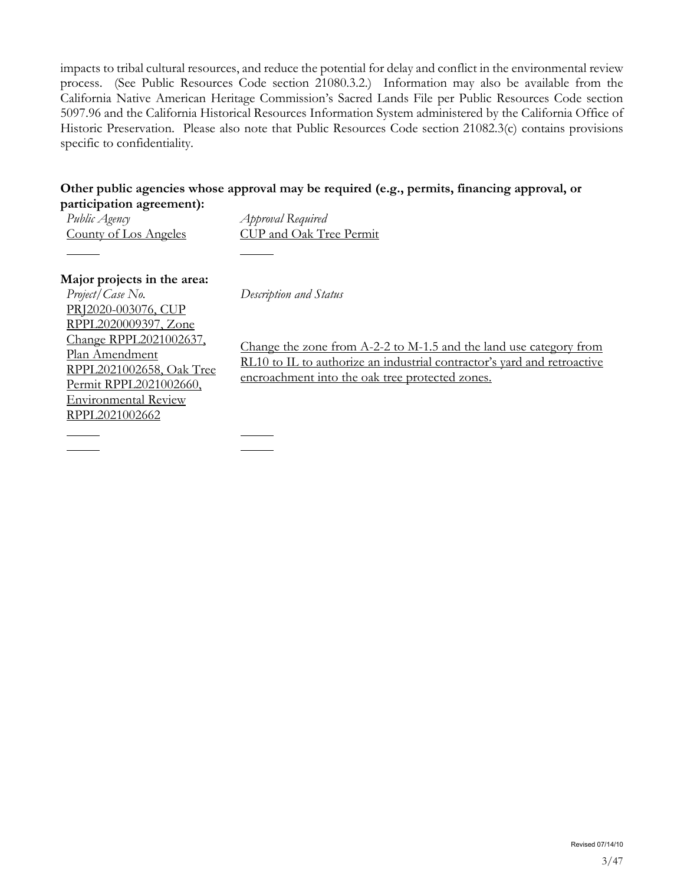impacts to tribal cultural resources, and reduce the potential for delay and conflict in the environmental review process. (See Public Resources Code section 21080.3.2.) Information may also be available from the California Native American Heritage Commission's Sacred Lands File per Public Resources Code section 5097.96 and the California Historical Resources Information System administered by the California Office of Historic Preservation. Please also note that Public Resources Code section 21082.3(c) contains provisions specific to confidentiality.

**Other public agencies whose approval may be required (e.g., permits, financing approval, or participation agreement):**

| *Public Agency* | *Approval Required* |
| --- | --- |
| County of Los Angeles | CUP and Oak Tree Permit |
| | |

**Major projects in the area:**

| *Project/Case No.* | *Description and Status* |
| --- | --- |
| PRJ2020-003076, CUP RPPL2020009397, Zone Change RPPL2021002637, Plan Amendment RPPL2021002658, Oak Tree Permit RPPL2021002660, Environmental Review RPPL2021002662 | Change the zone from A-2-2 to M-1.5 and the land use category from RL10 to IL to authorize an industrial contractor's yard and retroactive encroachment into the oak tree protected zones. |
| | |
| | |

Revised 07/14/10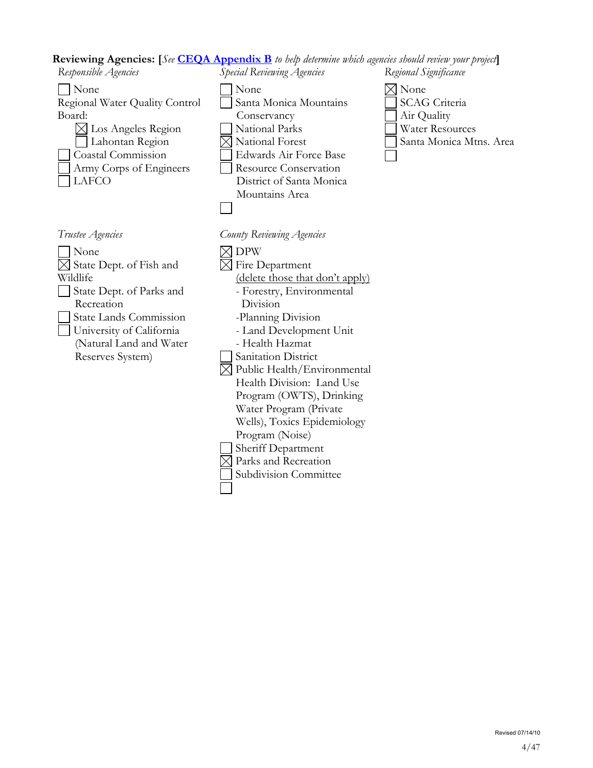**Reviewing Agencies: [***See* **CEQA Appendix B** *to help determine which agencies should review your project***]**

*Responsible Agencies*

- ☐ None
- Regional Water Quality Control Board:
  - ☒ Los Angeles Region
  - ☐ Lahontan Region
- ☐ Coastal Commission
- ☐ Army Corps of Engineers
- ☐ LAFCO

*Special Reviewing Agencies*

- ☐ None
- ☐ Santa Monica Mountains Conservancy
- ☐ National Parks
- ☒ National Forest
- ☐ Edwards Air Force Base
- ☐ Resource Conservation District of Santa Monica Mountains Area
- ☐

*Regional Significance*

- ☒ None
- ☐ SCAG Criteria
- ☐ Air Quality
- ☐ Water Resources
- ☐ Santa Monica Mtns. Area
- ☐

*Trustee Agencies*

- ☐ None
- ☒ State Dept. of Fish and Wildlife
- ☐ State Dept. of Parks and Recreation
- ☐ State Lands Commission
- ☐ University of California (Natural Land and Water Reserves System)

*County Reviewing Agencies*

- ☒ DPW
- ☒ Fire Department
  <u>(delete those that don't apply)</u>
  - Forestry, Environmental Division
  - Planning Division
  - Land Development Unit
  - Health Hazmat
- ☐ Sanitation District
- ☒ Public Health/Environmental Health Division: Land Use Program (OWTS), Drinking Water Program (Private Wells), Toxics Epidemiology Program (Noise)
- ☐ Sheriff Department
- ☒ Parks and Recreation
- ☐ Subdivision Committee
- ☐

Revised 07/14/10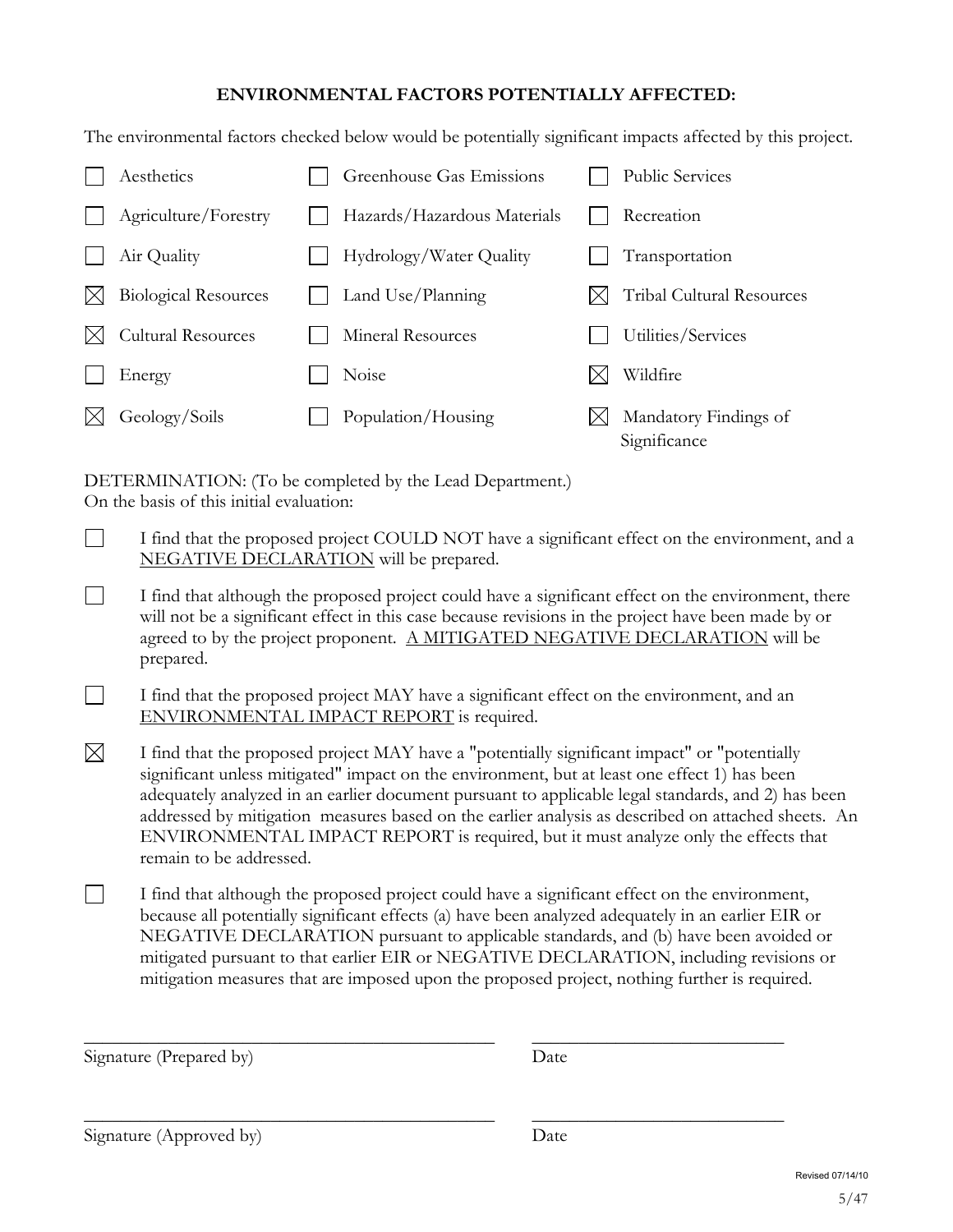## ENVIRONMENTAL FACTORS POTENTIALLY AFFECTED:

The environmental factors checked below would be potentially significant impacts affected by this project.

| | | |
|---|---|---|
| ☐ Aesthetics | ☐ Greenhouse Gas Emissions | ☐ Public Services |
| ☐ Agriculture/Forestry | ☐ Hazards/Hazardous Materials | ☐ Recreation |
| ☐ Air Quality | ☐ Hydrology/Water Quality | ☐ Transportation |
| ☒ Biological Resources | ☐ Land Use/Planning | ☒ Tribal Cultural Resources |
| ☒ Cultural Resources | ☐ Mineral Resources | ☐ Utilities/Services |
| ☐ Energy | ☐ Noise | ☒ Wildfire |
| ☒ Geology/Soils | ☐ Population/Housing | ☒ Mandatory Findings of Significance |

DETERMINATION: (To be completed by the Lead Department.)
On the basis of this initial evaluation:

☐ I find that the proposed project COULD NOT have a significant effect on the environment, and a NEGATIVE DECLARATION will be prepared.

☐ I find that although the proposed project could have a significant effect on the environment, there will not be a significant effect in this case because revisions in the project have been made by or agreed to by the project proponent. A MITIGATED NEGATIVE DECLARATION will be prepared.

☐ I find that the proposed project MAY have a significant effect on the environment, and an ENVIRONMENTAL IMPACT REPORT is required.

☒ I find that the proposed project MAY have a "potentially significant impact" or "potentially significant unless mitigated" impact on the environment, but at least one effect 1) has been adequately analyzed in an earlier document pursuant to applicable legal standards, and 2) has been addressed by mitigation measures based on the earlier analysis as described on attached sheets. An ENVIRONMENTAL IMPACT REPORT is required, but it must analyze only the effects that remain to be addressed.

☐ I find that although the proposed project could have a significant effect on the environment, because all potentially significant effects (a) have been analyzed adequately in an earlier EIR or NEGATIVE DECLARATION pursuant to applicable standards, and (b) have been avoided or mitigated pursuant to that earlier EIR or NEGATIVE DECLARATION, including revisions or mitigation measures that are imposed upon the proposed project, nothing further is required.

\_\_\_\_\_\_\_\_\_\_\_\_\_\_\_\_\_\_\_\_\_\_\_\_\_\_\_\_\_\_\_\_\_\_\_\_\_\_\_\_ \_\_\_\_\_\_\_\_\_\_\_\_\_\_\_\_\_\_\_\_\_\_\_\_\_
Signature (Prepared by) Date

\_\_\_\_\_\_\_\_\_\_\_\_\_\_\_\_\_\_\_\_\_\_\_\_\_\_\_\_\_\_\_\_\_\_\_\_\_\_\_\_ \_\_\_\_\_\_\_\_\_\_\_\_\_\_\_\_\_\_\_\_\_\_\_\_\_
Signature (Approved by) Date

Revised 07/14/10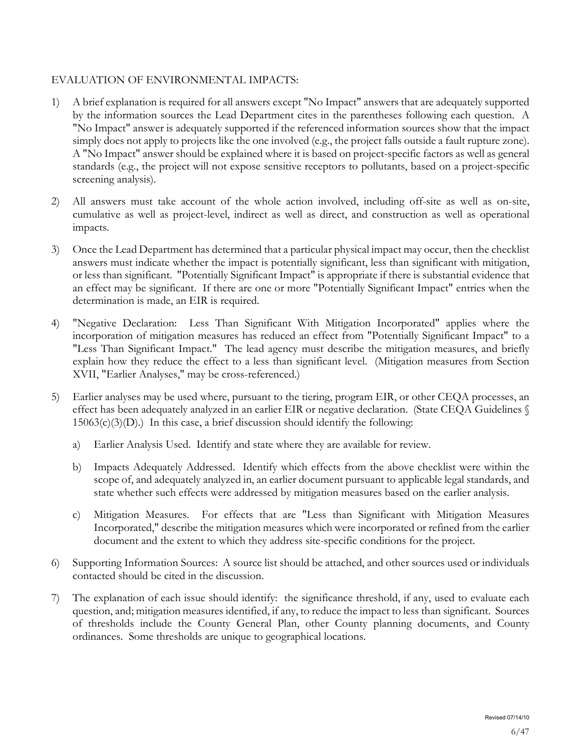EVALUATION OF ENVIRONMENTAL IMPACTS:

1) A brief explanation is required for all answers except "No Impact" answers that are adequately supported by the information sources the Lead Department cites in the parentheses following each question. A "No Impact" answer is adequately supported if the referenced information sources show that the impact simply does not apply to projects like the one involved (e.g., the project falls outside a fault rupture zone). A "No Impact" answer should be explained where it is based on project-specific factors as well as general standards (e.g., the project will not expose sensitive receptors to pollutants, based on a project-specific screening analysis).

2) All answers must take account of the whole action involved, including off-site as well as on-site, cumulative as well as project-level, indirect as well as direct, and construction as well as operational impacts.

3) Once the Lead Department has determined that a particular physical impact may occur, then the checklist answers must indicate whether the impact is potentially significant, less than significant with mitigation, or less than significant. "Potentially Significant Impact" is appropriate if there is substantial evidence that an effect may be significant. If there are one or more "Potentially Significant Impact" entries when the determination is made, an EIR is required.

4) "Negative Declaration: Less Than Significant With Mitigation Incorporated" applies where the incorporation of mitigation measures has reduced an effect from "Potentially Significant Impact" to a "Less Than Significant Impact." The lead agency must describe the mitigation measures, and briefly explain how they reduce the effect to a less than significant level. (Mitigation measures from Section XVII, "Earlier Analyses," may be cross-referenced.)

5) Earlier analyses may be used where, pursuant to the tiering, program EIR, or other CEQA processes, an effect has been adequately analyzed in an earlier EIR or negative declaration. (State CEQA Guidelines § 15063(c)(3)(D).) In this case, a brief discussion should identify the following:

   a) Earlier Analysis Used. Identify and state where they are available for review.

   b) Impacts Adequately Addressed. Identify which effects from the above checklist were within the scope of, and adequately analyzed in, an earlier document pursuant to applicable legal standards, and state whether such effects were addressed by mitigation measures based on the earlier analysis.

   c) Mitigation Measures. For effects that are "Less than Significant with Mitigation Measures Incorporated," describe the mitigation measures which were incorporated or refined from the earlier document and the extent to which they address site-specific conditions for the project.

6) Supporting Information Sources: A source list should be attached, and other sources used or individuals contacted should be cited in the discussion.

7) The explanation of each issue should identify: the significance threshold, if any, used to evaluate each question, and; mitigation measures identified, if any, to reduce the impact to less than significant. Sources of thresholds include the County General Plan, other County planning documents, and County ordinances. Some thresholds are unique to geographical locations.

Revised 07/14/10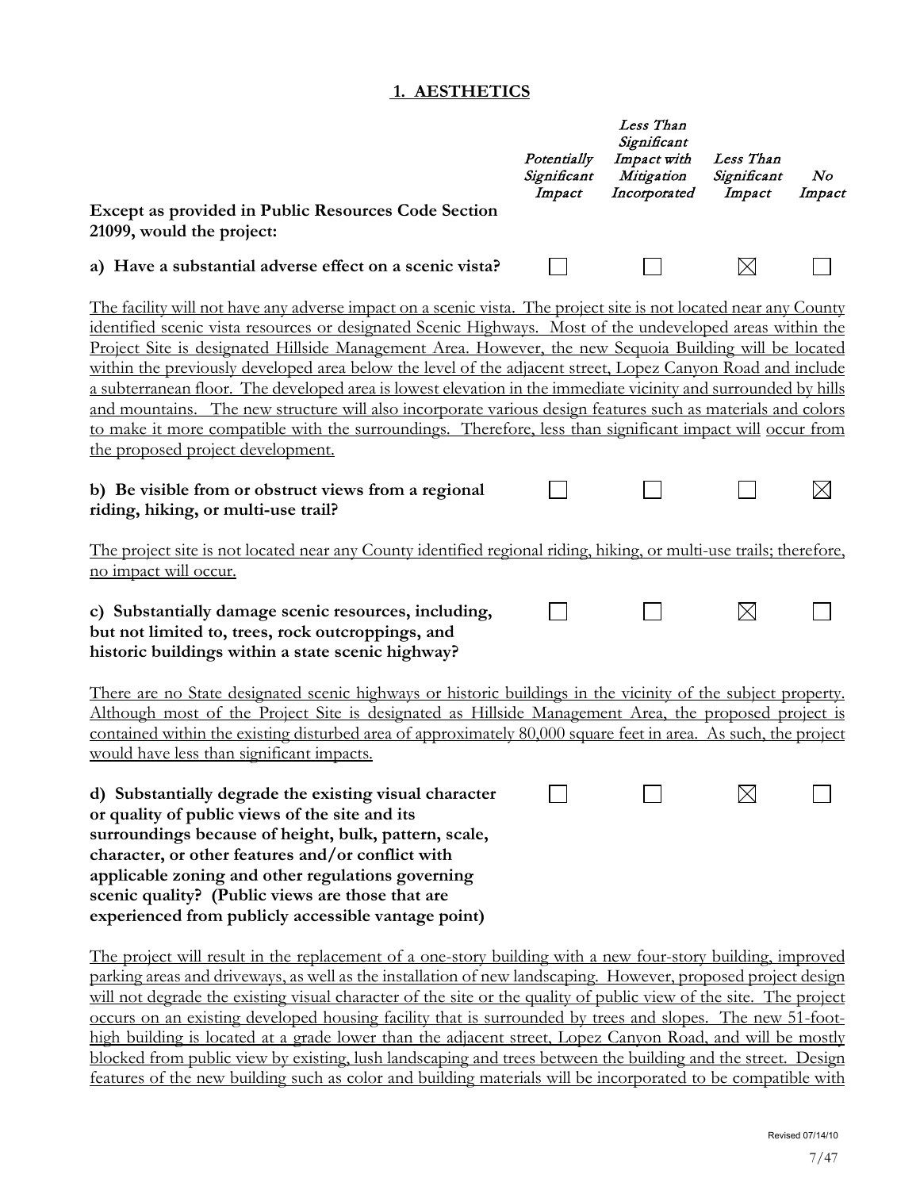## 1. AESTHETICS

| Except as provided in Public Resources Code Section 21099, would the project: | *Potentially Significant Impact* | *Less Than Significant Impact with Mitigation Incorporated* | *Less Than Significant Impact* | *No Impact* |
|---|---|---|---|---|
| **a) Have a substantial adverse effect on a scenic vista?** | ☐ | ☐ | ☒ | ☐ |

The facility will not have any adverse impact on a scenic vista. The project site is not located near any County identified scenic vista resources or designated Scenic Highways. Most of the undeveloped areas within the Project Site is designated Hillside Management Area. However, the new Sequoia Building will be located within the previously developed area below the level of the adjacent street, Lopez Canyon Road and include a subterranean floor. The developed area is lowest elevation in the immediate vicinity and surrounded by hills and mountains. The new structure will also incorporate various design features such as materials and colors to make it more compatible with the surroundings. Therefore, less than significant impact will occur from the proposed project development.

| | | | | |
|---|---|---|---|---|
| **b) Be visible from or obstruct views from a regional riding, hiking, or multi-use trail?** | ☐ | ☐ | ☐ | ☒ |

The project site is not located near any County identified regional riding, hiking, or multi-use trails; therefore, no impact will occur.

| | | | | |
|---|---|---|---|---|
| **c) Substantially damage scenic resources, including, but not limited to, trees, rock outcroppings, and historic buildings within a state scenic highway?** | ☐ | ☐ | ☒ | ☐ |

There are no State designated scenic highways or historic buildings in the vicinity of the subject property. Although most of the Project Site is designated as Hillside Management Area, the proposed project is contained within the existing disturbed area of approximately 80,000 square feet in area. As such, the project would have less than significant impacts.

| | | | | |
|---|---|---|---|---|
| **d) Substantially degrade the existing visual character or quality of public views of the site and its surroundings because of height, bulk, pattern, scale, character, or other features and/or conflict with applicable zoning and other regulations governing scenic quality? (Public views are those that are experienced from publicly accessible vantage point)** | ☐ | ☐ | ☒ | ☐ |

The project will result in the replacement of a one-story building with a new four-story building, improved parking areas and driveways, as well as the installation of new landscaping. However, proposed project design will not degrade the existing visual character of the site or the quality of public view of the site. The project occurs on an existing developed housing facility that is surrounded by trees and slopes. The new 51-foot-high building is located at a grade lower than the adjacent street, Lopez Canyon Road, and will be mostly blocked from public view by existing, lush landscaping and trees between the building and the street. Design features of the new building such as color and building materials will be incorporated to be compatible with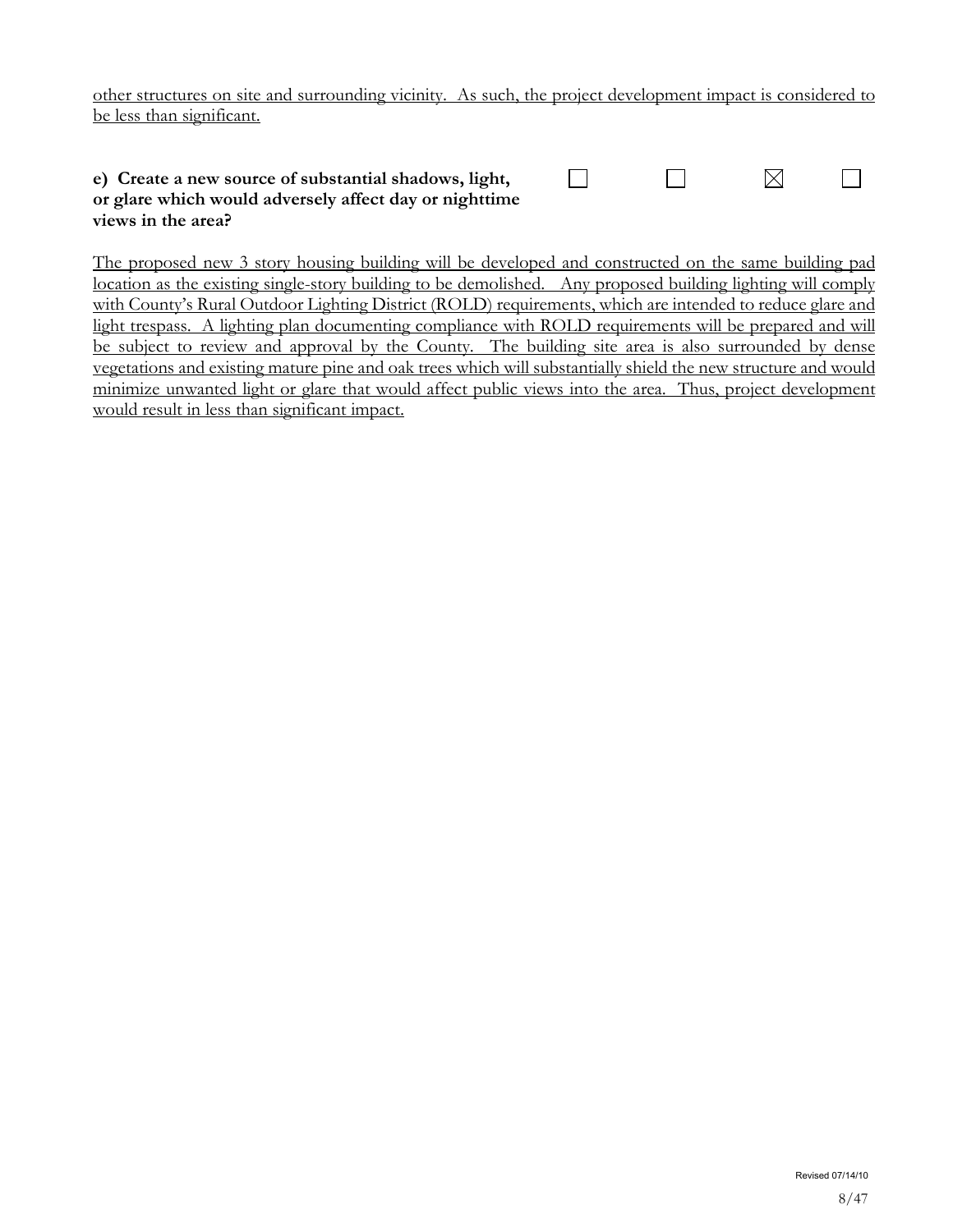other structures on site and surrounding vicinity. As such, the project development impact is considered to be less than significant.

| **e) Create a new source of substantial shadows, light, or glare which would adversely affect day or nighttime views in the area?** | ☐ | ☐ | ☒ | ☐ |
|---|---|---|---|---|

The proposed new 3 story housing building will be developed and constructed on the same building pad location as the existing single-story building to be demolished. Any proposed building lighting will comply with County's Rural Outdoor Lighting District (ROLD) requirements, which are intended to reduce glare and light trespass. A lighting plan documenting compliance with ROLD requirements will be prepared and will be subject to review and approval by the County. The building site area is also surrounded by dense vegetations and existing mature pine and oak trees which will substantially shield the new structure and would minimize unwanted light or glare that would affect public views into the area. Thus, project development would result in less than significant impact.

Revised 07/14/10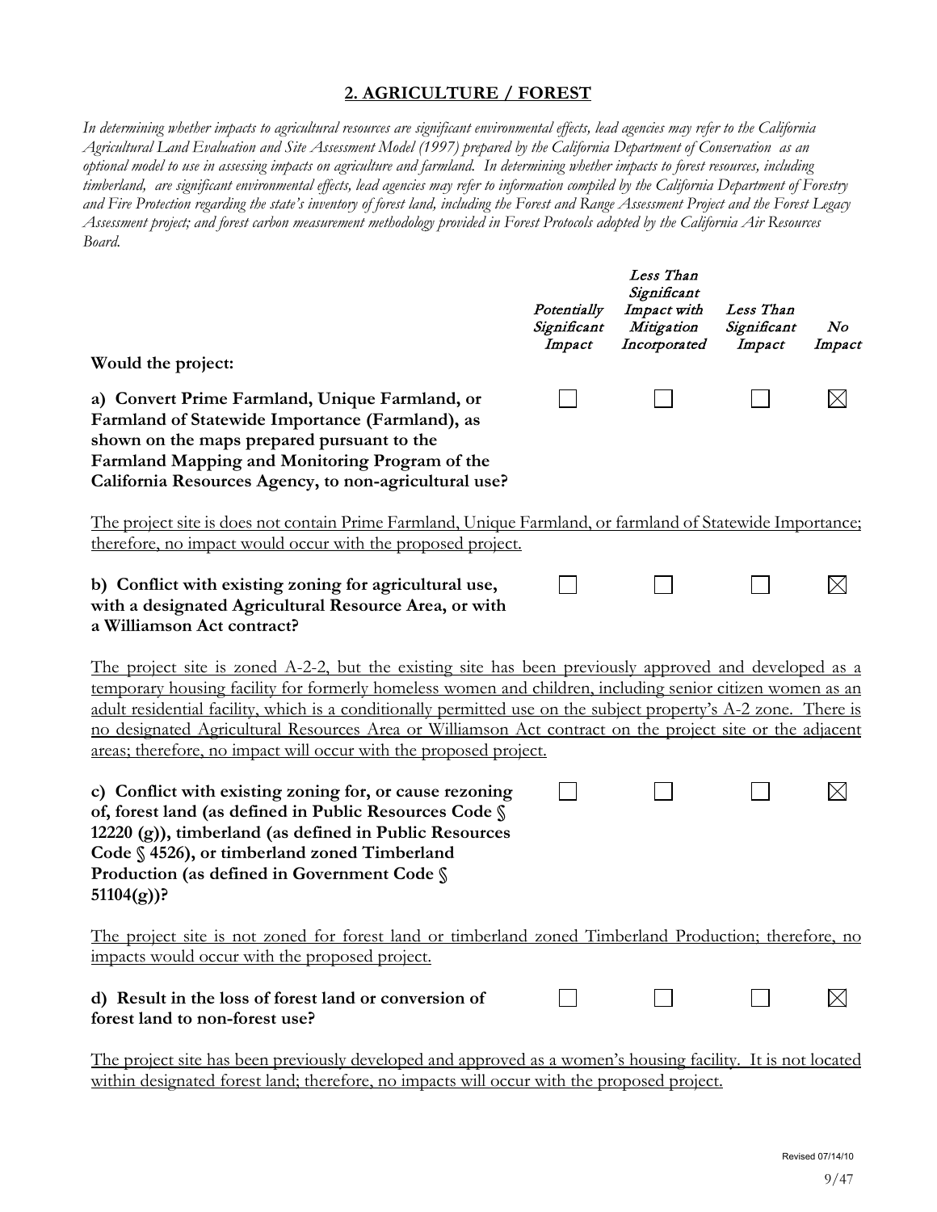## 2. AGRICULTURE / FOREST

*In determining whether impacts to agricultural resources are significant environmental effects, lead agencies may refer to the California Agricultural Land Evaluation and Site Assessment Model (1997) prepared by the California Department of Conservation as an optional model to use in assessing impacts on agriculture and farmland. In determining whether impacts to forest resources, including timberland, are significant environmental effects, lead agencies may refer to information compiled by the California Department of Forestry and Fire Protection regarding the state's inventory of forest land, including the Forest and Range Assessment Project and the Forest Legacy Assessment project; and forest carbon measurement methodology provided in Forest Protocols adopted by the California Air Resources Board.*

| Would the project: | *Potentially Significant Impact* | *Less Than Significant Impact with Mitigation Incorporated* | *Less Than Significant Impact* | *No Impact* |
|---|---|---|---|---|
| **a) Convert Prime Farmland, Unique Farmland, or Farmland of Statewide Importance (Farmland), as shown on the maps prepared pursuant to the Farmland Mapping and Monitoring Program of the California Resources Agency, to non-agricultural use?** | ☐ | ☐ | ☐ | ☒ |

The project site is does not contain Prime Farmland, Unique Farmland, or farmland of Statewide Importance; therefore, no impact would occur with the proposed project.

| | | | | |
|---|---|---|---|---|
| **b) Conflict with existing zoning for agricultural use, with a designated Agricultural Resource Area, or with a Williamson Act contract?** | ☐ | ☐ | ☐ | ☒ |

The project site is zoned A-2-2, but the existing site has been previously approved and developed as a temporary housing facility for formerly homeless women and children, including senior citizen women as an adult residential facility, which is a conditionally permitted use on the subject property's A-2 zone. There is no designated Agricultural Resources Area or Williamson Act contract on the project site or the adjacent areas; therefore, no impact will occur with the proposed project.

| | | | | |
|---|---|---|---|---|
| **c) Conflict with existing zoning for, or cause rezoning of, forest land (as defined in Public Resources Code § 12220 (g)), timberland (as defined in Public Resources Code § 4526), or timberland zoned Timberland Production (as defined in Government Code § 51104(g))?** | ☐ | ☐ | ☐ | ☒ |

The project site is not zoned for forest land or timberland zoned Timberland Production; therefore, no impacts would occur with the proposed project.

| | | | | |
|---|---|---|---|---|
| **d) Result in the loss of forest land or conversion of forest land to non-forest use?** | ☐ | ☐ | ☐ | ☒ |

The project site has been previously developed and approved as a women's housing facility. It is not located within designated forest land; therefore, no impacts will occur with the proposed project.

Revised 07/14/10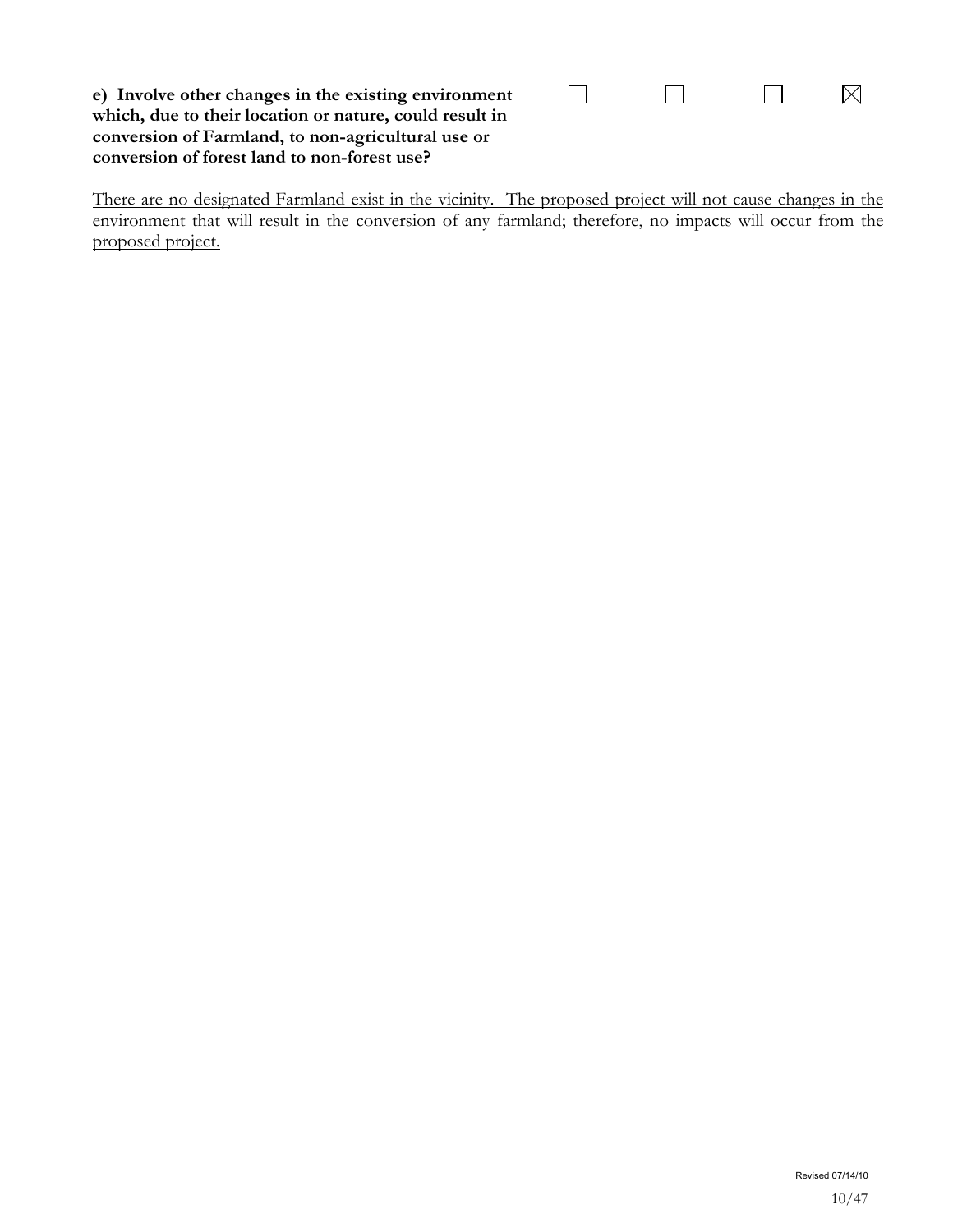**e) Involve other changes in the existing environment which, due to their location or nature, could result in conversion of Farmland, to non-agricultural use or conversion of forest land to non-forest use?**

| | | | |
|---|---|---|---|
| ☐ | ☐ | ☐ | ☒ |

There are no designated Farmland exist in the vicinity. The proposed project will not cause changes in the environment that will result in the conversion of any farmland; therefore, no impacts will occur from the proposed project.

Revised 07/14/10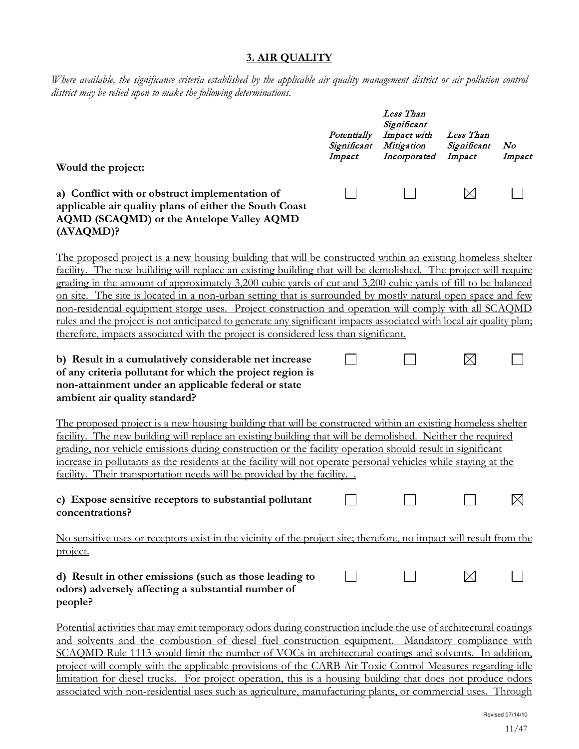## 3. AIR QUALITY

*Where available, the significance criteria established by the applicable air quality management district or air pollution control district may be relied upon to make the following determinations.*

| Would the project: | *Potentially Significant Impact* | *Less Than Significant Impact with Mitigation Incorporated* | *Less Than Significant Impact* | *No Impact* |
|---|---|---|---|---|
| **a) Conflict with or obstruct implementation of applicable air quality plans of either the South Coast AQMD (SCAQMD) or the Antelope Valley AQMD (AVAQMD)?** | ☐ | ☐ | ☒ | ☐ |

The proposed project is a new housing building that will be constructed within an existing homeless shelter facility. The new building will replace an existing building that will be demolished. The project will require grading in the amount of approximately 3,200 cubic yards of cut and 3,200 cubic yards of fill to be balanced on site. The site is located in a non-urban setting that is surrounded by mostly natural open space and few non-residential equipment storge uses. Project construction and operation will comply with all SCAQMD rules and the project is not anticipated to generate any significant impacts associated with local air quality plan; therefore, impacts associated with the project is considered less than significant.

| | | | | |
|---|---|---|---|---|
| **b) Result in a cumulatively considerable net increase of any criteria pollutant for which the project region is non-attainment under an applicable federal or state ambient air quality standard?** | ☐ | ☐ | ☒ | ☐ |

The proposed project is a new housing building that will be constructed within an existing homeless shelter facility. The new building will replace an existing building that will be demolished. Neither the required grading, nor vehicle emissions during construction or the facility operation should result in significant increase in pollutants as the residents at the facility will not operate personal vehicles while staying at the facility. Their transportation needs will be provided by the facility. .

| | | | | |
|---|---|---|---|---|
| **c) Expose sensitive receptors to substantial pollutant concentrations?** | ☐ | ☐ | ☐ | ☒ |

No sensitive uses or receptors exist in the vicinity of the project site; therefore, no impact will result from the project.

| | | | | |
|---|---|---|---|---|
| **d) Result in other emissions (such as those leading to odors) adversely affecting a substantial number of people?** | ☐ | ☐ | ☒ | ☐ |

Potential activities that may emit temporary odors during construction include the use of architectural coatings and solvents and the combustion of diesel fuel construction equipment. Mandatory compliance with SCAQMD Rule 1113 would limit the number of VOCs in architectural coatings and solvents. In addition, project will comply with the applicable provisions of the CARB Air Toxic Control Measures regarding idle limitation for diesel trucks. For project operation, this is a housing building that does not produce odors associated with non-residential uses such as agriculture, manufacturing plants, or commercial uses. Through

Revised 07/14/10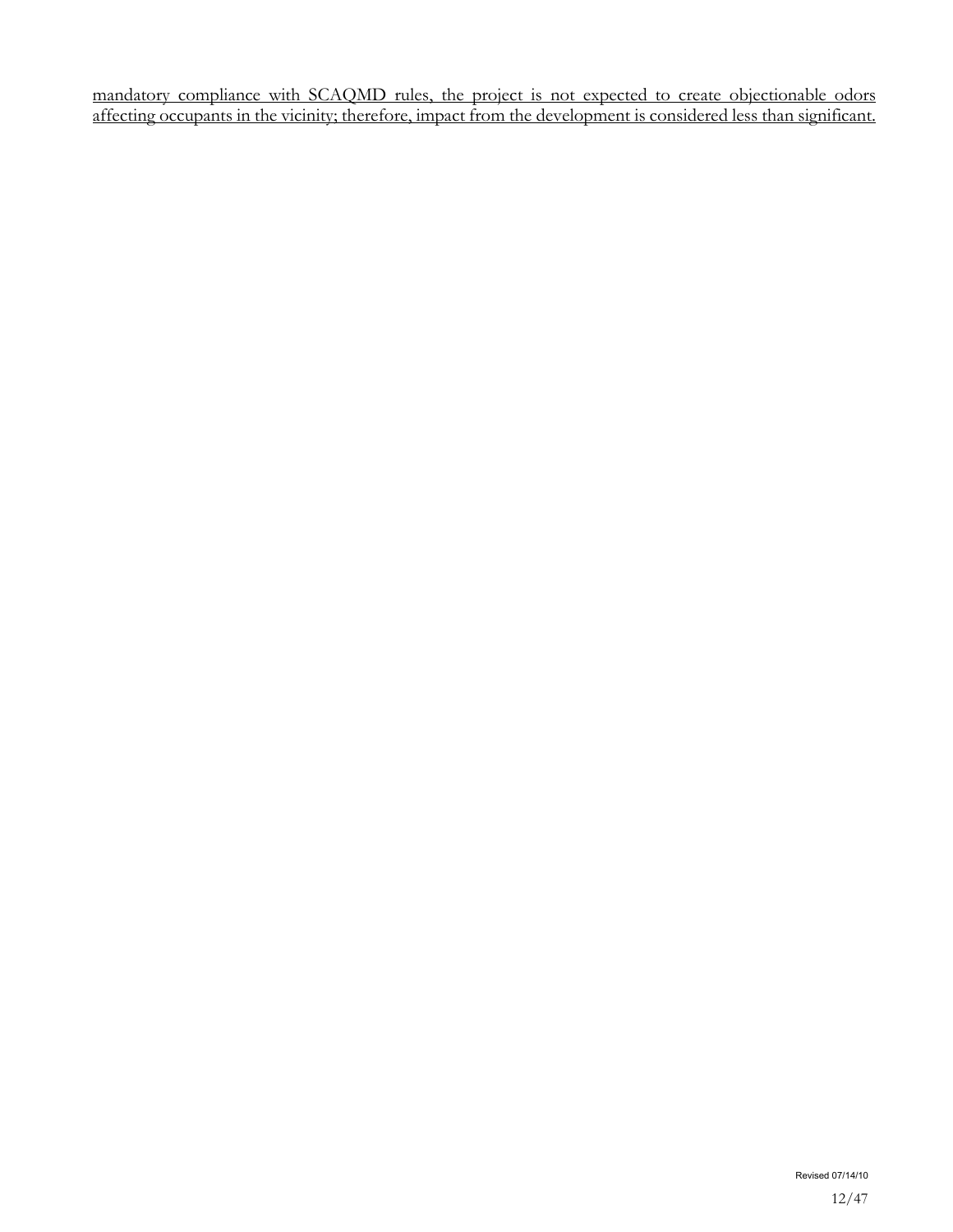<u>mandatory compliance with SCAQMD rules, the project is not expected to create objectionable odors affecting occupants in the vicinity; therefore, impact from the development is considered less than significant.</u>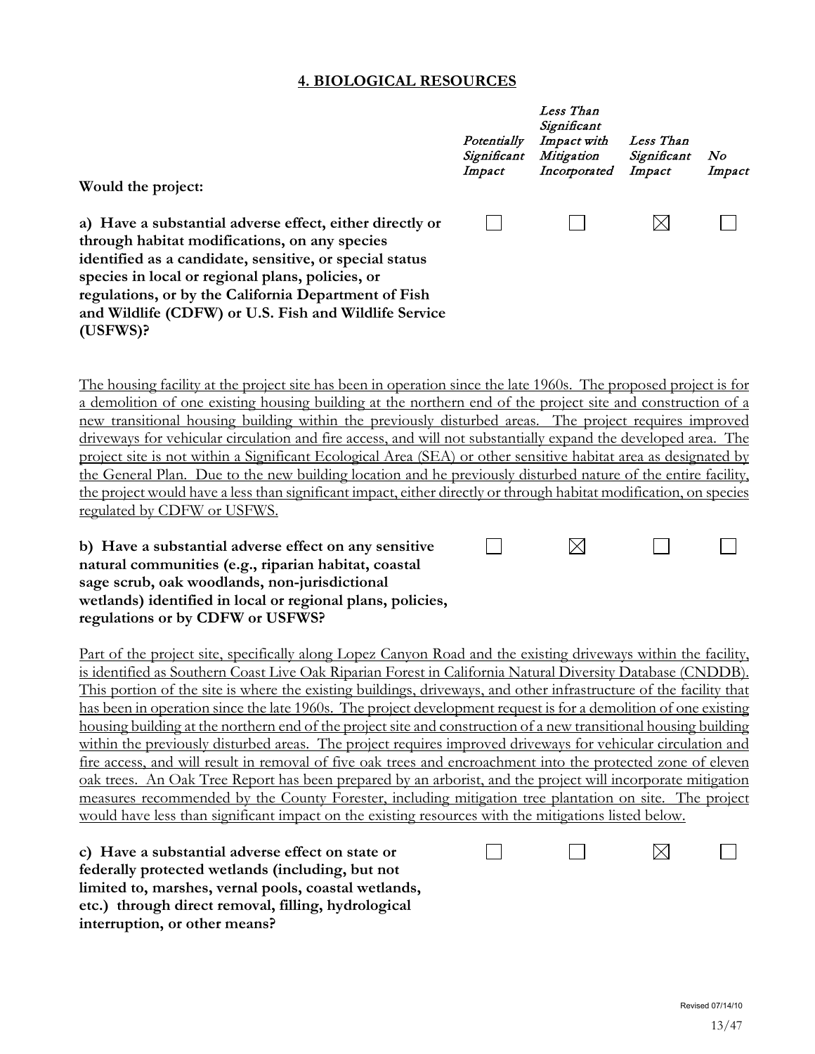## 4. BIOLOGICAL RESOURCES

| Would the project: | *Potentially Significant Impact* | *Less Than Significant Impact with Mitigation Incorporated* | *Less Than Significant Impact* | *No Impact* |
|---|---|---|---|---|
| **a) Have a substantial adverse effect, either directly or through habitat modifications, on any species identified as a candidate, sensitive, or special status species in local or regional plans, policies, or regulations, or by the California Department of Fish and Wildlife (CDFW) or U.S. Fish and Wildlife Service (USFWS)?** | ☐ | ☐ | ☒ | ☐ |

The housing facility at the project site has been in operation since the late 1960s. The proposed project is for a demolition of one existing housing building at the northern end of the project site and construction of a new transitional housing building within the previously disturbed areas. The project requires improved driveways for vehicular circulation and fire access, and will not substantially expand the developed area. The project site is not within a Significant Ecological Area (SEA) or other sensitive habitat area as designated by the General Plan. Due to the new building location and he previously disturbed nature of the entire facility, the project would have a less than significant impact, either directly or through habitat modification, on species regulated by CDFW or USFWS.

| | | | | |
|---|---|---|---|---|
| **b) Have a substantial adverse effect on any sensitive natural communities (e.g., riparian habitat, coastal sage scrub, oak woodlands, non-jurisdictional wetlands) identified in local or regional plans, policies, regulations or by CDFW or USFWS?** | ☐ | ☒ | ☐ | ☐ |

Part of the project site, specifically along Lopez Canyon Road and the existing driveways within the facility, is identified as Southern Coast Live Oak Riparian Forest in California Natural Diversity Database (CNDDB). This portion of the site is where the existing buildings, driveways, and other infrastructure of the facility that has been in operation since the late 1960s. The project development request is for a demolition of one existing housing building at the northern end of the project site and construction of a new transitional housing building within the previously disturbed areas. The project requires improved driveways for vehicular circulation and fire access, and will result in removal of five oak trees and encroachment into the protected zone of eleven oak trees. An Oak Tree Report has been prepared by an arborist, and the project will incorporate mitigation measures recommended by the County Forester, including mitigation tree plantation on site. The project would have less than significant impact on the existing resources with the mitigations listed below.

| | | | | |
|---|---|---|---|---|
| **c) Have a substantial adverse effect on state or federally protected wetlands (including, but not limited to, marshes, vernal pools, coastal wetlands, etc.) through direct removal, filling, hydrological interruption, or other means?** | ☐ | ☐ | ☒ | ☐ |

Revised 07/14/10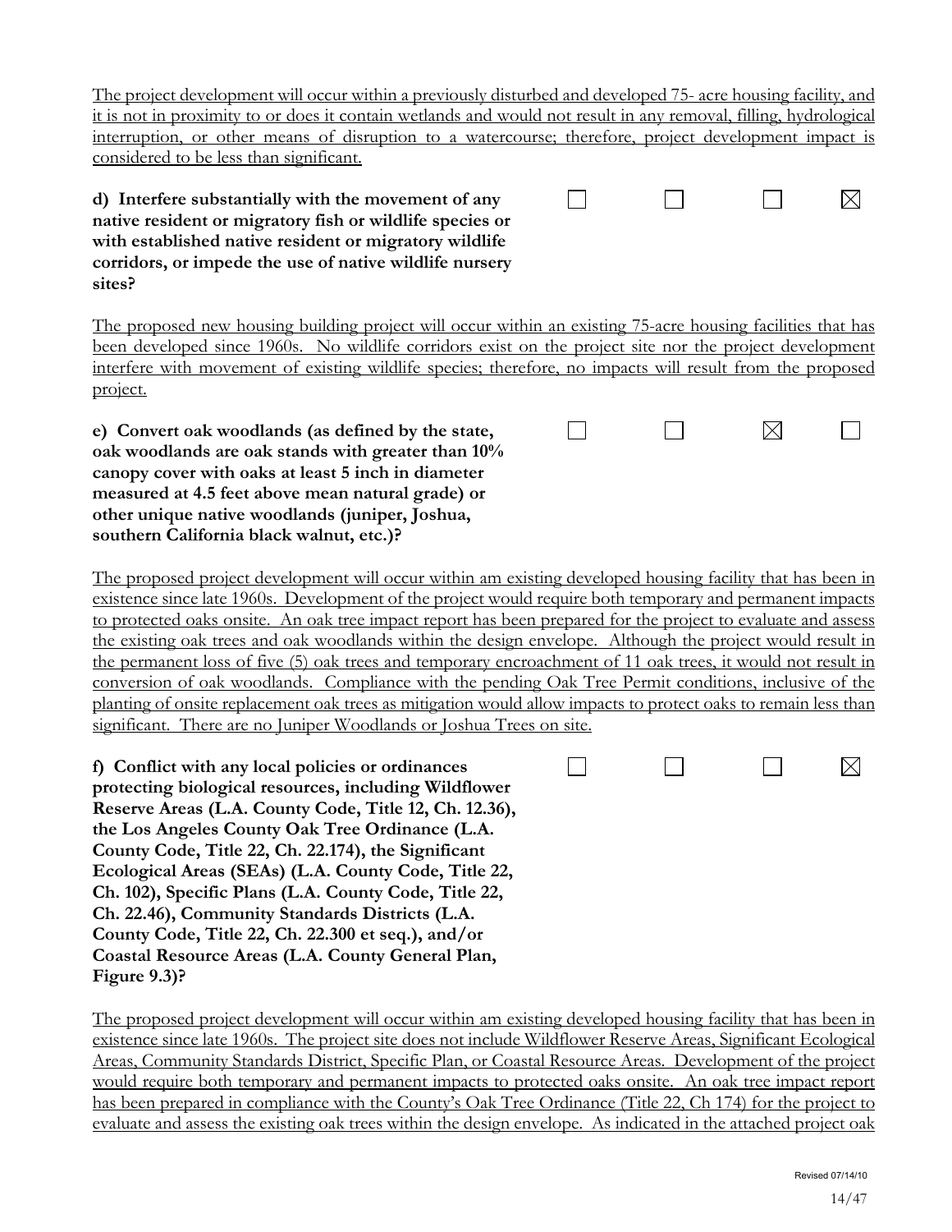The project development will occur within a previously disturbed and developed 75- acre housing facility, and it is not in proximity to or does it contain wetlands and would not result in any removal, filling, hydrological interruption, or other means of disruption to a watercourse; therefore, project development impact is considered to be less than significant.

| | | | | |
|---|---|---|---|---|
| **d) Interfere substantially with the movement of any native resident or migratory fish or wildlife species or with established native resident or migratory wildlife corridors, or impede the use of native wildlife nursery sites?** | ☐ | ☐ | ☐ | ☒ |

The proposed new housing building project will occur within an existing 75-acre housing facilities that has been developed since 1960s. No wildlife corridors exist on the project site nor the project development interfere with movement of existing wildlife species; therefore, no impacts will result from the proposed project.

| | | | | |
|---|---|---|---|---|
| **e) Convert oak woodlands (as defined by the state, oak woodlands are oak stands with greater than 10% canopy cover with oaks at least 5 inch in diameter measured at 4.5 feet above mean natural grade) or other unique native woodlands (juniper, Joshua, southern California black walnut, etc.)?** | ☐ | ☐ | ☒ | ☐ |

The proposed project development will occur within am existing developed housing facility that has been in existence since late 1960s. Development of the project would require both temporary and permanent impacts to protected oaks onsite. An oak tree impact report has been prepared for the project to evaluate and assess the existing oak trees and oak woodlands within the design envelope. Although the project would result in the permanent loss of five (5) oak trees and temporary encroachment of 11 oak trees, it would not result in conversion of oak woodlands. Compliance with the pending Oak Tree Permit conditions, inclusive of the planting of onsite replacement oak trees as mitigation would allow impacts to protect oaks to remain less than significant. There are no Juniper Woodlands or Joshua Trees on site.

| | | | | |
|---|---|---|---|---|
| **f) Conflict with any local policies or ordinances protecting biological resources, including Wildflower Reserve Areas (L.A. County Code, Title 12, Ch. 12.36), the Los Angeles County Oak Tree Ordinance (L.A. County Code, Title 22, Ch. 22.174), the Significant Ecological Areas (SEAs) (L.A. County Code, Title 22, Ch. 102), Specific Plans (L.A. County Code, Title 22, Ch. 22.46), Community Standards Districts (L.A. County Code, Title 22, Ch. 22.300 et seq.), and/or Coastal Resource Areas (L.A. County General Plan, Figure 9.3)?** | ☐ | ☐ | ☐ | ☒ |

The proposed project development will occur within am existing developed housing facility that has been in existence since late 1960s. The project site does not include Wildflower Reserve Areas, Significant Ecological Areas, Community Standards District, Specific Plan, or Coastal Resource Areas. Development of the project would require both temporary and permanent impacts to protected oaks onsite. An oak tree impact report has been prepared in compliance with the County's Oak Tree Ordinance (Title 22, Ch 174) for the project to evaluate and assess the existing oak trees within the design envelope. As indicated in the attached project oak

Revised 07/14/10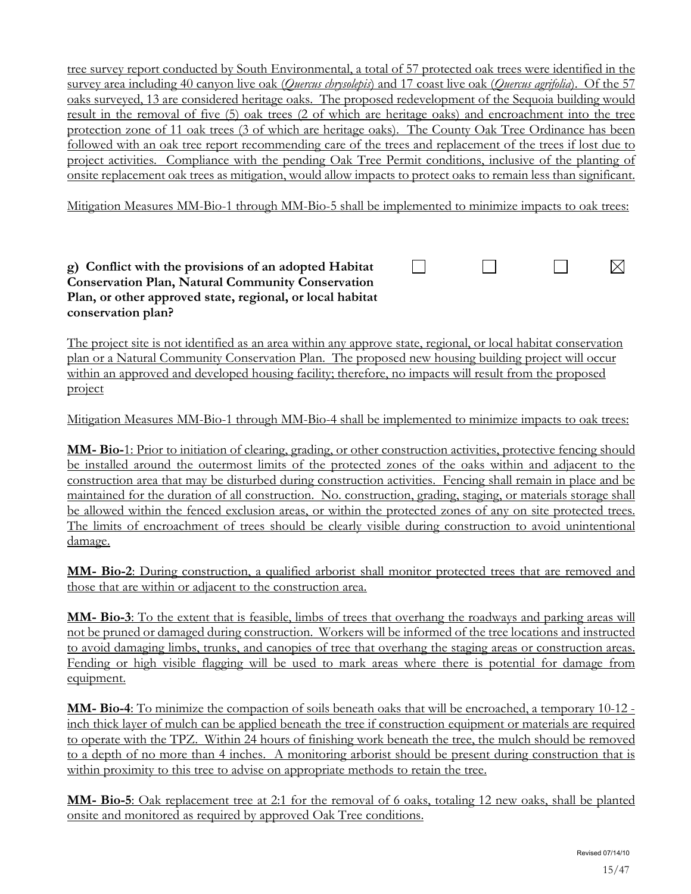tree survey report conducted by South Environmental, a total of 57 protected oak trees were identified in the survey area including 40 canyon live oak (*Quercus chrysolepis*) and 17 coast live oak (*Quercus agrifolia*). Of the 57 oaks surveyed, 13 are considered heritage oaks. The proposed redevelopment of the Sequoia building would result in the removal of five (5) oak trees (2 of which are heritage oaks) and encroachment into the tree protection zone of 11 oak trees (3 of which are heritage oaks). The County Oak Tree Ordinance has been followed with an oak tree report recommending care of the trees and replacement of the trees if lost due to project activities. Compliance with the pending Oak Tree Permit conditions, inclusive of the planting of onsite replacement oak trees as mitigation, would allow impacts to protect oaks to remain less than significant.

Mitigation Measures MM-Bio-1 through MM-Bio-5 shall be implemented to minimize impacts to oak trees:

| **g) Conflict with the provisions of an adopted Habitat Conservation Plan, Natural Community Conservation Plan, or other approved state, regional, or local habitat conservation plan?** | ☐ | ☐ | ☐ | ☒ |
|---|---|---|---|---|

The project site is not identified as an area within any approve state, regional, or local habitat conservation plan or a Natural Community Conservation Plan. The proposed new housing building project will occur within an approved and developed housing facility; therefore, no impacts will result from the proposed project

Mitigation Measures MM-Bio-1 through MM-Bio-4 shall be implemented to minimize impacts to oak trees:

**MM- Bio-**1: Prior to initiation of clearing, grading, or other construction activities, protective fencing should be installed around the outermost limits of the protected zones of the oaks within and adjacent to the construction area that may be disturbed during construction activities. Fencing shall remain in place and be maintained for the duration of all construction. No. construction, grading, staging, or materials storage shall be allowed within the fenced exclusion areas, or within the protected zones of any on site protected trees. The limits of encroachment of trees should be clearly visible during construction to avoid unintentional damage.

**MM- Bio-2**: During construction, a qualified arborist shall monitor protected trees that are removed and those that are within or adjacent to the construction area.

**MM- Bio-3**: To the extent that is feasible, limbs of trees that overhang the roadways and parking areas will not be pruned or damaged during construction. Workers will be informed of the tree locations and instructed to avoid damaging limbs, trunks, and canopies of tree that overhang the staging areas or construction areas. Fending or high visible flagging will be used to mark areas where there is potential for damage from equipment.

**MM- Bio-4**: To minimize the compaction of soils beneath oaks that will be encroached, a temporary 10-12 - inch thick layer of mulch can be applied beneath the tree if construction equipment or materials are required to operate with the TPZ. Within 24 hours of finishing work beneath the tree, the mulch should be removed to a depth of no more than 4 inches. A monitoring arborist should be present during construction that is within proximity to this tree to advise on appropriate methods to retain the tree.

**MM- Bio-5**: Oak replacement tree at 2:1 for the removal of 6 oaks, totaling 12 new oaks, shall be planted onsite and monitored as required by approved Oak Tree conditions.

Revised 07/14/10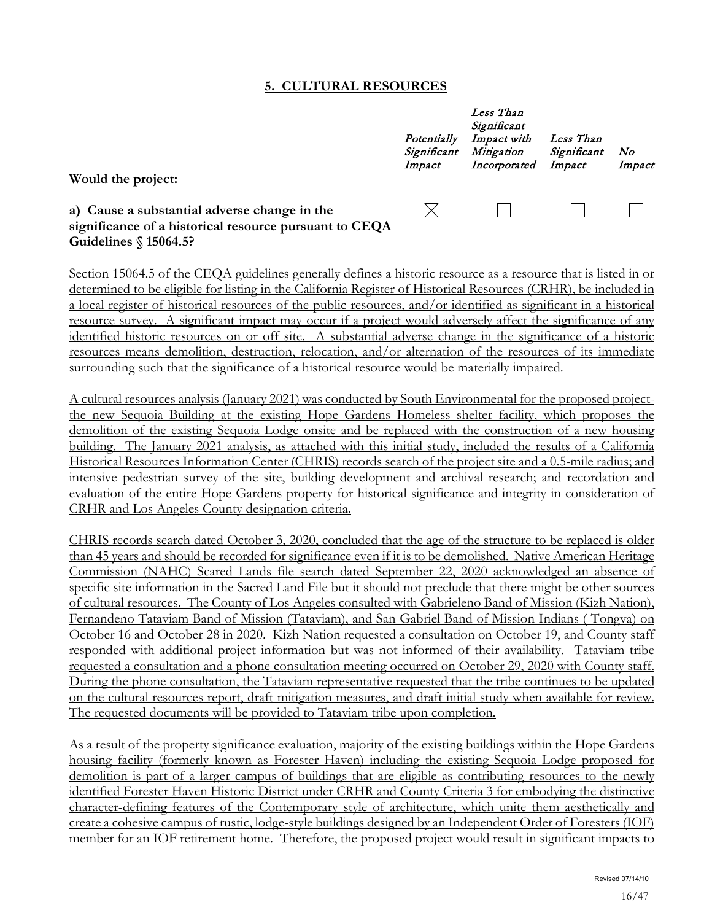## 5. CULTURAL RESOURCES

| Would the project: | Potentially Significant Impact | Less Than Significant Impact with Mitigation Incorporated | Less Than Significant Impact | No Impact |
|---|---|---|---|---|
| **a) Cause a substantial adverse change in the significance of a historical resource pursuant to CEQA Guidelines § 15064.5?** | ☒ | ☐ | ☐ | ☐ |

Section 15064.5 of the CEQA guidelines generally defines a historic resource as a resource that is listed in or determined to be eligible for listing in the California Register of Historical Resources (CRHR), be included in a local register of historical resources of the public resources, and/or identified as significant in a historical resource survey. A significant impact may occur if a project would adversely affect the significance of any identified historic resources on or off site. A substantial adverse change in the significance of a historic resources means demolition, destruction, relocation, and/or alternation of the resources of its immediate surrounding such that the significance of a historical resource would be materially impaired.

A cultural resources analysis (January 2021) was conducted by South Environmental for the proposed project-the new Sequoia Building at the existing Hope Gardens Homeless shelter facility, which proposes the demolition of the existing Sequoia Lodge onsite and be replaced with the construction of a new housing building. The January 2021 analysis, as attached with this initial study, included the results of a California Historical Resources Information Center (CHRIS) records search of the project site and a 0.5-mile radius; and intensive pedestrian survey of the site, building development and archival research; and recordation and evaluation of the entire Hope Gardens property for historical significance and integrity in consideration of CRHR and Los Angeles County designation criteria.

CHRIS records search dated October 3, 2020, concluded that the age of the structure to be replaced is older than 45 years and should be recorded for significance even if it is to be demolished. Native American Heritage Commission (NAHC) Scared Lands file search dated September 22, 2020 acknowledged an absence of specific site information in the Sacred Land File but it should not preclude that there might be other sources of cultural resources. The County of Los Angeles consulted with Gabrieleno Band of Mission (Kizh Nation), Fernandeno Tataviam Band of Mission (Tataviam), and San Gabriel Band of Mission Indians ( Tongva) on October 16 and October 28 in 2020. Kizh Nation requested a consultation on October 19, and County staff responded with additional project information but was not informed of their availability. Tataviam tribe requested a consultation and a phone consultation meeting occurred on October 29, 2020 with County staff. During the phone consultation, the Tataviam representative requested that the tribe continues to be updated on the cultural resources report, draft mitigation measures, and draft initial study when available for review. The requested documents will be provided to Tataviam tribe upon completion.

As a result of the property significance evaluation, majority of the existing buildings within the Hope Gardens housing facility (formerly known as Forester Haven) including the existing Sequoia Lodge proposed for demolition is part of a larger campus of buildings that are eligible as contributing resources to the newly identified Forester Haven Historic District under CRHR and County Criteria 3 for embodying the distinctive character-defining features of the Contemporary style of architecture, which unite them aesthetically and create a cohesive campus of rustic, lodge-style buildings designed by an Independent Order of Foresters (IOF) member for an IOF retirement home. Therefore, the proposed project would result in significant impacts to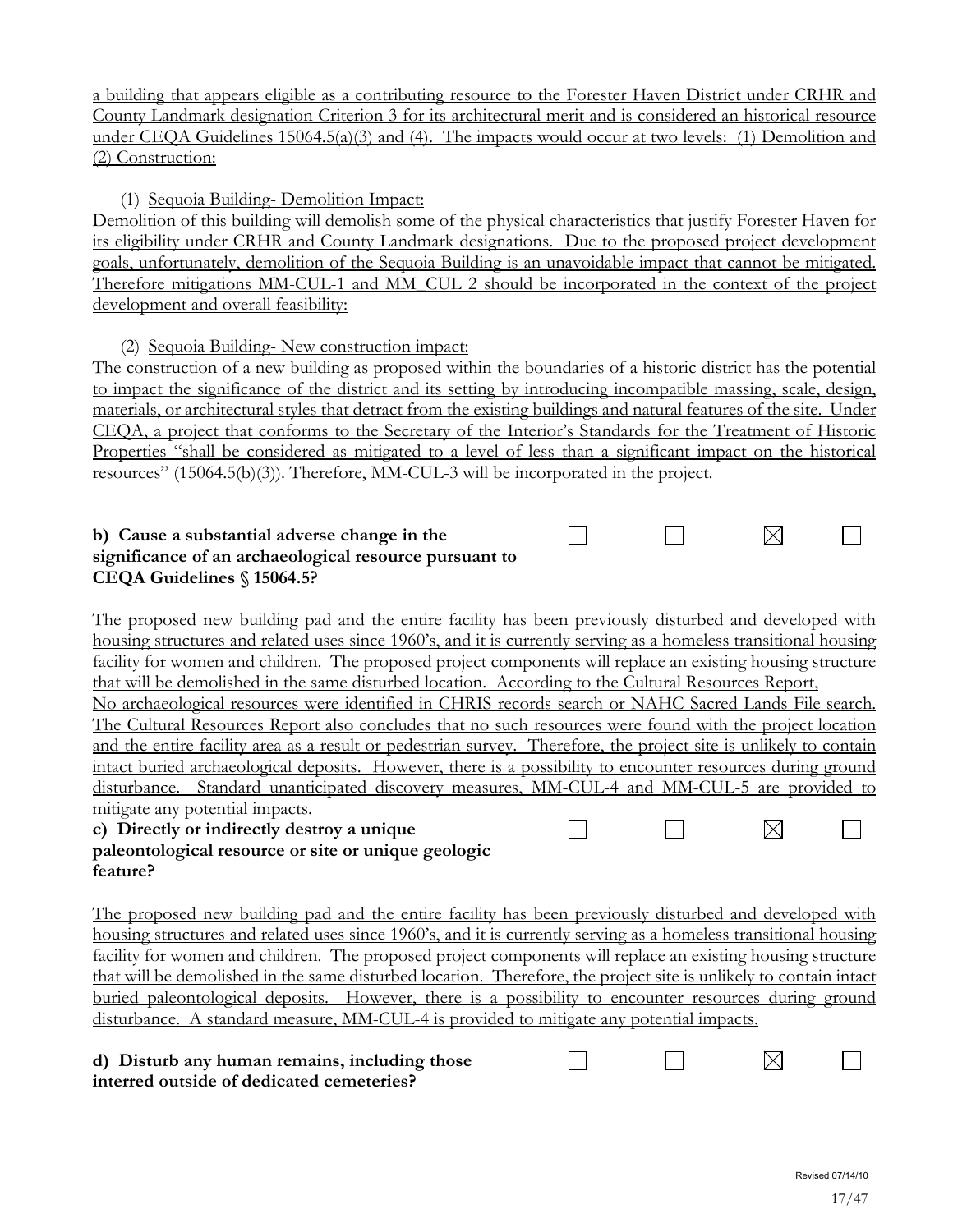a building that appears eligible as a contributing resource to the Forester Haven District under CRHR and County Landmark designation Criterion 3 for its architectural merit and is considered an historical resource under CEQA Guidelines 15064.5(a)(3) and (4). The impacts would occur at two levels: (1) Demolition and (2) Construction:

(1) Sequoia Building- Demolition Impact:

Demolition of this building will demolish some of the physical characteristics that justify Forester Haven for its eligibility under CRHR and County Landmark designations. Due to the proposed project development goals, unfortunately, demolition of the Sequoia Building is an unavoidable impact that cannot be mitigated. Therefore mitigations MM-CUL-1 and MM_CUL 2 should be incorporated in the context of the project development and overall feasibility:

(2) Sequoia Building- New construction impact:

The construction of a new building as proposed within the boundaries of a historic district has the potential to impact the significance of the district and its setting by introducing incompatible massing, scale, design, materials, or architectural styles that detract from the existing buildings and natural features of the site. Under CEQA, a project that conforms to the Secretary of the Interior's Standards for the Treatment of Historic Properties "shall be considered as mitigated to a level of less than a significant impact on the historical resources" (15064.5(b)(3)). Therefore, MM-CUL-3 will be incorporated in the project.

| | | | | |
|---|---|---|---|---|
| **b) Cause a substantial adverse change in the significance of an archaeological resource pursuant to CEQA Guidelines § 15064.5?** | ☐ | ☐ | ☒ | ☐ |

The proposed new building pad and the entire facility has been previously disturbed and developed with housing structures and related uses since 1960's, and it is currently serving as a homeless transitional housing facility for women and children. The proposed project components will replace an existing housing structure that will be demolished in the same disturbed location. According to the Cultural Resources Report, No archaeological resources were identified in CHRIS records search or NAHC Sacred Lands File search. The Cultural Resources Report also concludes that no such resources were found with the project location and the entire facility area as a result or pedestrian survey. Therefore, the project site is unlikely to contain intact buried archaeological deposits. However, there is a possibility to encounter resources during ground disturbance. Standard unanticipated discovery measures, MM-CUL-4 and MM-CUL-5 are provided to mitigate any potential impacts.

| | | | | |
|---|---|---|---|---|
| **c) Directly or indirectly destroy a unique paleontological resource or site or unique geologic feature?** | ☐ | ☐ | ☒ | ☐ |

The proposed new building pad and the entire facility has been previously disturbed and developed with housing structures and related uses since 1960's, and it is currently serving as a homeless transitional housing facility for women and children. The proposed project components will replace an existing housing structure that will be demolished in the same disturbed location. Therefore, the project site is unlikely to contain intact buried paleontological deposits. However, there is a possibility to encounter resources during ground disturbance. A standard measure, MM-CUL-4 is provided to mitigate any potential impacts.

| | | | | |
|---|---|---|---|---|
| **d) Disturb any human remains, including those interred outside of dedicated cemeteries?** | ☐ | ☐ | ☒ | ☐ |

Revised 07/14/10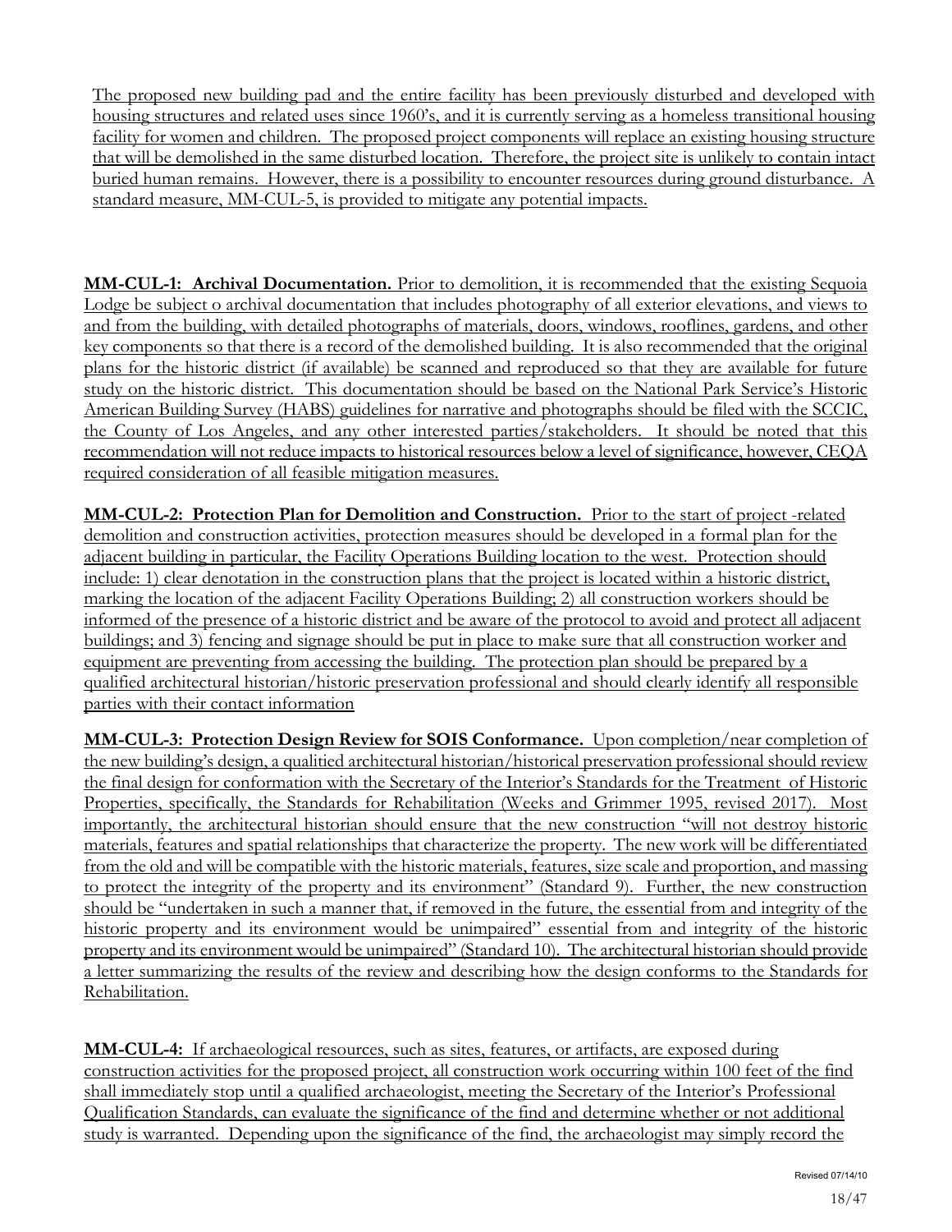The proposed new building pad and the entire facility has been previously disturbed and developed with housing structures and related uses since 1960's, and it is currently serving as a homeless transitional housing facility for women and children. The proposed project components will replace an existing housing structure that will be demolished in the same disturbed location. Therefore, the project site is unlikely to contain intact buried human remains. However, there is a possibility to encounter resources during ground disturbance. A standard measure, MM-CUL-5, is provided to mitigate any potential impacts.

**MM-CUL-1: Archival Documentation.** Prior to demolition, it is recommended that the existing Sequoia Lodge be subject o archival documentation that includes photography of all exterior elevations, and views to and from the building, with detailed photographs of materials, doors, windows, rooflines, gardens, and other key components so that there is a record of the demolished building. It is also recommended that the original plans for the historic district (if available) be scanned and reproduced so that they are available for future study on the historic district. This documentation should be based on the National Park Service's Historic American Building Survey (HABS) guidelines for narrative and photographs should be filed with the SCCIC, the County of Los Angeles, and any other interested parties/stakeholders. It should be noted that this recommendation will not reduce impacts to historical resources below a level of significance, however, CEQA required consideration of all feasible mitigation measures.

**MM-CUL-2: Protection Plan for Demolition and Construction.** Prior to the start of project -related demolition and construction activities, protection measures should be developed in a formal plan for the adjacent building in particular, the Facility Operations Building location to the west. Protection should include: 1) clear denotation in the construction plans that the project is located within a historic district, marking the location of the adjacent Facility Operations Building; 2) all construction workers should be informed of the presence of a historic district and be aware of the protocol to avoid and protect all adjacent buildings; and 3) fencing and signage should be put in place to make sure that all construction worker and equipment are preventing from accessing the building. The protection plan should be prepared by a qualified architectural historian/historic preservation professional and should clearly identify all responsible parties with their contact information

**MM-CUL-3: Protection Design Review for SOIS Conformance.** Upon completion/near completion of the new building's design, a qualitied architectural historian/historical preservation professional should review the final design for conformation with the Secretary of the Interior's Standards for the Treatment of Historic Properties, specifically, the Standards for Rehabilitation (Weeks and Grimmer 1995, revised 2017). Most importantly, the architectural historian should ensure that the new construction "will not destroy historic materials, features and spatial relationships that characterize the property. The new work will be differentiated from the old and will be compatible with the historic materials, features, size scale and proportion, and massing to protect the integrity of the property and its environment" (Standard 9). Further, the new construction should be "undertaken in such a manner that, if removed in the future, the essential from and integrity of the historic property and its environment would be unimpaired" essential from and integrity of the historic property and its environment would be unimpaired" (Standard 10). The architectural historian should provide a letter summarizing the results of the review and describing how the design conforms to the Standards for Rehabilitation.

**MM-CUL-4:** If archaeological resources, such as sites, features, or artifacts, are exposed during construction activities for the proposed project, all construction work occurring within 100 feet of the find shall immediately stop until a qualified archaeologist, meeting the Secretary of the Interior's Professional Qualification Standards, can evaluate the significance of the find and determine whether or not additional study is warranted. Depending upon the significance of the find, the archaeologist may simply record the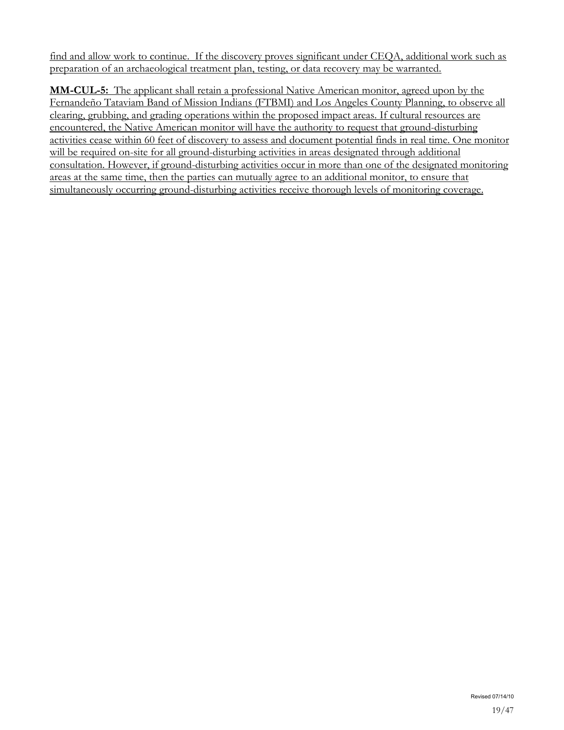find and allow work to continue. If the discovery proves significant under CEQA, additional work such as preparation of an archaeological treatment plan, testing, or data recovery may be warranted.

**MM-CUL-5:** The applicant shall retain a professional Native American monitor, agreed upon by the Fernandeño Tataviam Band of Mission Indians (FTBMI) and Los Angeles County Planning, to observe all clearing, grubbing, and grading operations within the proposed impact areas. If cultural resources are encountered, the Native American monitor will have the authority to request that ground-disturbing activities cease within 60 feet of discovery to assess and document potential finds in real time. One monitor will be required on-site for all ground-disturbing activities in areas designated through additional consultation. However, if ground-disturbing activities occur in more than one of the designated monitoring areas at the same time, then the parties can mutually agree to an additional monitor, to ensure that simultaneously occurring ground-disturbing activities receive thorough levels of monitoring coverage.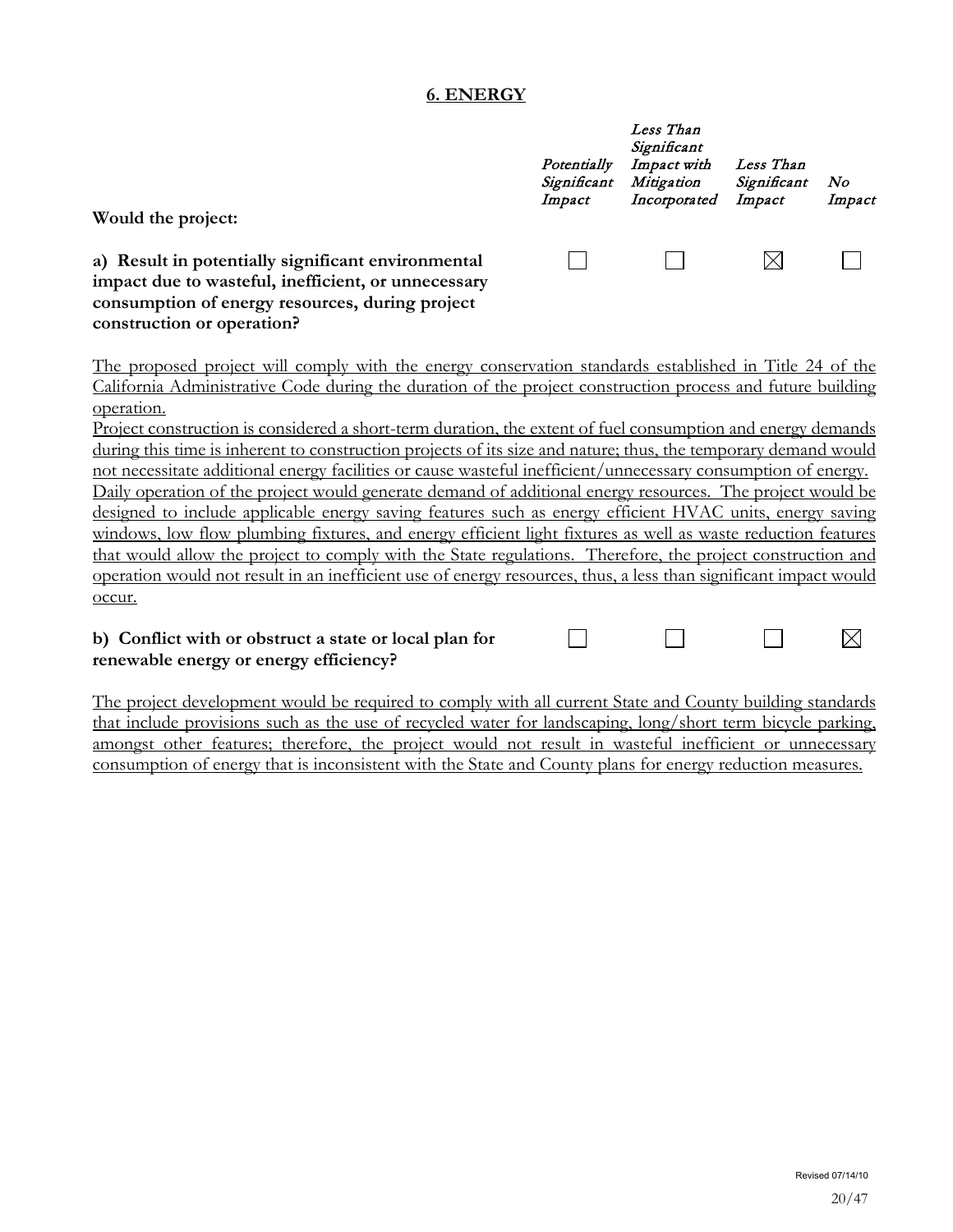## 6. ENERGY

| Would the project: | Potentially Significant Impact | Less Than Significant Impact with Mitigation Incorporated | Less Than Significant Impact | No Impact |
|---|---|---|---|---|
| **a) Result in potentially significant environmental impact due to wasteful, inefficient, or unnecessary consumption of energy resources, during project construction or operation?** | ☐ | ☐ | ☒ | ☐ |

The proposed project will comply with the energy conservation standards established in Title 24 of the California Administrative Code during the duration of the project construction process and future building operation.

Project construction is considered a short-term duration, the extent of fuel consumption and energy demands during this time is inherent to construction projects of its size and nature; thus, the temporary demand would not necessitate additional energy facilities or cause wasteful inefficient/unnecessary consumption of energy.

Daily operation of the project would generate demand of additional energy resources. The project would be designed to include applicable energy saving features such as energy efficient HVAC units, energy saving windows, low flow plumbing fixtures, and energy efficient light fixtures as well as waste reduction features that would allow the project to comply with the State regulations. Therefore, the project construction and operation would not result in an inefficient use of energy resources, thus, a less than significant impact would occur.

| | Potentially Significant Impact | Less Than Significant Impact with Mitigation Incorporated | Less Than Significant Impact | No Impact |
|---|---|---|---|---|
| **b) Conflict with or obstruct a state or local plan for renewable energy or energy efficiency?** | ☐ | ☐ | ☐ | ☒ |

The project development would be required to comply with all current State and County building standards that include provisions such as the use of recycled water for landscaping, long/short term bicycle parking, amongst other features; therefore, the project would not result in wasteful inefficient or unnecessary consumption of energy that is inconsistent with the State and County plans for energy reduction measures.

Revised 07/14/10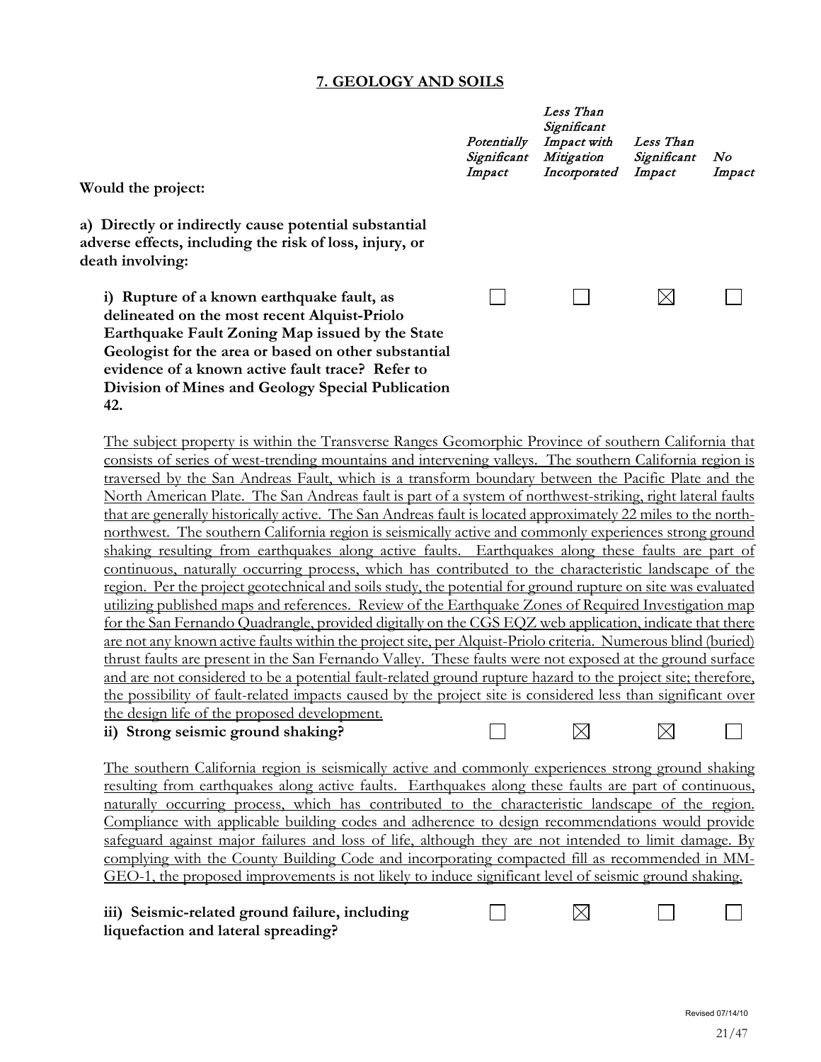## 7. GEOLOGY AND SOILS

| Would the project: | *Potentially Significant Impact* | *Less Than Significant Impact with Mitigation Incorporated* | *Less Than Significant Impact* | *No Impact* |
|---|---|---|---|---|
| **a) Directly or indirectly cause potential substantial adverse effects, including the risk of loss, injury, or death involving:** | | | | |
| **i) Rupture of a known earthquake fault, as delineated on the most recent Alquist-Priolo Earthquake Fault Zoning Map issued by the State Geologist for the area or based on other substantial evidence of a known active fault trace? Refer to Division of Mines and Geology Special Publication 42.** | ☐ | ☐ | ☒ | ☐ |

The subject property is within the Transverse Ranges Geomorphic Province of southern California that consists of series of west-trending mountains and intervening valleys. The southern California region is traversed by the San Andreas Fault, which is a transform boundary between the Pacific Plate and the North American Plate. The San Andreas fault is part of a system of northwest-striking, right lateral faults that are generally historically active. The San Andreas fault is located approximately 22 miles to the north-northwest. The southern California region is seismically active and commonly experiences strong ground shaking resulting from earthquakes along active faults. Earthquakes along these faults are part of continuous, naturally occurring process, which has contributed to the characteristic landscape of the region. Per the project geotechnical and soils study, the potential for ground rupture on site was evaluated utilizing published maps and references. Review of the Earthquake Zones of Required Investigation map for the San Fernando Quadrangle, provided digitally on the CGS EQZ web application, indicate that there are not any known active faults within the project site, per Alquist-Priolo criteria. Numerous blind (buried) thrust faults are present in the San Fernando Valley. These faults were not exposed at the ground surface and are not considered to be a potential fault-related ground rupture hazard to the project site; therefore, the possibility of fault-related impacts caused by the project site is considered less than significant over the design life of the proposed development.

| | *Potentially Significant Impact* | *Less Than Significant Impact with Mitigation Incorporated* | *Less Than Significant Impact* | *No Impact* |
|---|---|---|---|---|
| **ii) Strong seismic ground shaking?** | ☐ | ☒ | ☒ | ☐ |

The southern California region is seismically active and commonly experiences strong ground shaking resulting from earthquakes along active faults. Earthquakes along these faults are part of continuous, naturally occurring process, which has contributed to the characteristic landscape of the region. Compliance with applicable building codes and adherence to design recommendations would provide safeguard against major failures and loss of life, although they are not intended to limit damage. By complying with the County Building Code and incorporating compacted fill as recommended in MM-GEO-1, the proposed improvements is not likely to induce significant level of seismic ground shaking.

| | *Potentially Significant Impact* | *Less Than Significant Impact with Mitigation Incorporated* | *Less Than Significant Impact* | *No Impact* |
|---|---|---|---|---|
| **iii) Seismic-related ground failure, including liquefaction and lateral spreading?** | ☐ | ☒ | ☐ | ☐ |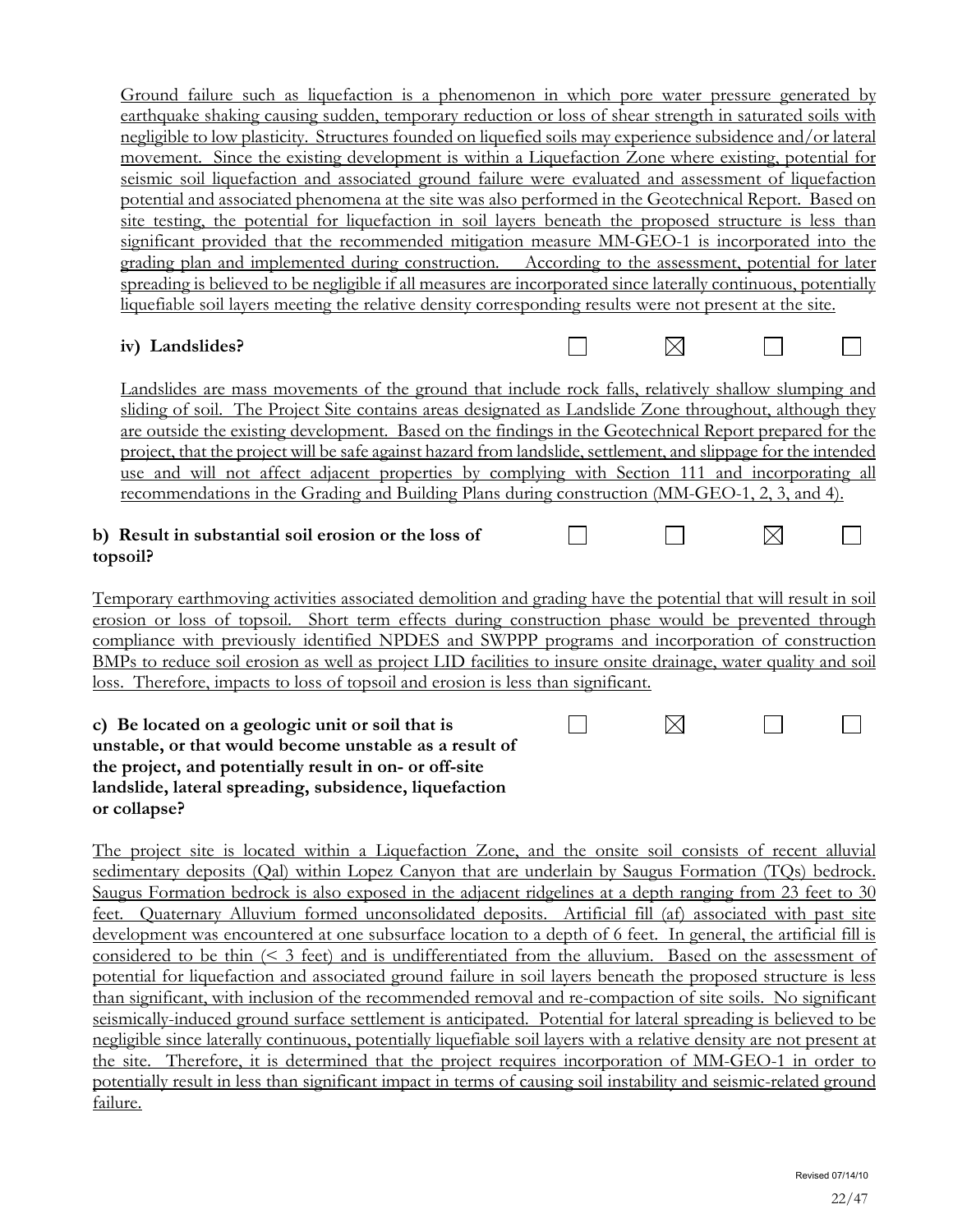Ground failure such as liquefaction is a phenomenon in which pore water pressure generated by earthquake shaking causing sudden, temporary reduction or loss of shear strength in saturated soils with negligible to low plasticity. Structures founded on liquefied soils may experience subsidence and/or lateral movement. Since the existing development is within a Liquefaction Zone where existing, potential for seismic soil liquefaction and associated ground failure were evaluated and assessment of liquefaction potential and associated phenomena at the site was also performed in the Geotechnical Report. Based on site testing, the potential for liquefaction in soil layers beneath the proposed structure is less than significant provided that the recommended mitigation measure MM-GEO-1 is incorporated into the grading plan and implemented during construction. According to the assessment, potential for later spreading is believed to be negligible if all measures are incorporated since laterally continuous, potentially liquefiable soil layers meeting the relative density corresponding results were not present at the site.

| | | | | |
|---|---|---|---|---|
| **iv) Landslides?** | ☐ | ☒ | ☐ | ☐ |

Landslides are mass movements of the ground that include rock falls, relatively shallow slumping and sliding of soil. The Project Site contains areas designated as Landslide Zone throughout, although they are outside the existing development. Based on the findings in the Geotechnical Report prepared for the project, that the project will be safe against hazard from landslide, settlement, and slippage for the intended use and will not affect adjacent properties by complying with Section 111 and incorporating all recommendations in the Grading and Building Plans during construction (MM-GEO-1, 2, 3, and 4).

| | | | | |
|---|---|---|---|---|
| **b) Result in substantial soil erosion or the loss of topsoil?** | ☐ | ☐ | ☒ | ☐ |

Temporary earthmoving activities associated demolition and grading have the potential that will result in soil erosion or loss of topsoil. Short term effects during construction phase would be prevented through compliance with previously identified NPDES and SWPPP programs and incorporation of construction BMPs to reduce soil erosion as well as project LID facilities to insure onsite drainage, water quality and soil loss. Therefore, impacts to loss of topsoil and erosion is less than significant.

| | | | | |
|---|---|---|---|---|
| **c) Be located on a geologic unit or soil that is unstable, or that would become unstable as a result of the project, and potentially result in on- or off-site landslide, lateral spreading, subsidence, liquefaction or collapse?** | ☐ | ☒ | ☐ | ☐ |

The project site is located within a Liquefaction Zone, and the onsite soil consists of recent alluvial sedimentary deposits (Qal) within Lopez Canyon that are underlain by Saugus Formation (TQs) bedrock. Saugus Formation bedrock is also exposed in the adjacent ridgelines at a depth ranging from 23 feet to 30 feet. Quaternary Alluvium formed unconsolidated deposits. Artificial fill (af) associated with past site development was encountered at one subsurface location to a depth of 6 feet. In general, the artificial fill is considered to be thin (< 3 feet) and is undifferentiated from the alluvium. Based on the assessment of potential for liquefaction and associated ground failure in soil layers beneath the proposed structure is less than significant, with inclusion of the recommended removal and re-compaction of site soils. No significant seismically-induced ground surface settlement is anticipated. Potential for lateral spreading is believed to be negligible since laterally continuous, potentially liquefiable soil layers with a relative density are not present at the site. Therefore, it is determined that the project requires incorporation of MM-GEO-1 in order to potentially result in less than significant impact in terms of causing soil instability and seismic-related ground failure.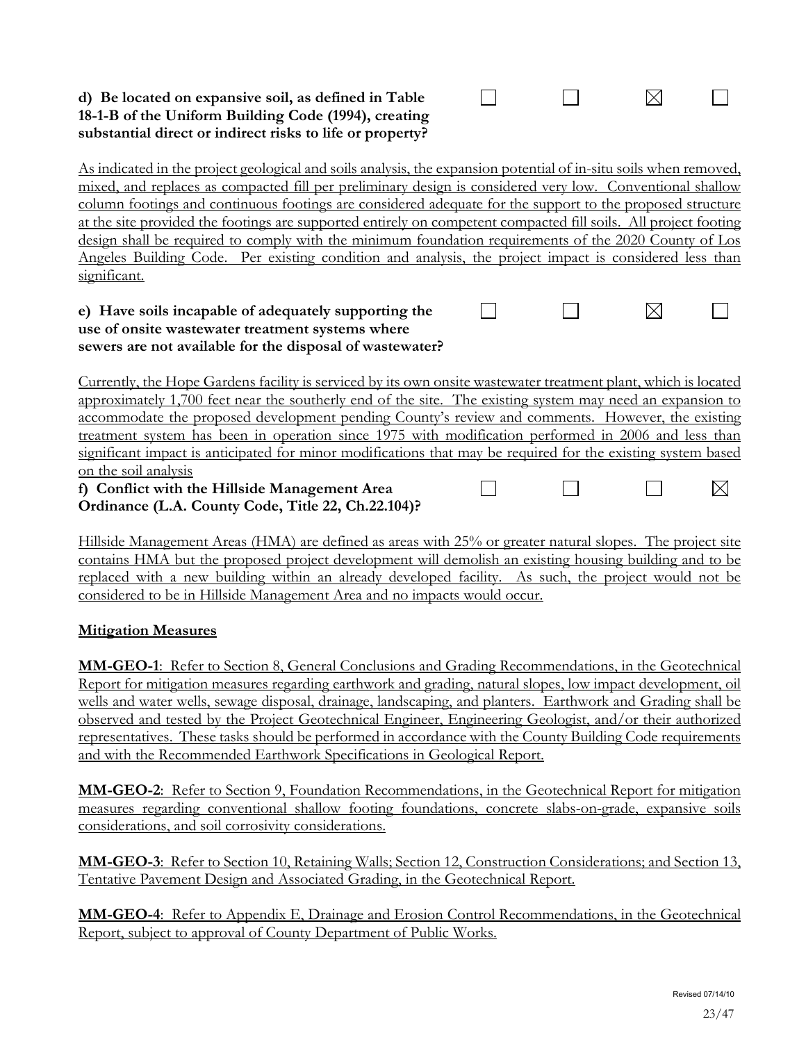**d) Be located on expansive soil, as defined in Table 18-1-B of the Uniform Building Code (1994), creating substantial direct or indirect risks to life or property?**

☐ ☐ ☒ ☐

As indicated in the project geological and soils analysis, the expansion potential of in-situ soils when removed, mixed, and replaces as compacted fill per preliminary design is considered very low. Conventional shallow column footings and continuous footings are considered adequate for the support to the proposed structure at the site provided the footings are supported entirely on competent compacted fill soils. All project footing design shall be required to comply with the minimum foundation requirements of the 2020 County of Los Angeles Building Code. Per existing condition and analysis, the project impact is considered less than significant.

**e) Have soils incapable of adequately supporting the use of onsite wastewater treatment systems where sewers are not available for the disposal of wastewater?**

☐ ☐ ☒ ☐

Currently, the Hope Gardens facility is serviced by its own onsite wastewater treatment plant, which is located approximately 1,700 feet near the southerly end of the site. The existing system may need an expansion to accommodate the proposed development pending County's review and comments. However, the existing treatment system has been in operation since 1975 with modification performed in 2006 and less than significant impact is anticipated for minor modifications that may be required for the existing system based on the soil analysis

**f) Conflict with the Hillside Management Area Ordinance (L.A. County Code, Title 22, Ch.22.104)?**

☐ ☐ ☐ ☒

Hillside Management Areas (HMA) are defined as areas with 25% or greater natural slopes. The project site contains HMA but the proposed project development will demolish an existing housing building and to be replaced with a new building within an already developed facility. As such, the project would not be considered to be in Hillside Management Area and no impacts would occur.

**Mitigation Measures**

**MM-GEO-1**: Refer to Section 8, General Conclusions and Grading Recommendations, in the Geotechnical Report for mitigation measures regarding earthwork and grading, natural slopes, low impact development, oil wells and water wells, sewage disposal, drainage, landscaping, and planters. Earthwork and Grading shall be observed and tested by the Project Geotechnical Engineer, Engineering Geologist, and/or their authorized representatives. These tasks should be performed in accordance with the County Building Code requirements and with the Recommended Earthwork Specifications in Geological Report.

**MM-GEO-2**: Refer to Section 9, Foundation Recommendations, in the Geotechnical Report for mitigation measures regarding conventional shallow footing foundations, concrete slabs-on-grade, expansive soils considerations, and soil corrosivity considerations.

**MM-GEO-3**: Refer to Section 10, Retaining Walls; Section 12, Construction Considerations; and Section 13, Tentative Pavement Design and Associated Grading, in the Geotechnical Report.

**MM-GEO-4**: Refer to Appendix E, Drainage and Erosion Control Recommendations, in the Geotechnical Report, subject to approval of County Department of Public Works.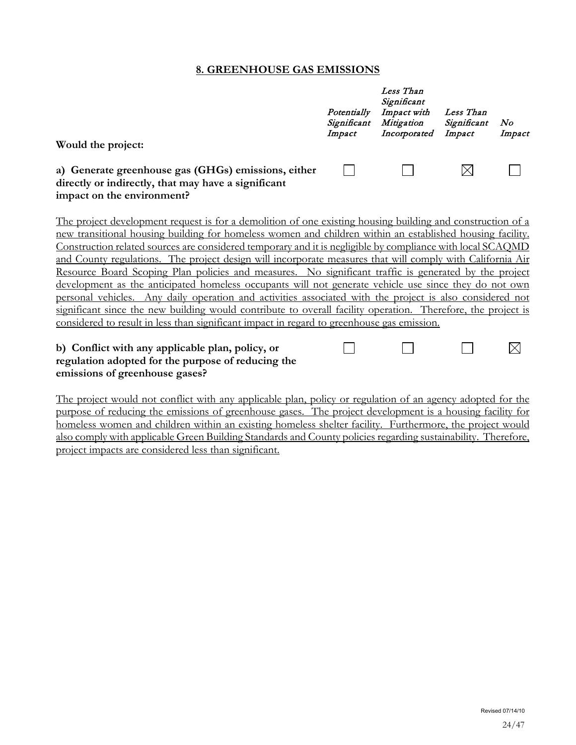## 8. GREENHOUSE GAS EMISSIONS

| Would the project: | *Potentially Significant Impact* | *Less Than Significant Impact with Mitigation Incorporated* | *Less Than Significant Impact* | *No Impact* |
|---|---|---|---|---|
| **a) Generate greenhouse gas (GHGs) emissions, either directly or indirectly, that may have a significant impact on the environment?** | ☐ | ☐ | ☒ | ☐ |

The project development request is for a demolition of one existing housing building and construction of a new transitional housing building for homeless women and children within an established housing facility. Construction related sources are considered temporary and it is negligible by compliance with local SCAQMD and County regulations. The project design will incorporate measures that will comply with California Air Resource Board Scoping Plan policies and measures. No significant traffic is generated by the project development as the anticipated homeless occupants will not generate vehicle use since they do not own personal vehicles. Any daily operation and activities associated with the project is also considered not significant since the new building would contribute to overall facility operation. Therefore, the project is considered to result in less than significant impact in regard to greenhouse gas emission.

| | | | | |
|---|---|---|---|---|
| **b) Conflict with any applicable plan, policy, or regulation adopted for the purpose of reducing the emissions of greenhouse gases?** | ☐ | ☐ | ☐ | ☒ |

The project would not conflict with any applicable plan, policy or regulation of an agency adopted for the purpose of reducing the emissions of greenhouse gases. The project development is a housing facility for homeless women and children within an existing homeless shelter facility. Furthermore, the project would also comply with applicable Green Building Standards and County policies regarding sustainability. Therefore, project impacts are considered less than significant.

Revised 07/14/10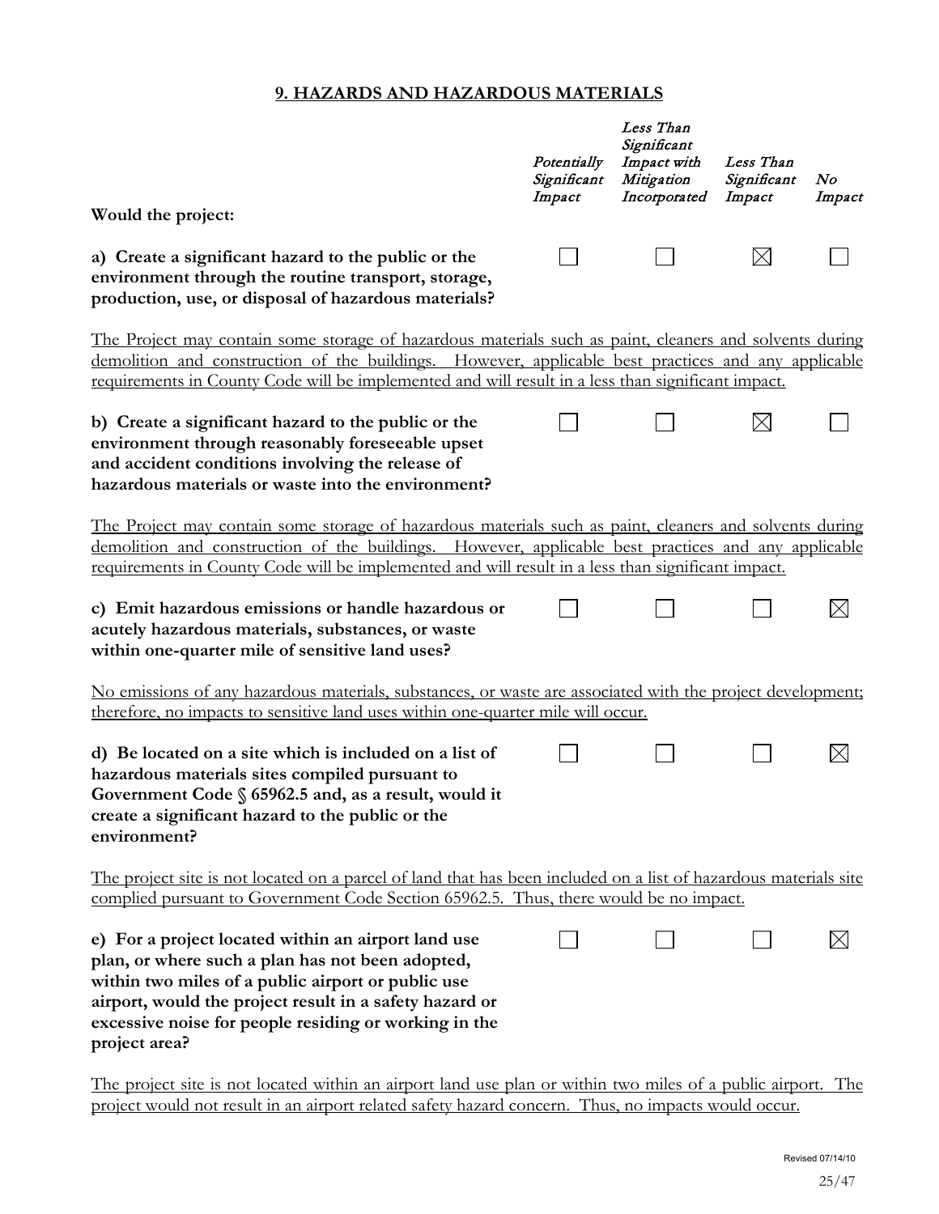## 9. HAZARDS AND HAZARDOUS MATERIALS

| Would the project: | *Potentially Significant Impact* | *Less Than Significant Impact with Mitigation Incorporated* | *Less Than Significant Impact* | *No Impact* |
|---|---|---|---|---|
| **a) Create a significant hazard to the public or the environment through the routine transport, storage, production, use, or disposal of hazardous materials?** | ☐ | ☐ | ☒ | ☐ |

The Project may contain some storage of hazardous materials such as paint, cleaners and solvents during demolition and construction of the buildings. However, applicable best practices and any applicable requirements in County Code will be implemented and will result in a less than significant impact.

| | *Potentially Significant Impact* | *Less Than Significant Impact with Mitigation Incorporated* | *Less Than Significant Impact* | *No Impact* |
|---|---|---|---|---|
| **b) Create a significant hazard to the public or the environment through reasonably foreseeable upset and accident conditions involving the release of hazardous materials or waste into the environment?** | ☐ | ☐ | ☒ | ☐ |

The Project may contain some storage of hazardous materials such as paint, cleaners and solvents during demolition and construction of the buildings. However, applicable best practices and any applicable requirements in County Code will be implemented and will result in a less than significant impact.

| | *Potentially Significant Impact* | *Less Than Significant Impact with Mitigation Incorporated* | *Less Than Significant Impact* | *No Impact* |
|---|---|---|---|---|
| **c) Emit hazardous emissions or handle hazardous or acutely hazardous materials, substances, or waste within one-quarter mile of sensitive land uses?** | ☐ | ☐ | ☐ | ☒ |

No emissions of any hazardous materials, substances, or waste are associated with the project development; therefore, no impacts to sensitive land uses within one-quarter mile will occur.

| | *Potentially Significant Impact* | *Less Than Significant Impact with Mitigation Incorporated* | *Less Than Significant Impact* | *No Impact* |
|---|---|---|---|---|
| **d) Be located on a site which is included on a list of hazardous materials sites compiled pursuant to Government Code § 65962.5 and, as a result, would it create a significant hazard to the public or the environment?** | ☐ | ☐ | ☐ | ☒ |

The project site is not located on a parcel of land that has been included on a list of hazardous materials site complied pursuant to Government Code Section 65962.5. Thus, there would be no impact.

| | *Potentially Significant Impact* | *Less Than Significant Impact with Mitigation Incorporated* | *Less Than Significant Impact* | *No Impact* |
|---|---|---|---|---|
| **e) For a project located within an airport land use plan, or where such a plan has not been adopted, within two miles of a public airport or public use airport, would the project result in a safety hazard or excessive noise for people residing or working in the project area?** | ☐ | ☐ | ☐ | ☒ |

The project site is not located within an airport land use plan or within two miles of a public airport. The project would not result in an airport related safety hazard concern. Thus, no impacts would occur.

Revised 07/14/10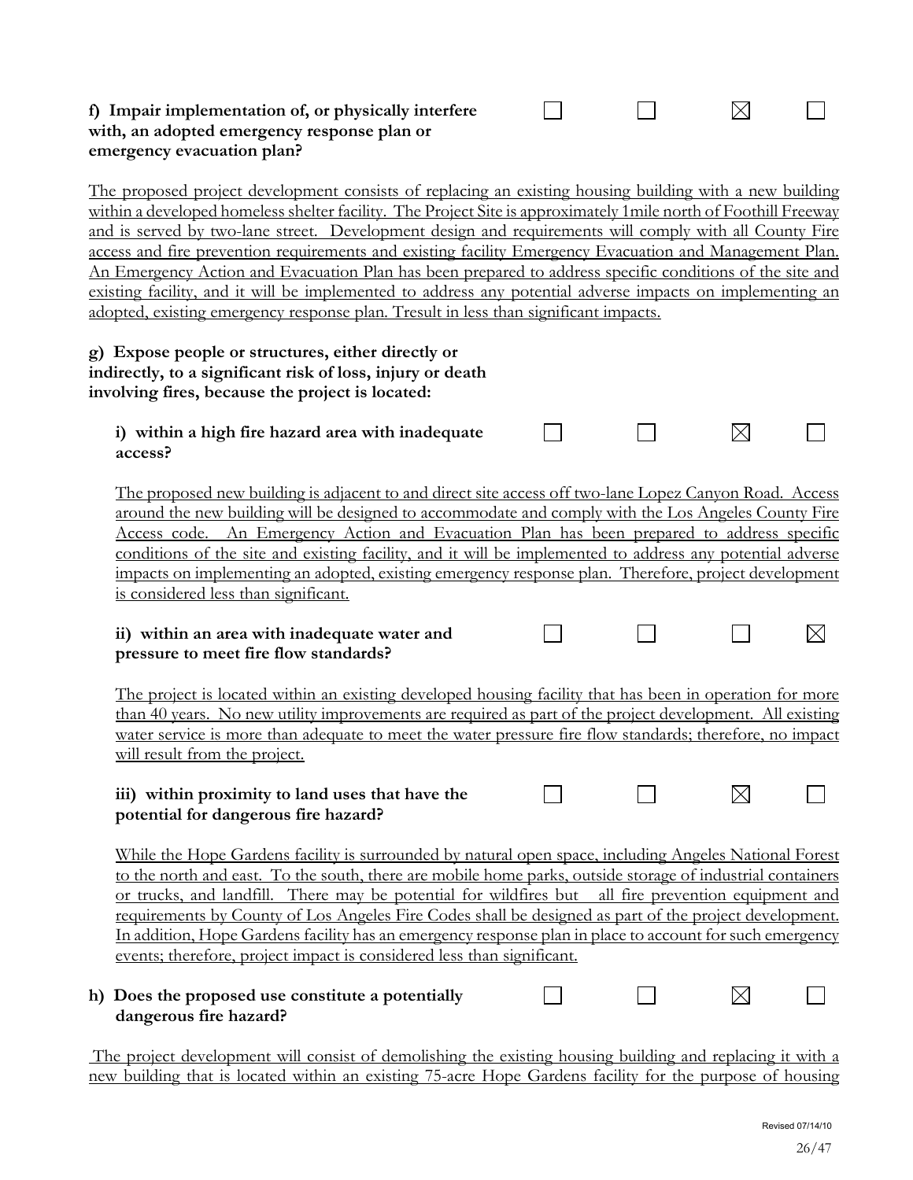| | | | | |
|---|---|---|---|---|
| **f) Impair implementation of, or physically interfere with, an adopted emergency response plan or emergency evacuation plan?** | ☐ | ☐ | ☒ | ☐ |

The proposed project development consists of replacing an existing housing building with a new building within a developed homeless shelter facility. The Project Site is approximately 1mile north of Foothill Freeway and is served by two-lane street. Development design and requirements will comply with all County Fire access and fire prevention requirements and existing facility Emergency Evacuation and Management Plan. An Emergency Action and Evacuation Plan has been prepared to address specific conditions of the site and existing facility, and it will be implemented to address any potential adverse impacts on implementing an adopted, existing emergency response plan. Tresult in less than significant impacts.

**g) Expose people or structures, either directly or indirectly, to a significant risk of loss, injury or death involving fires, because the project is located:**

| | | | | |
|---|---|---|---|---|
| **i) within a high fire hazard area with inadequate access?** | ☐ | ☐ | ☒ | ☐ |

The proposed new building is adjacent to and direct site access off two-lane Lopez Canyon Road. Access around the new building will be designed to accommodate and comply with the Los Angeles County Fire Access code. An Emergency Action and Evacuation Plan has been prepared to address specific conditions of the site and existing facility, and it will be implemented to address any potential adverse impacts on implementing an adopted, existing emergency response plan. Therefore, project development is considered less than significant.

| | | | | |
|---|---|---|---|---|
| **ii) within an area with inadequate water and pressure to meet fire flow standards?** | ☐ | ☐ | ☐ | ☒ |

The project is located within an existing developed housing facility that has been in operation for more than 40 years. No new utility improvements are required as part of the project development. All existing water service is more than adequate to meet the water pressure fire flow standards; therefore, no impact will result from the project.

| | | | | |
|---|---|---|---|---|
| **iii) within proximity to land uses that have the potential for dangerous fire hazard?** | ☐ | ☐ | ☒ | ☐ |

While the Hope Gardens facility is surrounded by natural open space, including Angeles National Forest to the north and east. To the south, there are mobile home parks, outside storage of industrial containers or trucks, and landfill. There may be potential for wildfires but all fire prevention equipment and requirements by County of Los Angeles Fire Codes shall be designed as part of the project development. In addition, Hope Gardens facility has an emergency response plan in place to account for such emergency events; therefore, project impact is considered less than significant.

| | | | | |
|---|---|---|---|---|
| **h) Does the proposed use constitute a potentially dangerous fire hazard?** | ☐ | ☐ | ☒ | ☐ |

The project development will consist of demolishing the existing housing building and replacing it with a new building that is located within an existing 75-acre Hope Gardens facility for the purpose of housing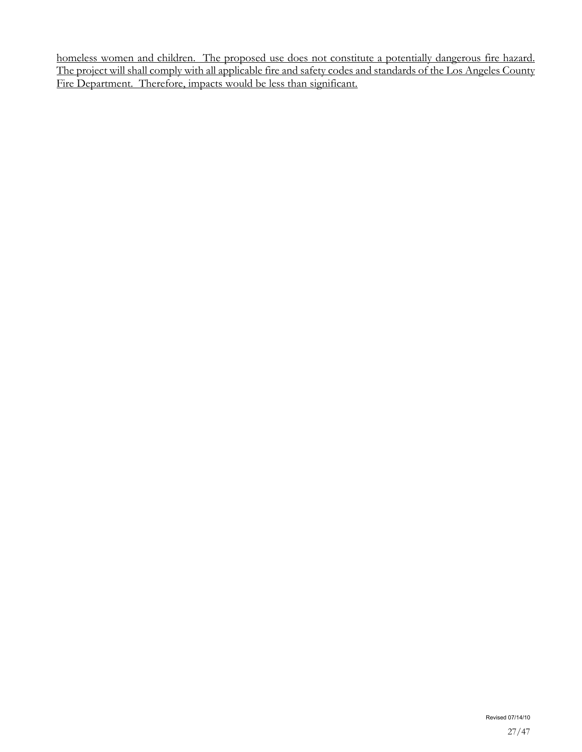homeless women and children. The proposed use does not constitute a potentially dangerous fire hazard. The project will shall comply with all applicable fire and safety codes and standards of the Los Angeles County Fire Department. Therefore, impacts would be less than significant.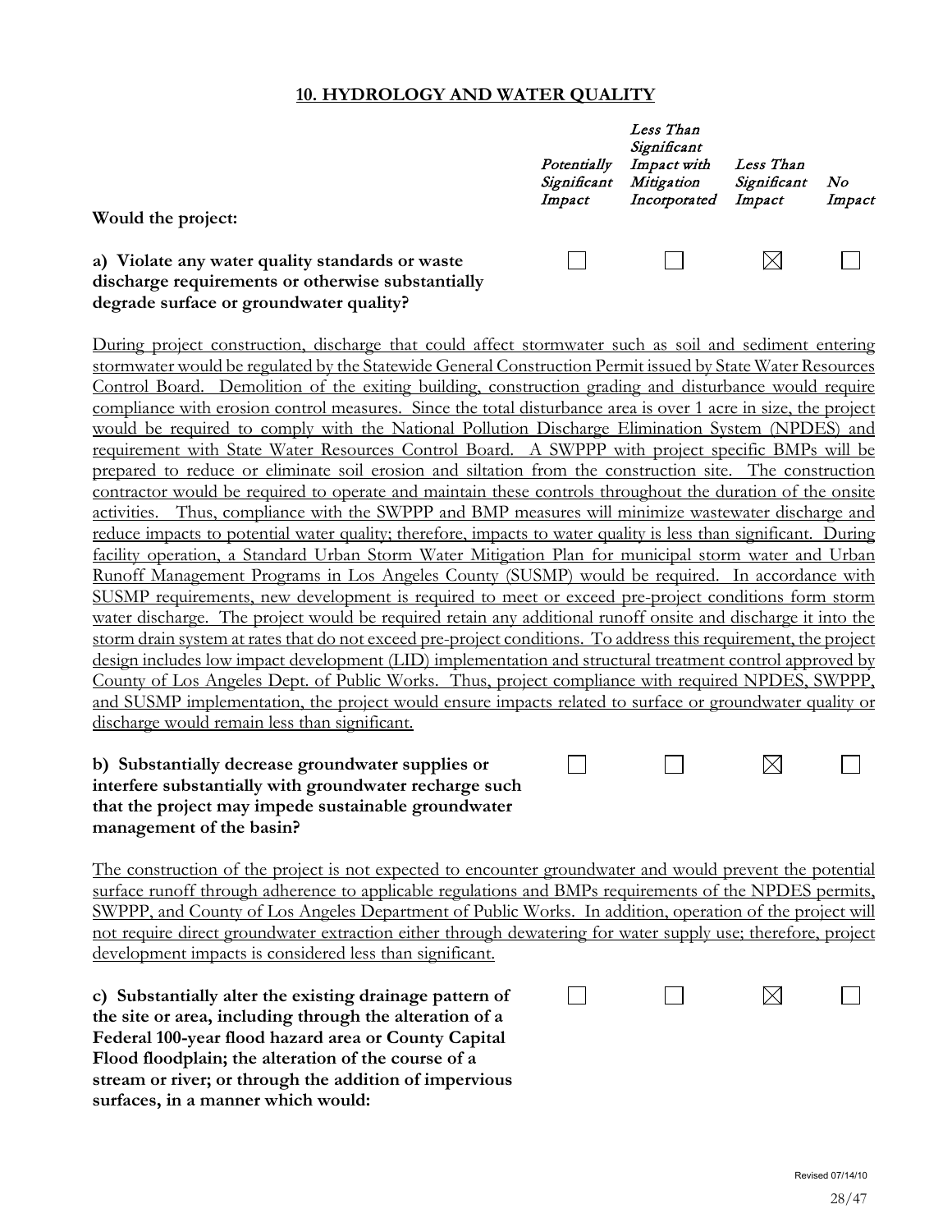## 10. HYDROLOGY AND WATER QUALITY

| Would the project: | *Potentially Significant Impact* | *Less Than Significant Impact with Mitigation Incorporated* | *Less Than Significant Impact* | *No Impact* |
|---|---|---|---|---|
| **a) Violate any water quality standards or waste discharge requirements or otherwise substantially degrade surface or groundwater quality?** | ☐ | ☐ | ☒ | ☐ |

During project construction, discharge that could affect stormwater such as soil and sediment entering stormwater would be regulated by the Statewide General Construction Permit issued by State Water Resources Control Board. Demolition of the exiting building, construction grading and disturbance would require compliance with erosion control measures. Since the total disturbance area is over 1 acre in size, the project would be required to comply with the National Pollution Discharge Elimination System (NPDES) and requirement with State Water Resources Control Board. A SWPPP with project specific BMPs will be prepared to reduce or eliminate soil erosion and siltation from the construction site. The construction contractor would be required to operate and maintain these controls throughout the duration of the onsite activities. Thus, compliance with the SWPPP and BMP measures will minimize wastewater discharge and reduce impacts to potential water quality; therefore, impacts to water quality is less than significant. During facility operation, a Standard Urban Storm Water Mitigation Plan for municipal storm water and Urban Runoff Management Programs in Los Angeles County (SUSMP) would be required. In accordance with SUSMP requirements, new development is required to meet or exceed pre-project conditions form storm water discharge. The project would be required retain any additional runoff onsite and discharge it into the storm drain system at rates that do not exceed pre-project conditions. To address this requirement, the project design includes low impact development (LID) implementation and structural treatment control approved by County of Los Angeles Dept. of Public Works. Thus, project compliance with required NPDES, SWPPP, and SUSMP implementation, the project would ensure impacts related to surface or groundwater quality or discharge would remain less than significant.

| | | | | |
|---|---|---|---|---|
| **b) Substantially decrease groundwater supplies or interfere substantially with groundwater recharge such that the project may impede sustainable groundwater management of the basin?** | ☐ | ☐ | ☒ | ☐ |

The construction of the project is not expected to encounter groundwater and would prevent the potential surface runoff through adherence to applicable regulations and BMPs requirements of the NPDES permits, SWPPP, and County of Los Angeles Department of Public Works. In addition, operation of the project will not require direct groundwater extraction either through dewatering for water supply use; therefore, project development impacts is considered less than significant.

| | | | | |
|---|---|---|---|---|
| **c) Substantially alter the existing drainage pattern of the site or area, including through the alteration of a Federal 100-year flood hazard area or County Capital Flood floodplain; the alteration of the course of a stream or river; or through the addition of impervious surfaces, in a manner which would:** | ☐ | ☐ | ☒ | ☐ |

Revised 07/14/10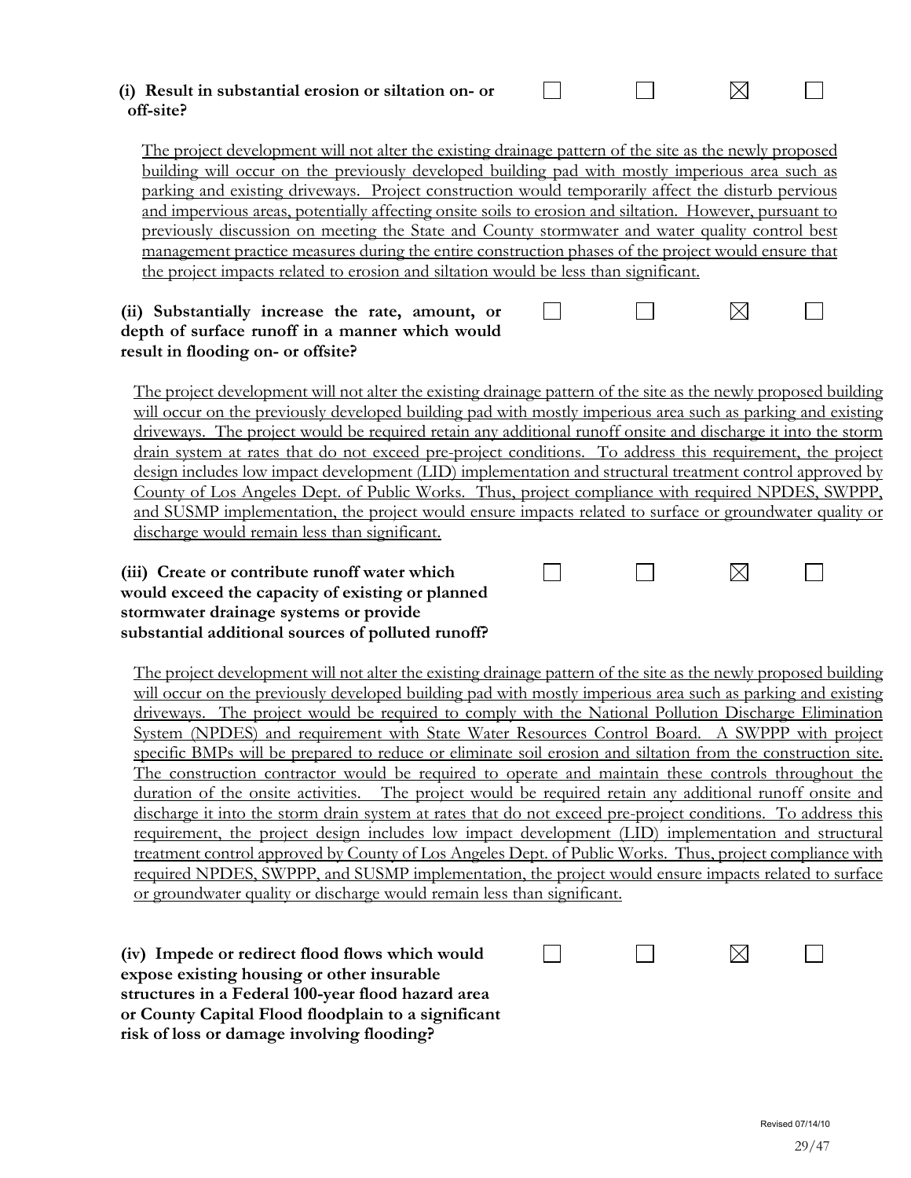**(i) Result in substantial erosion or siltation on- or off-site?** ☐ ☐ ☒ ☐

The project development will not alter the existing drainage pattern of the site as the newly proposed building will occur on the previously developed building pad with mostly imperious area such as parking and existing driveways. Project construction would temporarily affect the disturb pervious and impervious areas, potentially affecting onsite soils to erosion and siltation. However, pursuant to previously discussion on meeting the State and County stormwater and water quality control best management practice measures during the entire construction phases of the project would ensure that the project impacts related to erosion and siltation would be less than significant.

**(ii) Substantially increase the rate, amount, or depth of surface runoff in a manner which would result in flooding on- or offsite?** ☐ ☐ ☒ ☐

The project development will not alter the existing drainage pattern of the site as the newly proposed building will occur on the previously developed building pad with mostly imperious area such as parking and existing driveways. The project would be required retain any additional runoff onsite and discharge it into the storm drain system at rates that do not exceed pre-project conditions. To address this requirement, the project design includes low impact development (LID) implementation and structural treatment control approved by County of Los Angeles Dept. of Public Works. Thus, project compliance with required NPDES, SWPPP, and SUSMP implementation, the project would ensure impacts related to surface or groundwater quality or discharge would remain less than significant.

**(iii) Create or contribute runoff water which would exceed the capacity of existing or planned stormwater drainage systems or provide substantial additional sources of polluted runoff?** ☐ ☐ ☒ ☐

The project development will not alter the existing drainage pattern of the site as the newly proposed building will occur on the previously developed building pad with mostly imperious area such as parking and existing driveways. The project would be required to comply with the National Pollution Discharge Elimination System (NPDES) and requirement with State Water Resources Control Board. A SWPPP with project specific BMPs will be prepared to reduce or eliminate soil erosion and siltation from the construction site. The construction contractor would be required to operate and maintain these controls throughout the duration of the onsite activities. The project would be required retain any additional runoff onsite and discharge it into the storm drain system at rates that do not exceed pre-project conditions. To address this requirement, the project design includes low impact development (LID) implementation and structural treatment control approved by County of Los Angeles Dept. of Public Works. Thus, project compliance with required NPDES, SWPPP, and SUSMP implementation, the project would ensure impacts related to surface or groundwater quality or discharge would remain less than significant.

**(iv) Impede or redirect flood flows which would expose existing housing or other insurable structures in a Federal 100-year flood hazard area or County Capital Flood floodplain to a significant risk of loss or damage involving flooding?** ☐ ☐ ☒ ☐

Revised 07/14/10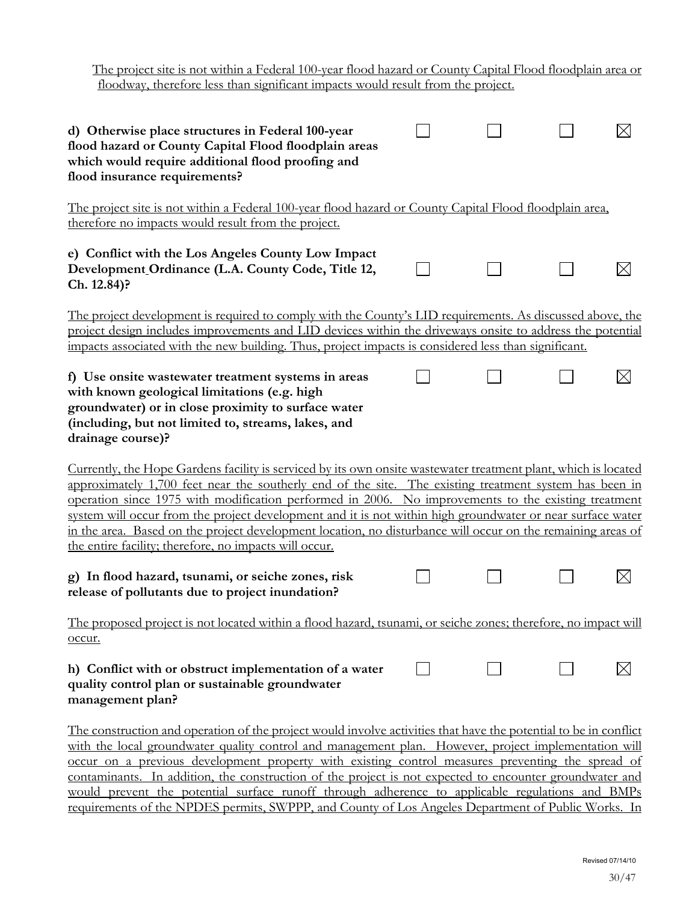The project site is not within a Federal 100-year flood hazard or County Capital Flood floodplain area or floodway, therefore less than significant impacts would result from the project.

| | | | | |
|---|---|---|---|---|
| **d) Otherwise place structures in Federal 100-year flood hazard or County Capital Flood floodplain areas which would require additional flood proofing and flood insurance requirements?** | ☐ | ☐ | ☐ | ☒ |

The project site is not within a Federal 100-year flood hazard or County Capital Flood floodplain area, therefore no impacts would result from the project.

| | | | | |
|---|---|---|---|---|
| **e) Conflict with the Los Angeles County Low Impact Development Ordinance (L.A. County Code, Title 12, Ch. 12.84)?** | ☐ | ☐ | ☐ | ☒ |

The project development is required to comply with the County's LID requirements. As discussed above, the project design includes improvements and LID devices within the driveways onsite to address the potential impacts associated with the new building. Thus, project impacts is considered less than significant.

| | | | | |
|---|---|---|---|---|
| **f) Use onsite wastewater treatment systems in areas with known geological limitations (e.g. high groundwater) or in close proximity to surface water (including, but not limited to, streams, lakes, and drainage course)?** | ☐ | ☐ | ☐ | ☒ |

Currently, the Hope Gardens facility is serviced by its own onsite wastewater treatment plant, which is located approximately 1,700 feet near the southerly end of the site. The existing treatment system has been in operation since 1975 with modification performed in 2006. No improvements to the existing treatment system will occur from the project development and it is not within high groundwater or near surface water in the area. Based on the project development location, no disturbance will occur on the remaining areas of the entire facility; therefore, no impacts will occur.

| | | | | |
|---|---|---|---|---|
| **g) In flood hazard, tsunami, or seiche zones, risk release of pollutants due to project inundation?** | ☐ | ☐ | ☐ | ☒ |

The proposed project is not located within a flood hazard, tsunami, or seiche zones; therefore, no impact will occur.

| | | | | |
|---|---|---|---|---|
| **h) Conflict with or obstruct implementation of a water quality control plan or sustainable groundwater management plan?** | ☐ | ☐ | ☐ | ☒ |

The construction and operation of the project would involve activities that have the potential to be in conflict with the local groundwater quality control and management plan. However, project implementation will occur on a previous development property with existing control measures preventing the spread of contaminants. In addition, the construction of the project is not expected to encounter groundwater and would prevent the potential surface runoff through adherence to applicable regulations and BMPs requirements of the NPDES permits, SWPPP, and County of Los Angeles Department of Public Works. In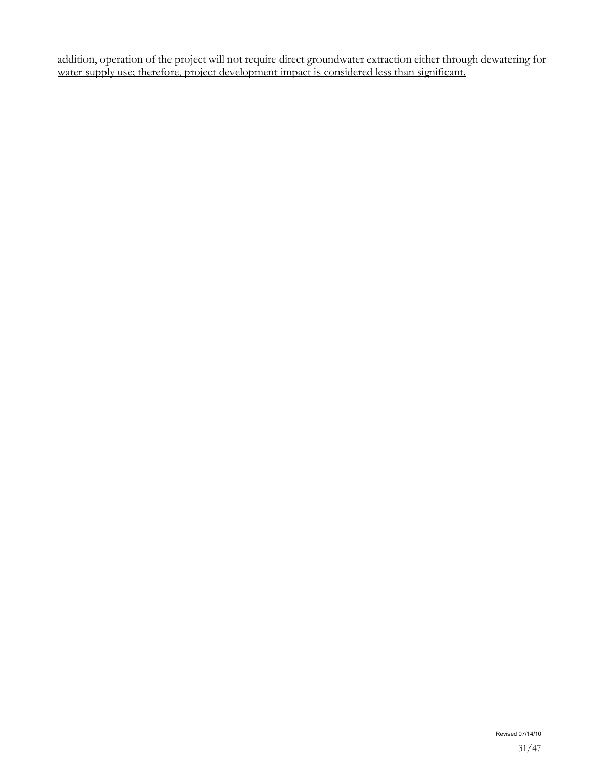<u>addition, operation of the project will not require direct groundwater extraction either through dewatering for water supply use; therefore, project development impact is considered less than significant.</u>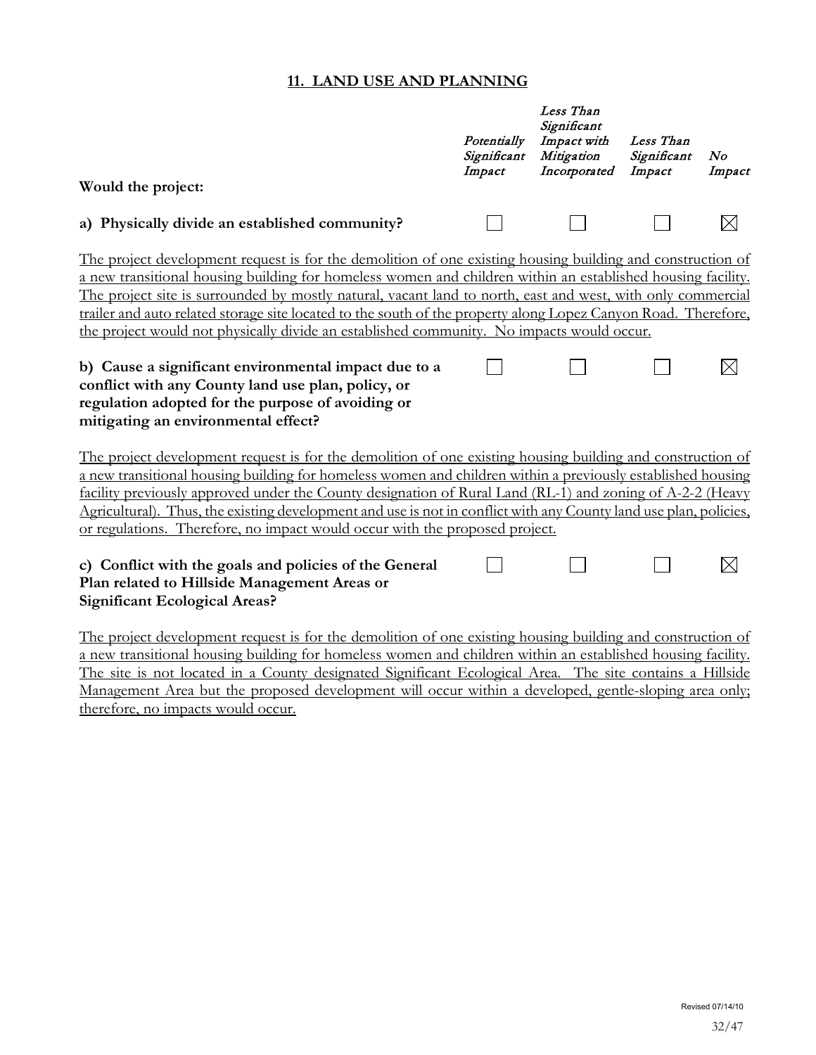## 11. LAND USE AND PLANNING

| Would the project: | *Potentially Significant Impact* | *Less Than Significant Impact with Mitigation Incorporated* | *Less Than Significant Impact* | *No Impact* |
|---|---|---|---|---|
| **a) Physically divide an established community?** | ☐ | ☐ | ☐ | ☒ |

The project development request is for the demolition of one existing housing building and construction of a new transitional housing building for homeless women and children within an established housing facility. The project site is surrounded by mostly natural, vacant land to north, east and west, with only commercial trailer and auto related storage site located to the south of the property along Lopez Canyon Road. Therefore, the project would not physically divide an established community. No impacts would occur.

| | | | | |
|---|---|---|---|---|
| **b) Cause a significant environmental impact due to a conflict with any County land use plan, policy, or regulation adopted for the purpose of avoiding or mitigating an environmental effect?** | ☐ | ☐ | ☐ | ☒ |

The project development request is for the demolition of one existing housing building and construction of a new transitional housing building for homeless women and children within a previously established housing facility previously approved under the County designation of Rural Land (RL-1) and zoning of A-2-2 (Heavy Agricultural). Thus, the existing development and use is not in conflict with any County land use plan, policies, or regulations. Therefore, no impact would occur with the proposed project.

| | | | | |
|---|---|---|---|---|
| **c) Conflict with the goals and policies of the General Plan related to Hillside Management Areas or Significant Ecological Areas?** | ☐ | ☐ | ☐ | ☒ |

The project development request is for the demolition of one existing housing building and construction of a new transitional housing building for homeless women and children within an established housing facility. The site is not located in a County designated Significant Ecological Area. The site contains a Hillside Management Area but the proposed development will occur within a developed, gentle-sloping area only; therefore, no impacts would occur.

Revised 07/14/10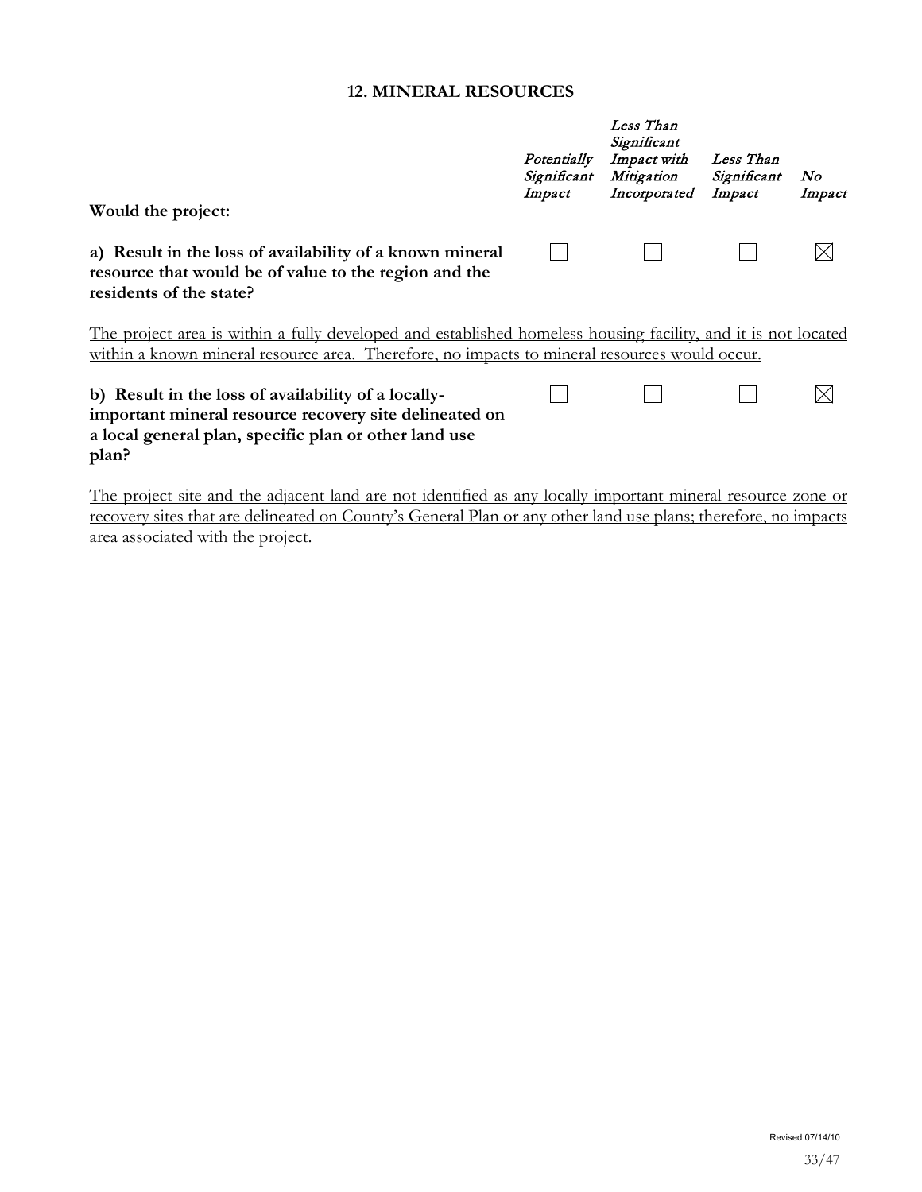## 12. MINERAL RESOURCES

| Would the project: | *Potentially Significant Impact* | *Less Than Significant Impact with Mitigation Incorporated* | *Less Than Significant Impact* | *No Impact* |
|---|---|---|---|---|
| **a) Result in the loss of availability of a known mineral resource that would be of value to the region and the residents of the state?** | ☐ | ☐ | ☐ | ☒ |

The project area is within a fully developed and established homeless housing facility, and it is not located within a known mineral resource area. Therefore, no impacts to mineral resources would occur.

| | | | | |
|---|---|---|---|---|
| **b) Result in the loss of availability of a locally-important mineral resource recovery site delineated on a local general plan, specific plan or other land use plan?** | ☐ | ☐ | ☐ | ☒ |

The project site and the adjacent land are not identified as any locally important mineral resource zone or recovery sites that are delineated on County's General Plan or any other land use plans; therefore, no impacts area associated with the project.

Revised 07/14/10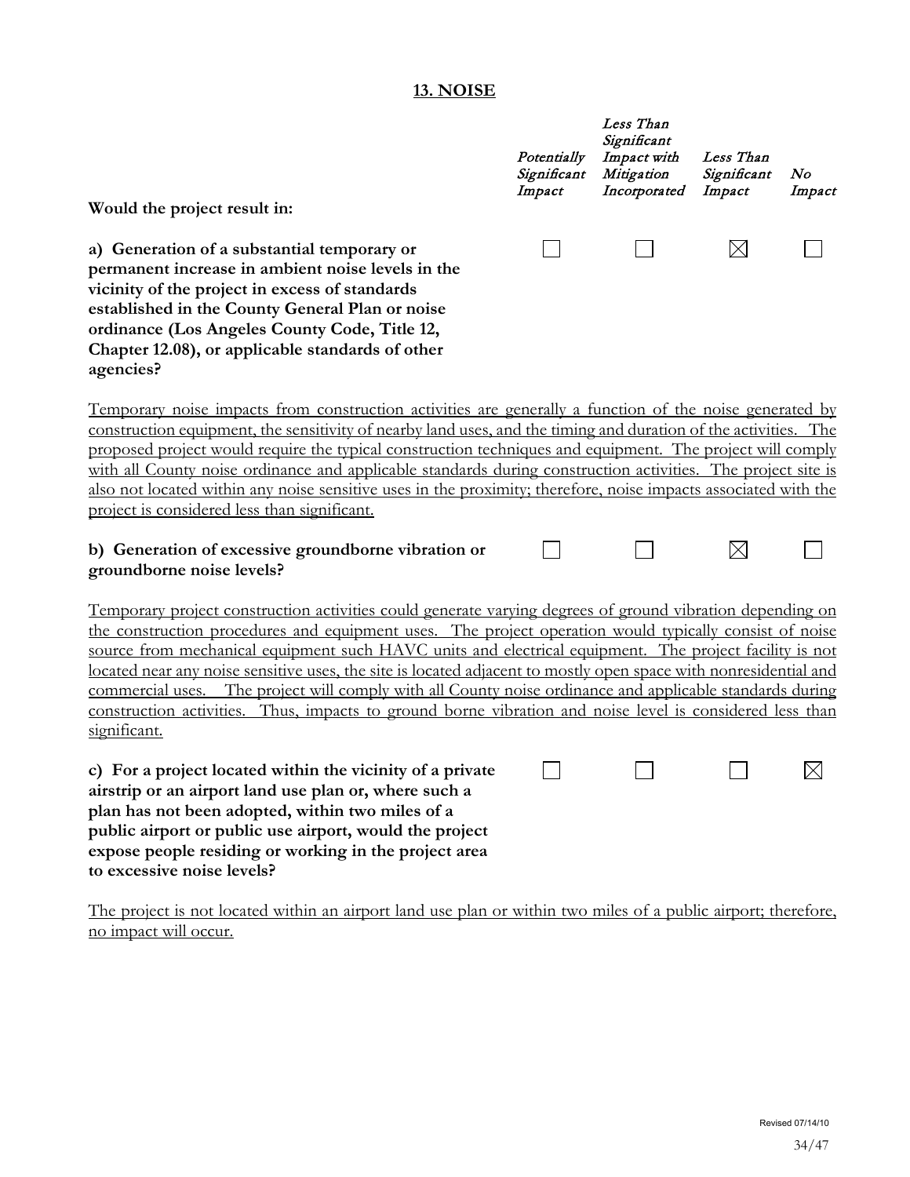## 13. NOISE

| Would the project result in: | *Potentially Significant Impact* | *Less Than Significant Impact with Mitigation Incorporated* | *Less Than Significant Impact* | *No Impact* |
|---|---|---|---|---|
| **a) Generation of a substantial temporary or permanent increase in ambient noise levels in the vicinity of the project in excess of standards established in the County General Plan or noise ordinance (Los Angeles County Code, Title 12, Chapter 12.08), or applicable standards of other agencies?** | ☐ | ☐ | ☒ | ☐ |

Temporary noise impacts from construction activities are generally a function of the noise generated by construction equipment, the sensitivity of nearby land uses, and the timing and duration of the activities. The proposed project would require the typical construction techniques and equipment. The project will comply with all County noise ordinance and applicable standards during construction activities. The project site is also not located within any noise sensitive uses in the proximity; therefore, noise impacts associated with the project is considered less than significant.

| | | | | |
|---|---|---|---|---|
| **b) Generation of excessive groundborne vibration or groundborne noise levels?** | ☐ | ☐ | ☒ | ☐ |

Temporary project construction activities could generate varying degrees of ground vibration depending on the construction procedures and equipment uses. The project operation would typically consist of noise source from mechanical equipment such HAVC units and electrical equipment. The project facility is not located near any noise sensitive uses, the site is located adjacent to mostly open space with nonresidential and commercial uses. The project will comply with all County noise ordinance and applicable standards during construction activities. Thus, impacts to ground borne vibration and noise level is considered less than significant.

| | | | | |
|---|---|---|---|---|
| **c) For a project located within the vicinity of a private airstrip or an airport land use plan or, where such a plan has not been adopted, within two miles of a public airport or public use airport, would the project expose people residing or working in the project area to excessive noise levels?** | ☐ | ☐ | ☐ | ☒ |

The project is not located within an airport land use plan or within two miles of a public airport; therefore, no impact will occur.

Revised 07/14/10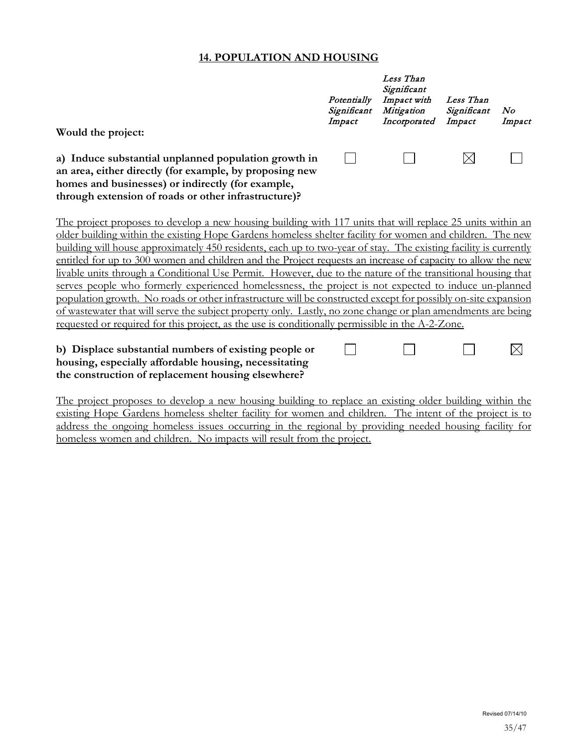## 14. POPULATION AND HOUSING

| Would the project: | *Potentially Significant Impact* | *Less Than Significant Impact with Mitigation Incorporated* | *Less Than Significant Impact* | *No Impact* |
|---|---|---|---|---|
| **a) Induce substantial unplanned population growth in an area, either directly (for example, by proposing new homes and businesses) or indirectly (for example, through extension of roads or other infrastructure)?** | ☐ | ☐ | ☒ | ☐ |

The project proposes to develop a new housing building with 117 units that will replace 25 units within an older building within the existing Hope Gardens homeless shelter facility for women and children. The new building will house approximately 450 residents, each up to two-year of stay. The existing facility is currently entitled for up to 300 women and children and the Project requests an increase of capacity to allow the new livable units through a Conditional Use Permit. However, due to the nature of the transitional housing that serves people who formerly experienced homelessness, the project is not expected to induce un-planned population growth. No roads or other infrastructure will be constructed except for possibly on-site expansion of wastewater that will serve the subject property only. Lastly, no zone change or plan amendments are being requested or required for this project, as the use is conditionally permissible in the A-2-Zone.

| | *Potentially Significant Impact* | *Less Than Significant Impact with Mitigation Incorporated* | *Less Than Significant Impact* | *No Impact* |
|---|---|---|---|---|
| **b) Displace substantial numbers of existing people or housing, especially affordable housing, necessitating the construction of replacement housing elsewhere?** | ☐ | ☐ | ☐ | ☒ |

The project proposes to develop a new housing building to replace an existing older building within the existing Hope Gardens homeless shelter facility for women and children. The intent of the project is to address the ongoing homeless issues occurring in the regional by providing needed housing facility for homeless women and children. No impacts will result from the project.

Revised 07/14/10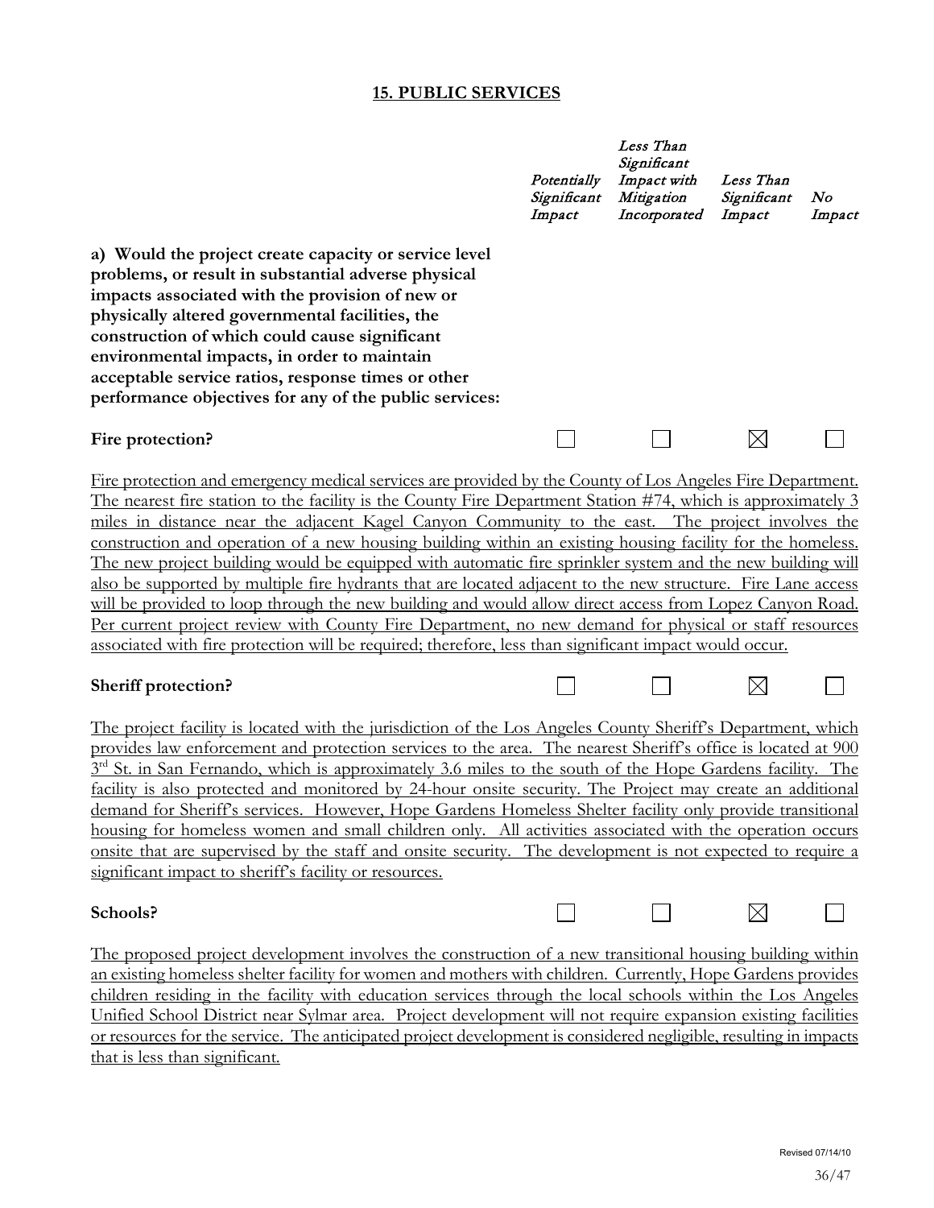## 15. PUBLIC SERVICES

| | *Potentially Significant Impact* | *Less Than Significant Impact with Mitigation Incorporated* | *Less Than Significant Impact* | *No Impact* |
|---|---|---|---|---|
| **a) Would the project create capacity or service level problems, or result in substantial adverse physical impacts associated with the provision of new or physically altered governmental facilities, the construction of which could cause significant environmental impacts, in order to maintain acceptable service ratios, response times or other performance objectives for any of the public services:** | | | | |
| **Fire protection?** | ☐ | ☐ | ☒ | ☐ |

Fire protection and emergency medical services are provided by the County of Los Angeles Fire Department. The nearest fire station to the facility is the County Fire Department Station #74, which is approximately 3 miles in distance near the adjacent Kagel Canyon Community to the east. The project involves the construction and operation of a new housing building within an existing housing facility for the homeless. The new project building would be equipped with automatic fire sprinkler system and the new building will also be supported by multiple fire hydrants that are located adjacent to the new structure. Fire Lane access will be provided to loop through the new building and would allow direct access from Lopez Canyon Road. Per current project review with County Fire Department, no new demand for physical or staff resources associated with fire protection will be required; therefore, less than significant impact would occur.

| | *Potentially Significant Impact* | *Less Than Significant Impact with Mitigation Incorporated* | *Less Than Significant Impact* | *No Impact* |
|---|---|---|---|---|
| **Sheriff protection?** | ☐ | ☐ | ☒ | ☐ |

The project facility is located with the jurisdiction of the Los Angeles County Sheriff's Department, which provides law enforcement and protection services to the area. The nearest Sheriff's office is located at 900 3rd St. in San Fernando, which is approximately 3.6 miles to the south of the Hope Gardens facility. The facility is also protected and monitored by 24-hour onsite security. The Project may create an additional demand for Sheriff's services. However, Hope Gardens Homeless Shelter facility only provide transitional housing for homeless women and small children only. All activities associated with the operation occurs onsite that are supervised by the staff and onsite security. The development is not expected to require a significant impact to sheriff's facility or resources.

| | *Potentially Significant Impact* | *Less Than Significant Impact with Mitigation Incorporated* | *Less Than Significant Impact* | *No Impact* |
|---|---|---|---|---|
| **Schools?** | ☐ | ☐ | ☒ | ☐ |

The proposed project development involves the construction of a new transitional housing building within an existing homeless shelter facility for women and mothers with children. Currently, Hope Gardens provides children residing in the facility with education services through the local schools within the Los Angeles Unified School District near Sylmar area. Project development will not require expansion existing facilities or resources for the service. The anticipated project development is considered negligible, resulting in impacts that is less than significant.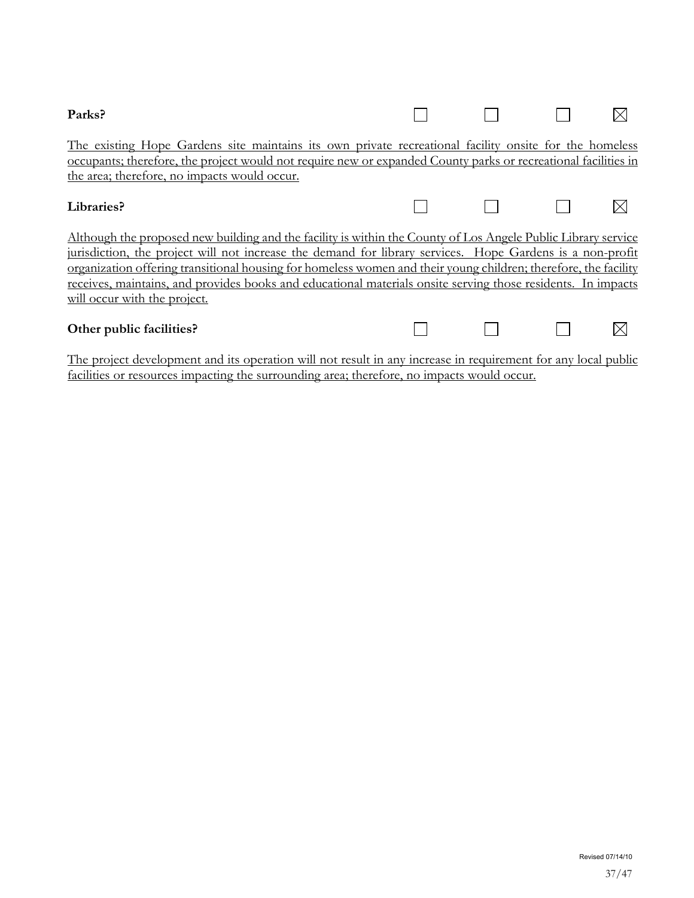**Parks?** ☐ ☐ ☐ ☒

The existing Hope Gardens site maintains its own private recreational facility onsite for the homeless occupants; therefore, the project would not require new or expanded County parks or recreational facilities in the area; therefore, no impacts would occur.

**Libraries?** ☐ ☐ ☐ ☒

Although the proposed new building and the facility is within the County of Los Angele Public Library service jurisdiction, the project will not increase the demand for library services. Hope Gardens is a non-profit organization offering transitional housing for homeless women and their young children; therefore, the facility receives, maintains, and provides books and educational materials onsite serving those residents. In impacts will occur with the project.

**Other public facilities?** ☐ ☐ ☐ ☒

The project development and its operation will not result in any increase in requirement for any local public facilities or resources impacting the surrounding area; therefore, no impacts would occur.

Revised 07/14/10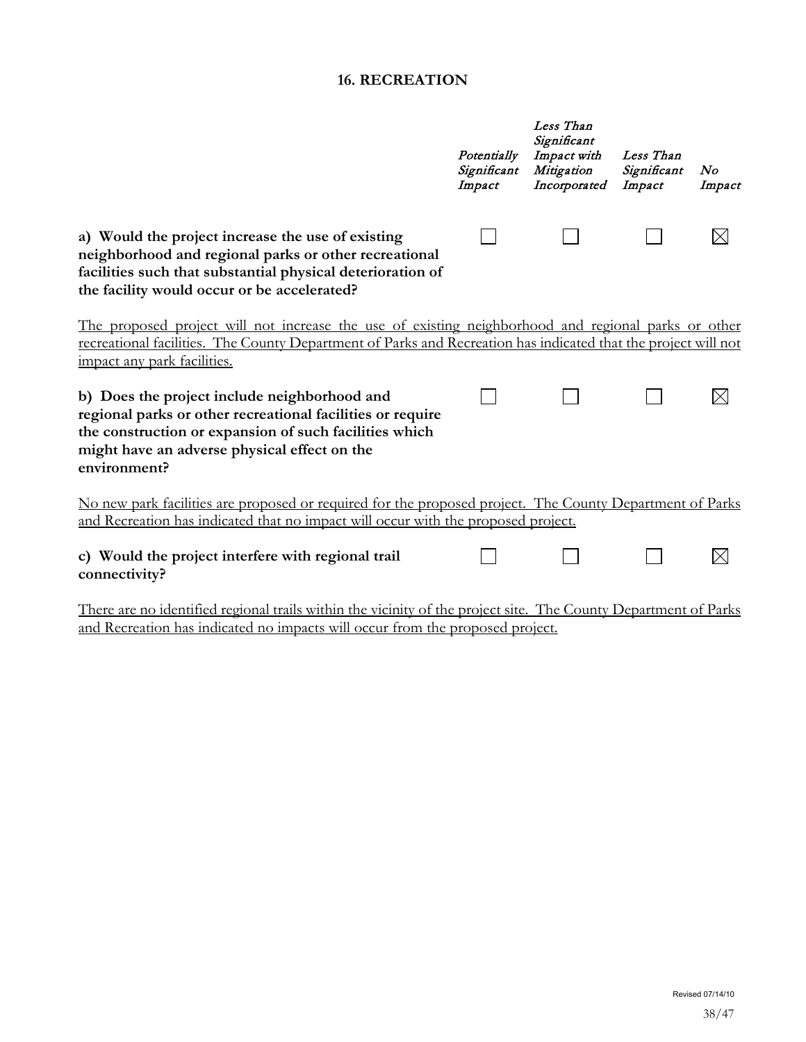## 16. RECREATION

| | Potentially Significant Impact | Less Than Significant Impact with Mitigation Incorporated | Less Than Significant Impact | No Impact |
|---|---|---|---|---|
| **a) Would the project increase the use of existing neighborhood and regional parks or other recreational facilities such that substantial physical deterioration of the facility would occur or be accelerated?** | ☐ | ☐ | ☐ | ☒ |

The proposed project will not increase the use of existing neighborhood and regional parks or other recreational facilities. The County Department of Parks and Recreation has indicated that the project will not impact any park facilities.

| | Potentially Significant Impact | Less Than Significant Impact with Mitigation Incorporated | Less Than Significant Impact | No Impact |
|---|---|---|---|---|
| **b) Does the project include neighborhood and regional parks or other recreational facilities or require the construction or expansion of such facilities which might have an adverse physical effect on the environment?** | ☐ | ☐ | ☐ | ☒ |

No new park facilities are proposed or required for the proposed project. The County Department of Parks and Recreation has indicated that no impact will occur with the proposed project.

| | Potentially Significant Impact | Less Than Significant Impact with Mitigation Incorporated | Less Than Significant Impact | No Impact |
|---|---|---|---|---|
| **c) Would the project interfere with regional trail connectivity?** | ☐ | ☐ | ☐ | ☒ |

There are no identified regional trails within the vicinity of the project site. The County Department of Parks and Recreation has indicated no impacts will occur from the proposed project.

Revised 07/14/10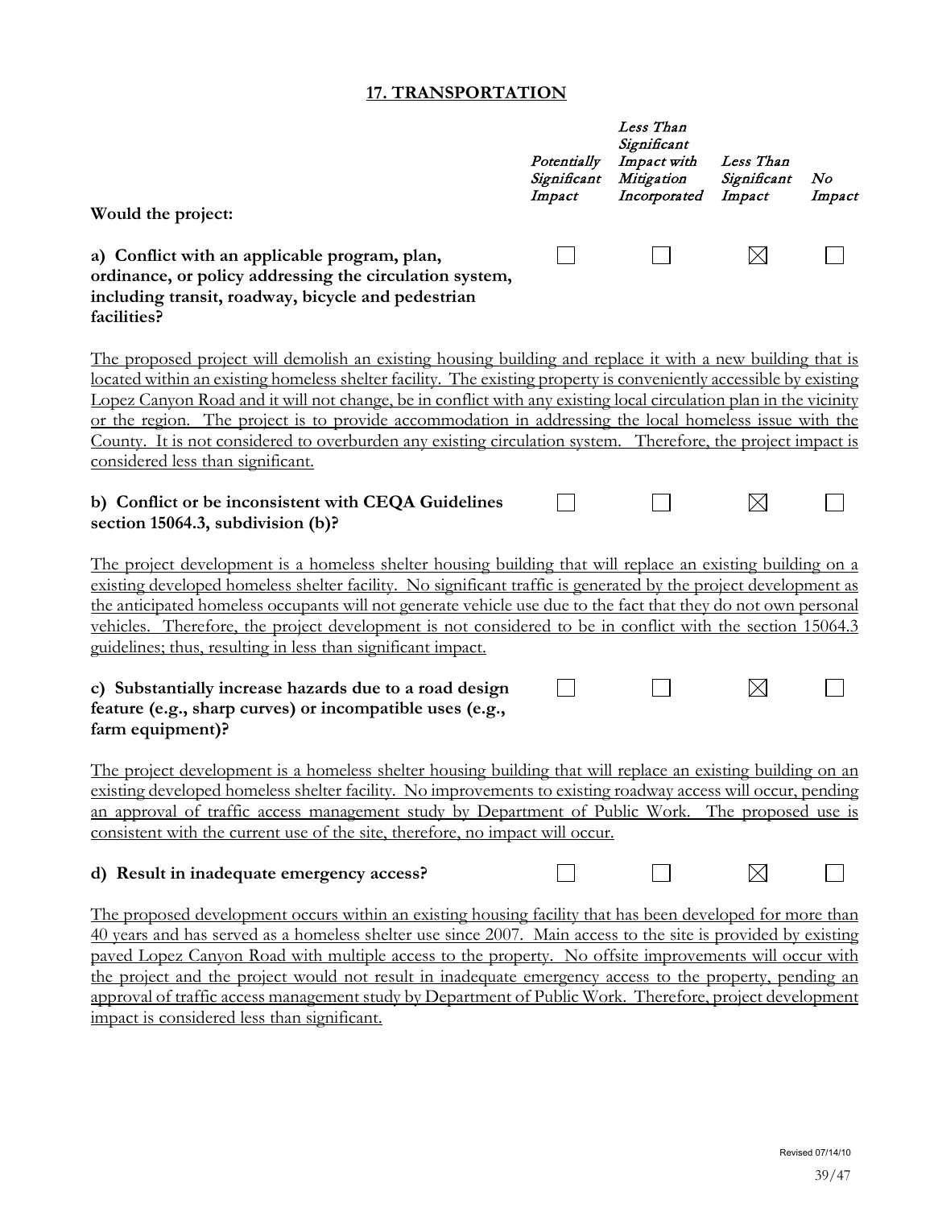## 17. TRANSPORTATION

| Would the project: | *Potentially Significant Impact* | *Less Than Significant Impact with Mitigation Incorporated* | *Less Than Significant Impact* | *No Impact* |
|---|---|---|---|---|
| **a) Conflict with an applicable program, plan, ordinance, or policy addressing the circulation system, including transit, roadway, bicycle and pedestrian facilities?** | ☐ | ☐ | ☒ | ☐ |

The proposed project will demolish an existing housing building and replace it with a new building that is located within an existing homeless shelter facility. The existing property is conveniently accessible by existing Lopez Canyon Road and it will not change, be in conflict with any existing local circulation plan in the vicinity or the region. The project is to provide accommodation in addressing the local homeless issue with the County. It is not considered to overburden any existing circulation system. Therefore, the project impact is considered less than significant.

| | | | | |
|---|---|---|---|---|
| **b) Conflict or be inconsistent with CEQA Guidelines section 15064.3, subdivision (b)?** | ☐ | ☐ | ☒ | ☐ |

The project development is a homeless shelter housing building that will replace an existing building on a existing developed homeless shelter facility. No significant traffic is generated by the project development as the anticipated homeless occupants will not generate vehicle use due to the fact that they do not own personal vehicles. Therefore, the project development is not considered to be in conflict with the section 15064.3 guidelines; thus, resulting in less than significant impact.

| | | | | |
|---|---|---|---|---|
| **c) Substantially increase hazards due to a road design feature (e.g., sharp curves) or incompatible uses (e.g., farm equipment)?** | ☐ | ☐ | ☒ | ☐ |

The project development is a homeless shelter housing building that will replace an existing building on an existing developed homeless shelter facility. No improvements to existing roadway access will occur, pending an approval of traffic access management study by Department of Public Work. The proposed use is consistent with the current use of the site, therefore, no impact will occur.

| | | | | |
|---|---|---|---|---|
| **d) Result in inadequate emergency access?** | ☐ | ☐ | ☒ | ☐ |

The proposed development occurs within an existing housing facility that has been developed for more than 40 years and has served as a homeless shelter use since 2007. Main access to the site is provided by existing paved Lopez Canyon Road with multiple access to the property. No offsite improvements will occur with the project and the project would not result in inadequate emergency access to the property, pending an approval of traffic access management study by Department of Public Work. Therefore, project development impact is considered less than significant.

Revised 07/14/10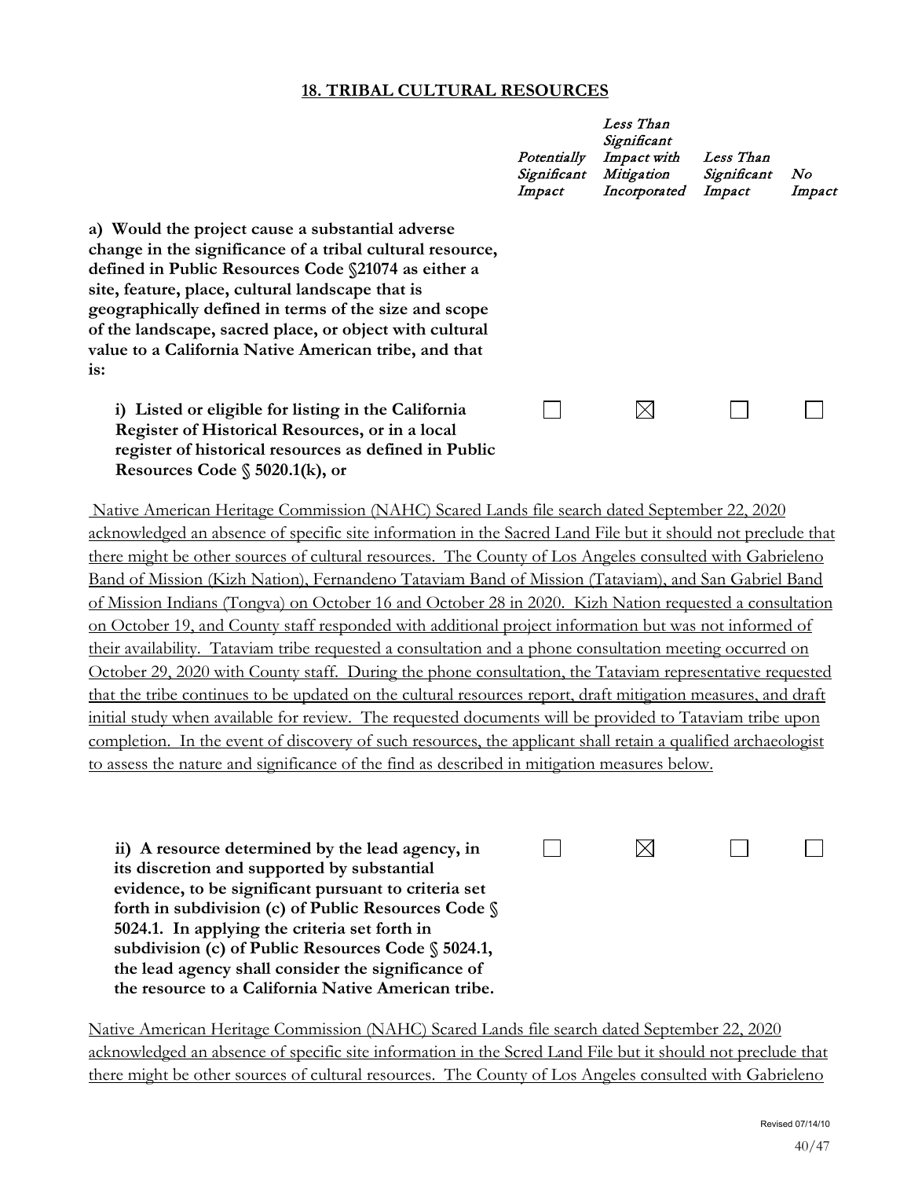## 18. TRIBAL CULTURAL RESOURCES

| | *Potentially Significant Impact* | *Less Than Significant Impact with Mitigation Incorporated* | *Less Than Significant Impact* | *No Impact* |
|---|---|---|---|---|
| **a) Would the project cause a substantial adverse change in the significance of a tribal cultural resource, defined in Public Resources Code §21074 as either a site, feature, place, cultural landscape that is geographically defined in terms of the size and scope of the landscape, sacred place, or object with cultural value to a California Native American tribe, and that is:** | | | | |
| **i) Listed or eligible for listing in the California Register of Historical Resources, or in a local register of historical resources as defined in Public Resources Code § 5020.1(k), or** | ☐ | ☒ | ☐ | ☐ |

Native American Heritage Commission (NAHC) Scared Lands file search dated September 22, 2020 acknowledged an absence of specific site information in the Sacred Land File but it should not preclude that there might be other sources of cultural resources. The County of Los Angeles consulted with Gabrieleno Band of Mission (Kizh Nation), Fernandeno Tataviam Band of Mission (Tataviam), and San Gabriel Band of Mission Indians (Tongva) on October 16 and October 28 in 2020. Kizh Nation requested a consultation on October 19, and County staff responded with additional project information but was not informed of their availability. Tataviam tribe requested a consultation and a phone consultation meeting occurred on October 29, 2020 with County staff. During the phone consultation, the Tataviam representative requested that the tribe continues to be updated on the cultural resources report, draft mitigation measures, and draft initial study when available for review. The requested documents will be provided to Tataviam tribe upon completion. In the event of discovery of such resources, the applicant shall retain a qualified archaeologist to assess the nature and significance of the find as described in mitigation measures below.

| | | | | |
|---|---|---|---|---|
| **ii) A resource determined by the lead agency, in its discretion and supported by substantial evidence, to be significant pursuant to criteria set forth in subdivision (c) of Public Resources Code § 5024.1. In applying the criteria set forth in subdivision (c) of Public Resources Code § 5024.1, the lead agency shall consider the significance of the resource to a California Native American tribe.** | ☐ | ☒ | ☐ | ☐ |

Native American Heritage Commission (NAHC) Scared Lands file search dated September 22, 2020 acknowledged an absence of specific site information in the Scred Land File but it should not preclude that there might be other sources of cultural resources. The County of Los Angeles consulted with Gabrieleno

Revised 07/14/10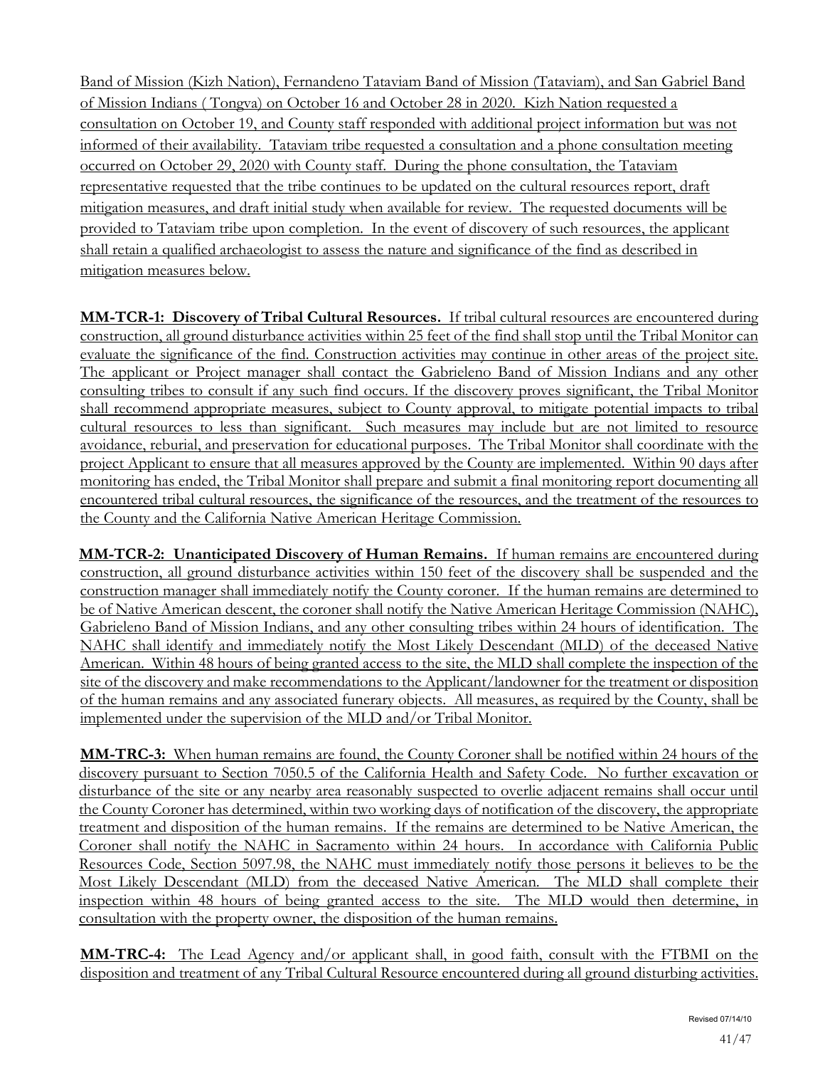Band of Mission (Kizh Nation), Fernandeno Tataviam Band of Mission (Tataviam), and San Gabriel Band of Mission Indians ( Tongva) on October 16 and October 28 in 2020. Kizh Nation requested a consultation on October 19, and County staff responded with additional project information but was not informed of their availability. Tataviam tribe requested a consultation and a phone consultation meeting occurred on October 29, 2020 with County staff. During the phone consultation, the Tataviam representative requested that the tribe continues to be updated on the cultural resources report, draft mitigation measures, and draft initial study when available for review. The requested documents will be provided to Tataviam tribe upon completion. In the event of discovery of such resources, the applicant shall retain a qualified archaeologist to assess the nature and significance of the find as described in mitigation measures below.

**MM-TCR-1: Discovery of Tribal Cultural Resources.** If tribal cultural resources are encountered during construction, all ground disturbance activities within 25 feet of the find shall stop until the Tribal Monitor can evaluate the significance of the find. Construction activities may continue in other areas of the project site. The applicant or Project manager shall contact the Gabrieleno Band of Mission Indians and any other consulting tribes to consult if any such find occurs. If the discovery proves significant, the Tribal Monitor shall recommend appropriate measures, subject to County approval, to mitigate potential impacts to tribal cultural resources to less than significant. Such measures may include but are not limited to resource avoidance, reburial, and preservation for educational purposes. The Tribal Monitor shall coordinate with the project Applicant to ensure that all measures approved by the County are implemented. Within 90 days after monitoring has ended, the Tribal Monitor shall prepare and submit a final monitoring report documenting all encountered tribal cultural resources, the significance of the resources, and the treatment of the resources to the County and the California Native American Heritage Commission.

**MM-TCR-2: Unanticipated Discovery of Human Remains.** If human remains are encountered during construction, all ground disturbance activities within 150 feet of the discovery shall be suspended and the construction manager shall immediately notify the County coroner. If the human remains are determined to be of Native American descent, the coroner shall notify the Native American Heritage Commission (NAHC), Gabrieleno Band of Mission Indians, and any other consulting tribes within 24 hours of identification. The NAHC shall identify and immediately notify the Most Likely Descendant (MLD) of the deceased Native American. Within 48 hours of being granted access to the site, the MLD shall complete the inspection of the site of the discovery and make recommendations to the Applicant/landowner for the treatment or disposition of the human remains and any associated funerary objects. All measures, as required by the County, shall be implemented under the supervision of the MLD and/or Tribal Monitor.

**MM-TRC-3:** When human remains are found, the County Coroner shall be notified within 24 hours of the discovery pursuant to Section 7050.5 of the California Health and Safety Code. No further excavation or disturbance of the site or any nearby area reasonably suspected to overlie adjacent remains shall occur until the County Coroner has determined, within two working days of notification of the discovery, the appropriate treatment and disposition of the human remains. If the remains are determined to be Native American, the Coroner shall notify the NAHC in Sacramento within 24 hours. In accordance with California Public Resources Code, Section 5097.98, the NAHC must immediately notify those persons it believes to be the Most Likely Descendant (MLD) from the deceased Native American. The MLD shall complete their inspection within 48 hours of being granted access to the site. The MLD would then determine, in consultation with the property owner, the disposition of the human remains.

**MM-TRC-4:** The Lead Agency and/or applicant shall, in good faith, consult with the FTBMI on the disposition and treatment of any Tribal Cultural Resource encountered during all ground disturbing activities.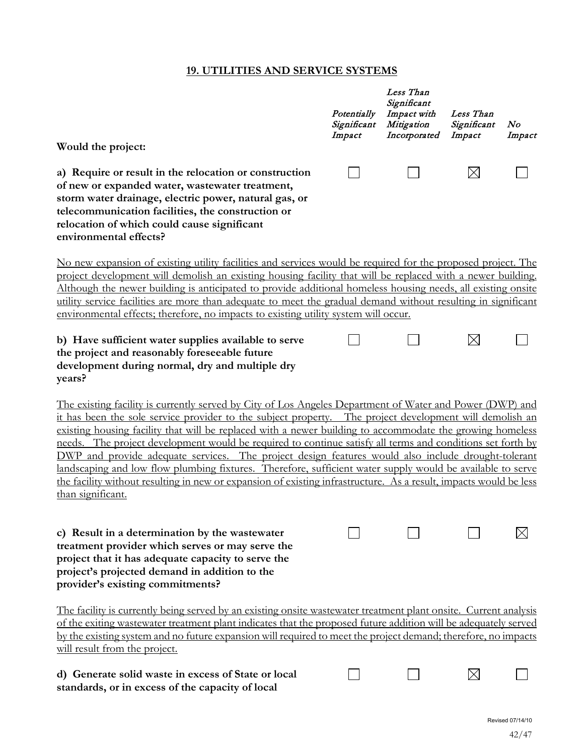## 19. UTILITIES AND SERVICE SYSTEMS

| Would the project: | *Potentially Significant Impact* | *Less Than Significant Impact with Mitigation Incorporated* | *Less Than Significant Impact* | *No Impact* |
|---|---|---|---|---|
| **a) Require or result in the relocation or construction of new or expanded water, wastewater treatment, storm water drainage, electric power, natural gas, or telecommunication facilities, the construction or relocation of which could cause significant environmental effects?** | ☐ | ☐ | ☒ | ☐ |

No new expansion of existing utility facilities and services would be required for the proposed project. The project development will demolish an existing housing facility that will be replaced with a newer building. Although the newer building is anticipated to provide additional homeless housing needs, all existing onsite utility service facilities are more than adequate to meet the gradual demand without resulting in significant environmental effects; therefore, no impacts to existing utility system will occur.

| | | | | |
|---|---|---|---|---|
| **b) Have sufficient water supplies available to serve the project and reasonably foreseeable future development during normal, dry and multiple dry years?** | ☐ | ☐ | ☒ | ☐ |

The existing facility is currently served by City of Los Angeles Department of Water and Power (DWP) and it has been the sole service provider to the subject property. The project development will demolish an existing housing facility that will be replaced with a newer building to accommodate the growing homeless needs. The project development would be required to continue satisfy all terms and conditions set forth by DWP and provide adequate services. The project design features would also include drought-tolerant landscaping and low flow plumbing fixtures. Therefore, sufficient water supply would be available to serve the facility without resulting in new or expansion of existing infrastructure. As a result, impacts would be less than significant.

| | | | | |
|---|---|---|---|---|
| **c) Result in a determination by the wastewater treatment provider which serves or may serve the project that it has adequate capacity to serve the project's projected demand in addition to the provider's existing commitments?** | ☐ | ☐ | ☐ | ☒ |

The facility is currently being served by an existing onsite wastewater treatment plant onsite. Current analysis of the exiting wastewater treatment plant indicates that the proposed future addition will be adequately served by the existing system and no future expansion will required to meet the project demand; therefore, no impacts will result from the project.

| | | | | |
|---|---|---|---|---|
| **d) Generate solid waste in excess of State or local standards, or in excess of the capacity of local** | ☐ | ☐ | ☒ | ☐ |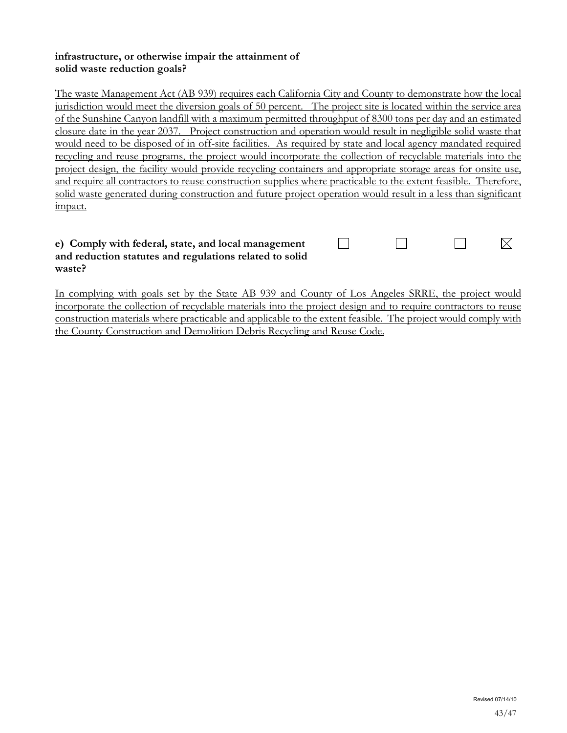**infrastructure, or otherwise impair the attainment of solid waste reduction goals?**

The waste Management Act (AB 939) requires each California City and County to demonstrate how the local jurisdiction would meet the diversion goals of 50 percent. The project site is located within the service area of the Sunshine Canyon landfill with a maximum permitted throughput of 8300 tons per day and an estimated closure date in the year 2037. Project construction and operation would result in negligible solid waste that would need to be disposed of in off-site facilities. As required by state and local agency mandated required recycling and reuse programs, the project would incorporate the collection of recyclable materials into the project design, the facility would provide recycling containers and appropriate storage areas for onsite use, and require all contractors to reuse construction supplies where practicable to the extent feasible. Therefore, solid waste generated during construction and future project operation would result in a less than significant impact.

| | | | | |
|---|---|---|---|---|
| **e) Comply with federal, state, and local management and reduction statutes and regulations related to solid waste?** | ☐ | ☐ | ☐ | ☒ |

In complying with goals set by the State AB 939 and County of Los Angeles SRRE, the project would incorporate the collection of recyclable materials into the project design and to require contractors to reuse construction materials where practicable and applicable to the extent feasible. The project would comply with the County Construction and Demolition Debris Recycling and Reuse Code.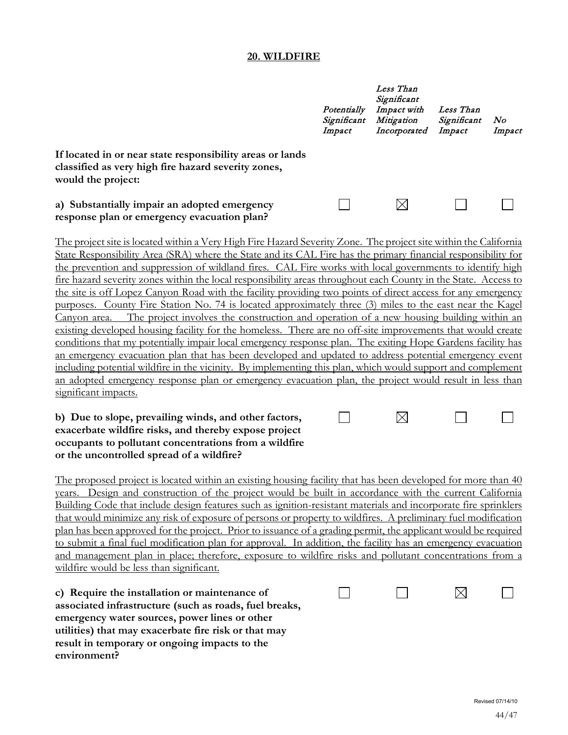## 20. WILDFIRE

| | *Potentially Significant Impact* | *Less Than Significant Impact with Mitigation Incorporated* | *Less Than Significant Impact* | *No Impact* |
|---|---|---|---|---|
| **If located in or near state responsibility areas or lands classified as very high fire hazard severity zones, would the project:** | | | | |
| **a) Substantially impair an adopted emergency response plan or emergency evacuation plan?** | ☐ | ☒ | ☐ | ☐ |

The project site is located within a Very High Fire Hazard Severity Zone. The project site within the California State Responsibility Area (SRA) where the State and its CAL Fire has the primary financial responsibility for the prevention and suppression of wildland fires. CAL Fire works with local governments to identify high fire hazard severity zones within the local responsibility areas throughout each County in the State. Access to the site is off Lopez Canyon Road with the facility providing two points of direct access for any emergency purposes. County Fire Station No. 74 is located approximately three (3) miles to the east near the Kagel Canyon area. The project involves the construction and operation of a new housing building within an existing developed housing facility for the homeless. There are no off-site improvements that would create conditions that my potentially impair local emergency response plan. The exiting Hope Gardens facility has an emergency evacuation plan that has been developed and updated to address potential emergency event including potential wildfire in the vicinity. By implementing this plan, which would support and complement an adopted emergency response plan or emergency evacuation plan, the project would result in less than significant impacts.

| | | | | |
|---|---|---|---|---|
| **b) Due to slope, prevailing winds, and other factors, exacerbate wildfire risks, and thereby expose project occupants to pollutant concentrations from a wildfire or the uncontrolled spread of a wildfire?** | ☐ | ☒ | ☐ | ☐ |

The proposed project is located within an existing housing facility that has been developed for more than 40 years. Design and construction of the project would be built in accordance with the current California Building Code that include design features such as ignition-resistant materials and incorporate fire sprinklers that would minimize any risk of exposure of persons or property to wildfires. A preliminary fuel modification plan has been approved for the project. Prior to issuance of a grading permit, the applicant would be required to submit a final fuel modification plan for approval. In addition, the facility has an emergency evacuation and management plan in place; therefore, exposure to wildfire risks and pollutant concentrations from a wildfire would be less than significant.

| | | | | |
|---|---|---|---|---|
| **c) Require the installation or maintenance of associated infrastructure (such as roads, fuel breaks, emergency water sources, power lines or other utilities) that may exacerbate fire risk or that may result in temporary or ongoing impacts to the environment?** | ☐ | ☐ | ☒ | ☐ |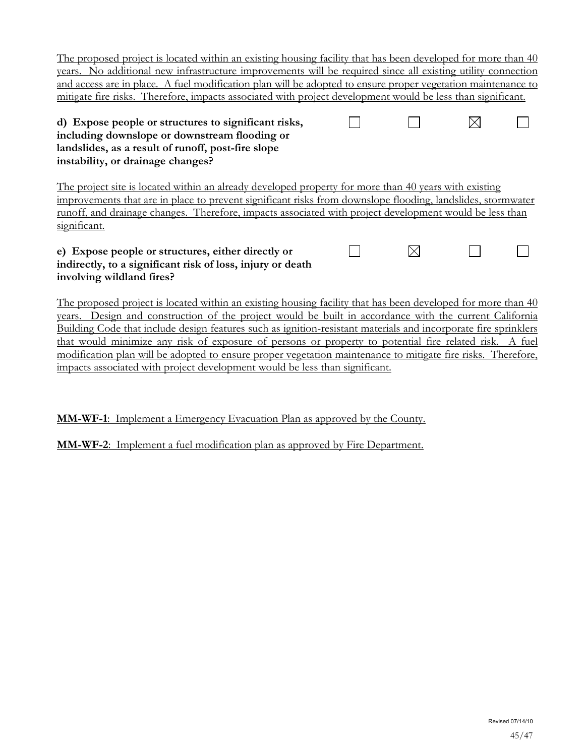The proposed project is located within an existing housing facility that has been developed for more than 40 years. No additional new infrastructure improvements will be required since all existing utility connection and access are in place. A fuel modification plan will be adopted to ensure proper vegetation maintenance to mitigate fire risks. Therefore, impacts associated with project development would be less than significant.

| | | | | |
|---|---|---|---|---|
| **d) Expose people or structures to significant risks, including downslope or downstream flooding or landslides, as a result of runoff, post-fire slope instability, or drainage changes?** | ☐ | ☐ | ☒ | ☐ |

The project site is located within an already developed property for more than 40 years with existing improvements that are in place to prevent significant risks from downslope flooding, landslides, stormwater runoff, and drainage changes. Therefore, impacts associated with project development would be less than significant.

| | | | | |
|---|---|---|---|---|
| **e) Expose people or structures, either directly or indirectly, to a significant risk of loss, injury or death involving wildland fires?** | ☐ | ☒ | ☐ | ☐ |

The proposed project is located within an existing housing facility that has been developed for more than 40 years. Design and construction of the project would be built in accordance with the current California Building Code that include design features such as ignition-resistant materials and incorporate fire sprinklers that would minimize any risk of exposure of persons or property to potential fire related risk. A fuel modification plan will be adopted to ensure proper vegetation maintenance to mitigate fire risks. Therefore, impacts associated with project development would be less than significant.

**MM-WF-1**: Implement a Emergency Evacuation Plan as approved by the County.

**MM-WF-2**: Implement a fuel modification plan as approved by Fire Department.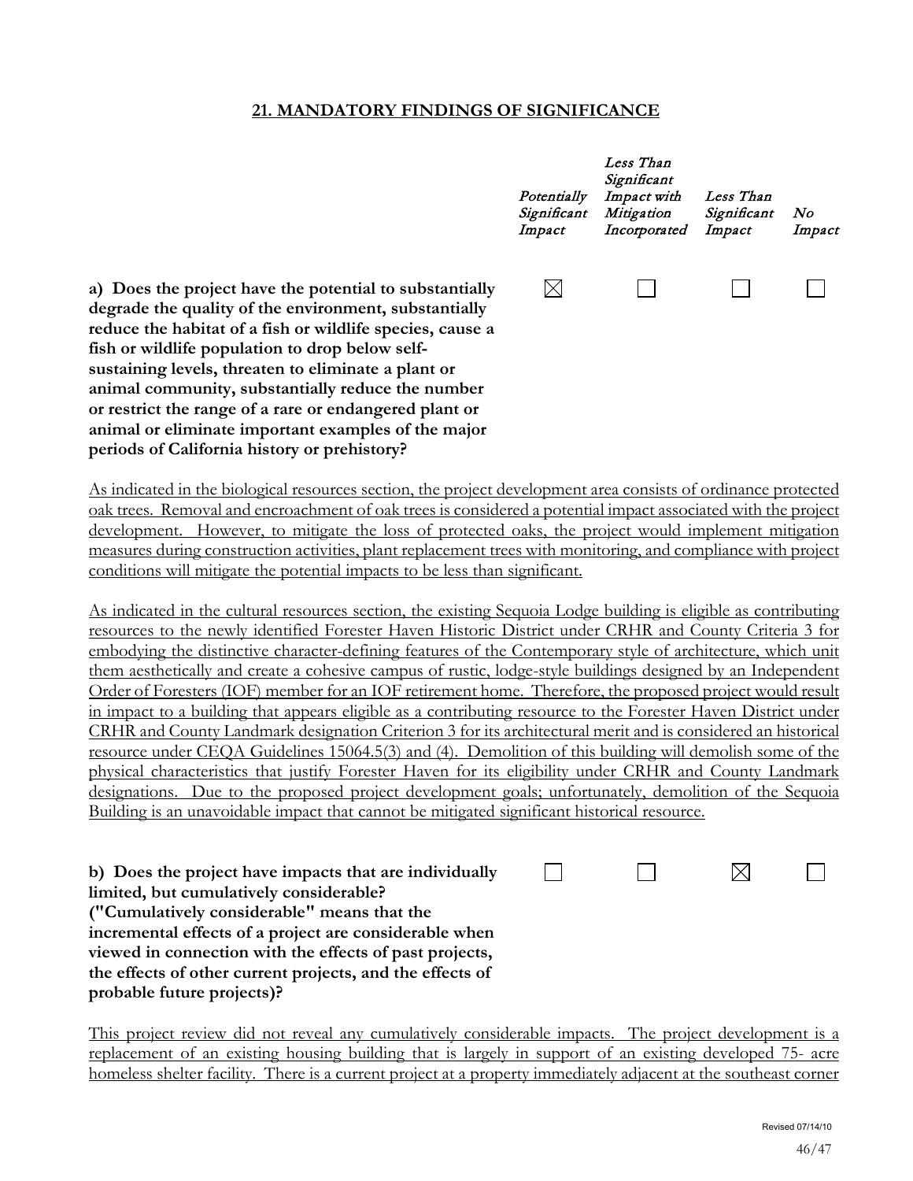## 21. MANDATORY FINDINGS OF SIGNIFICANCE

| | *Potentially Significant Impact* | *Less Than Significant Impact with Mitigation Incorporated* | *Less Than Significant Impact* | *No Impact* |
|---|---|---|---|---|
| **a) Does the project have the potential to substantially degrade the quality of the environment, substantially reduce the habitat of a fish or wildlife species, cause a fish or wildlife population to drop below self-sustaining levels, threaten to eliminate a plant or animal community, substantially reduce the number or restrict the range of a rare or endangered plant or animal or eliminate important examples of the major periods of California history or prehistory?** | ☒ | ☐ | ☐ | ☐ |

As indicated in the biological resources section, the project development area consists of ordinance protected oak trees. Removal and encroachment of oak trees is considered a potential impact associated with the project development. However, to mitigate the loss of protected oaks, the project would implement mitigation measures during construction activities, plant replacement trees with monitoring, and compliance with project conditions will mitigate the potential impacts to be less than significant.

As indicated in the cultural resources section, the existing Sequoia Lodge building is eligible as contributing resources to the newly identified Forester Haven Historic District under CRHR and County Criteria 3 for embodying the distinctive character-defining features of the Contemporary style of architecture, which unit them aesthetically and create a cohesive campus of rustic, lodge-style buildings designed by an Independent Order of Foresters (IOF) member for an IOF retirement home. Therefore, the proposed project would result in impact to a building that appears eligible as a contributing resource to the Forester Haven District under CRHR and County Landmark designation Criterion 3 for its architectural merit and is considered an historical resource under CEQA Guidelines 15064.5(3) and (4). Demolition of this building will demolish some of the physical characteristics that justify Forester Haven for its eligibility under CRHR and County Landmark designations. Due to the proposed project development goals; unfortunately, demolition of the Sequoia Building is an unavoidable impact that cannot be mitigated significant historical resource.

| | *Potentially Significant Impact* | *Less Than Significant Impact with Mitigation Incorporated* | *Less Than Significant Impact* | *No Impact* |
|---|---|---|---|---|
| **b) Does the project have impacts that are individually limited, but cumulatively considerable? ("Cumulatively considerable" means that the incremental effects of a project are considerable when viewed in connection with the effects of past projects, the effects of other current projects, and the effects of probable future projects)?** | ☐ | ☐ | ☒ | ☐ |

This project review did not reveal any cumulatively considerable impacts. The project development is a replacement of an existing housing building that is largely in support of an existing developed 75- acre homeless shelter facility. There is a current project at a property immediately adjacent at the southeast corner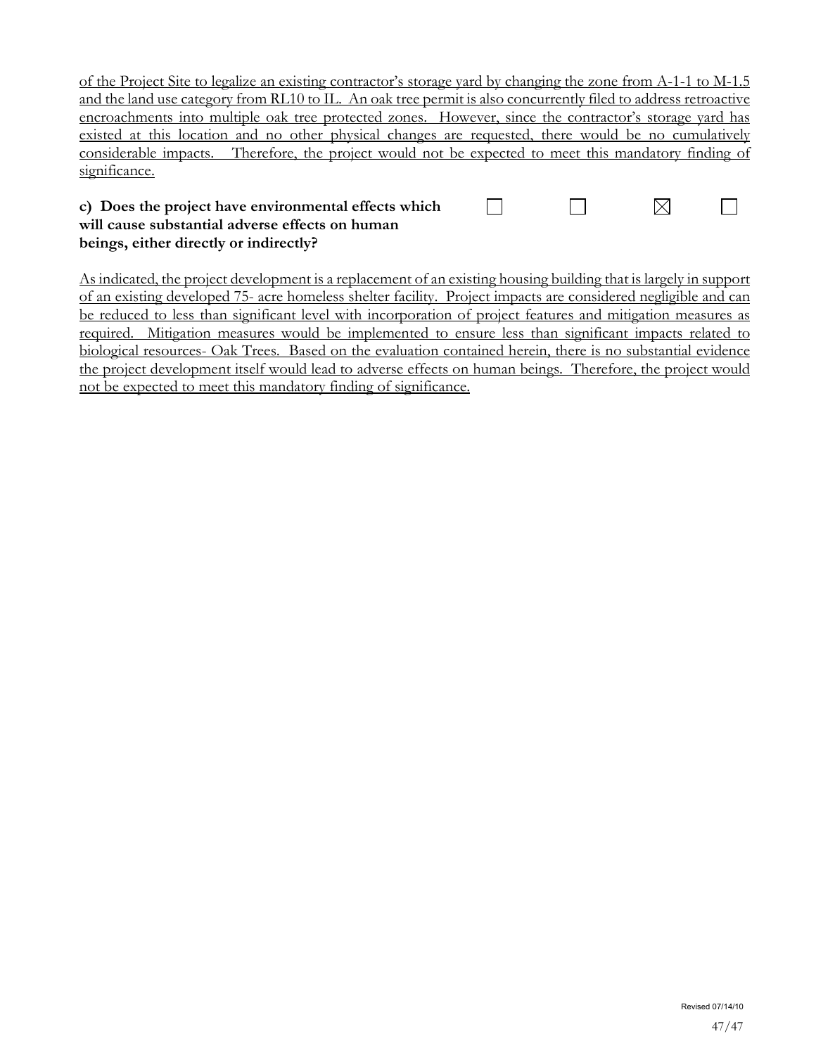of the Project Site to legalize an existing contractor's storage yard by changing the zone from A-1-1 to M-1.5 and the land use category from RL10 to IL. An oak tree permit is also concurrently filed to address retroactive encroachments into multiple oak tree protected zones. However, since the contractor's storage yard has existed at this location and no other physical changes are requested, there would be no cumulatively considerable impacts. Therefore, the project would not be expected to meet this mandatory finding of significance.

| | | | | |
|---|---|---|---|---|
| **c) Does the project have environmental effects which will cause substantial adverse effects on human beings, either directly or indirectly?** | ☐ | ☐ | ☒ | ☐ |

As indicated, the project development is a replacement of an existing housing building that is largely in support of an existing developed 75- acre homeless shelter facility. Project impacts are considered negligible and can be reduced to less than significant level with incorporation of project features and mitigation measures as required. Mitigation measures would be implemented to ensure less than significant impacts related to biological resources- Oak Trees. Based on the evaluation contained herein, there is no substantial evidence the project development itself would lead to adverse effects on human beings. Therefore, the project would not be expected to meet this mandatory finding of significance.